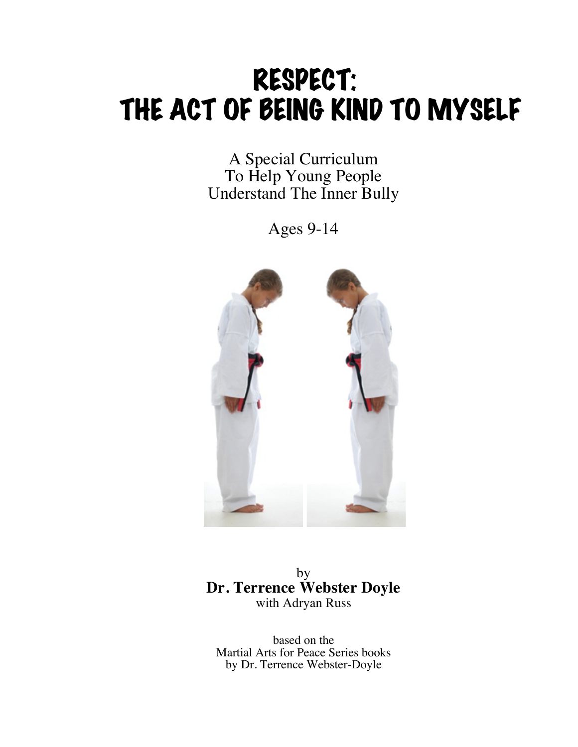# RESPECT: THE ACT OF BEING KIND TO MYSELF

A Special Curriculum
To Help Young People
Understand The Inner Bully

Ages 9-14

by
**Dr. Terrence Webster Doyle**
with Adryan Russ

based on the
Martial Arts for Peace Series books
by Dr. Terrence Webster-Doyle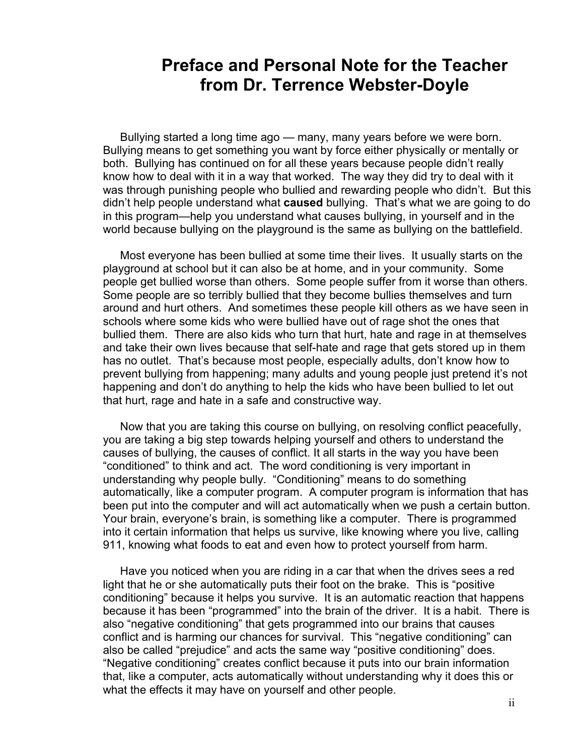# Preface and Personal Note for the Teacher from Dr. Terrence Webster-Doyle

Bullying started a long time ago — many, many years before we were born. Bullying means to get something you want by force either physically or mentally or both. Bullying has continued on for all these years because people didn't really know how to deal with it in a way that worked. The way they did try to deal with it was through punishing people who bullied and rewarding people who didn't. But this didn't help people understand what **caused** bullying. That's what we are going to do in this program—help you understand what causes bullying, in yourself and in the world because bullying on the playground is the same as bullying on the battlefield.

Most everyone has been bullied at some time their lives. It usually starts on the playground at school but it can also be at home, and in your community. Some people get bullied worse than others. Some people suffer from it worse than others. Some people are so terribly bullied that they become bullies themselves and turn around and hurt others. And sometimes these people kill others as we have seen in schools where some kids who were bullied have out of rage shot the ones that bullied them. There are also kids who turn that hurt, hate and rage in at themselves and take their own lives because that self-hate and rage that gets stored up in them has no outlet. That's because most people, especially adults, don't know how to prevent bullying from happening; many adults and young people just pretend it's not happening and don't do anything to help the kids who have been bullied to let out that hurt, rage and hate in a safe and constructive way.

Now that you are taking this course on bullying, on resolving conflict peacefully, you are taking a big step towards helping yourself and others to understand the causes of bullying, the causes of conflict. It all starts in the way you have been "conditioned" to think and act. The word conditioning is very important in understanding why people bully. "Conditioning" means to do something automatically, like a computer program. A computer program is information that has been put into the computer and will act automatically when we push a certain button. Your brain, everyone's brain, is something like a computer. There is programmed into it certain information that helps us survive, like knowing where you live, calling 911, knowing what foods to eat and even how to protect yourself from harm.

Have you noticed when you are riding in a car that when the drives sees a red light that he or she automatically puts their foot on the brake. This is "positive conditioning" because it helps you survive. It is an automatic reaction that happens because it has been "programmed" into the brain of the driver. It is a habit. There is also "negative conditioning" that gets programmed into our brains that causes conflict and is harming our chances for survival. This "negative conditioning" can also be called "prejudice" and acts the same way "positive conditioning" does. "Negative conditioning" creates conflict because it puts into our brain information that, like a computer, acts automatically without understanding why it does this or what the effects it may have on yourself and other people.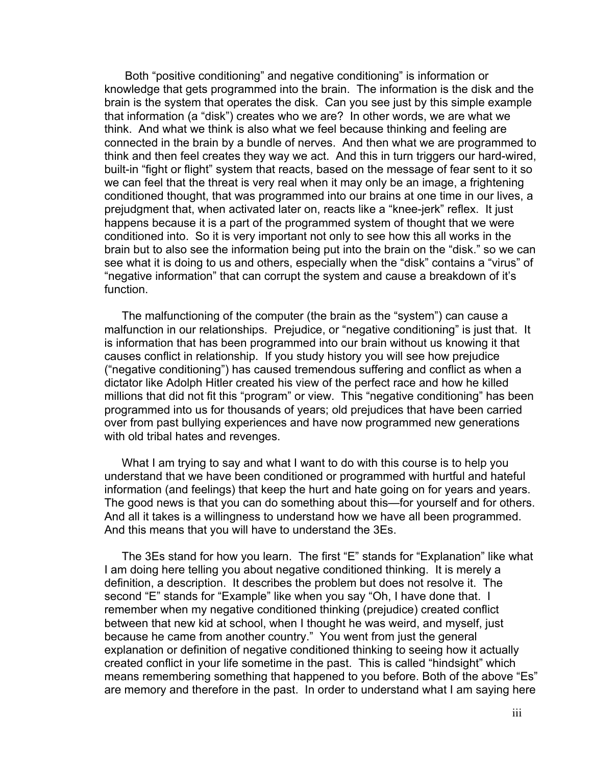Both “positive conditioning” and negative conditioning” is information or knowledge that gets programmed into the brain. The information is the disk and the brain is the system that operates the disk. Can you see just by this simple example that information (a “disk”) creates who we are? In other words, we are what we think. And what we think is also what we feel because thinking and feeling are connected in the brain by a bundle of nerves. And then what we are programmed to think and then feel creates they way we act. And this in turn triggers our hard-wired, built-in “fight or flight” system that reacts, based on the message of fear sent to it so we can feel that the threat is very real when it may only be an image, a frightening conditioned thought, that was programmed into our brains at one time in our lives, a prejudgment that, when activated later on, reacts like a “knee-jerk” reflex. It just happens because it is a part of the programmed system of thought that we were conditioned into. So it is very important not only to see how this all works in the brain but to also see the information being put into the brain on the “disk.” so we can see what it is doing to us and others, especially when the “disk” contains a “virus” of “negative information” that can corrupt the system and cause a breakdown of it’s function.

The malfunctioning of the computer (the brain as the “system”) can cause a malfunction in our relationships. Prejudice, or “negative conditioning” is just that. It is information that has been programmed into our brain without us knowing it that causes conflict in relationship. If you study history you will see how prejudice (“negative conditioning”) has caused tremendous suffering and conflict as when a dictator like Adolph Hitler created his view of the perfect race and how he killed millions that did not fit this “program” or view. This “negative conditioning” has been programmed into us for thousands of years; old prejudices that have been carried over from past bullying experiences and have now programmed new generations with old tribal hates and revenges.

What I am trying to say and what I want to do with this course is to help you understand that we have been conditioned or programmed with hurtful and hateful information (and feelings) that keep the hurt and hate going on for years and years. The good news is that you can do something about this—for yourself and for others. And all it takes is a willingness to understand how we have all been programmed. And this means that you will have to understand the 3Es.

The 3Es stand for how you learn. The first “E” stands for “Explanation” like what I am doing here telling you about negative conditioned thinking. It is merely a definition, a description. It describes the problem but does not resolve it. The second “E” stands for “Example” like when you say “Oh, I have done that. I remember when my negative conditioned thinking (prejudice) created conflict between that new kid at school, when I thought he was weird, and myself, just because he came from another country.” You went from just the general explanation or definition of negative conditioned thinking to seeing how it actually created conflict in your life sometime in the past. This is called “hindsight” which means remembering something that happened to you before. Both of the above “Es” are memory and therefore in the past. In order to understand what I am saying here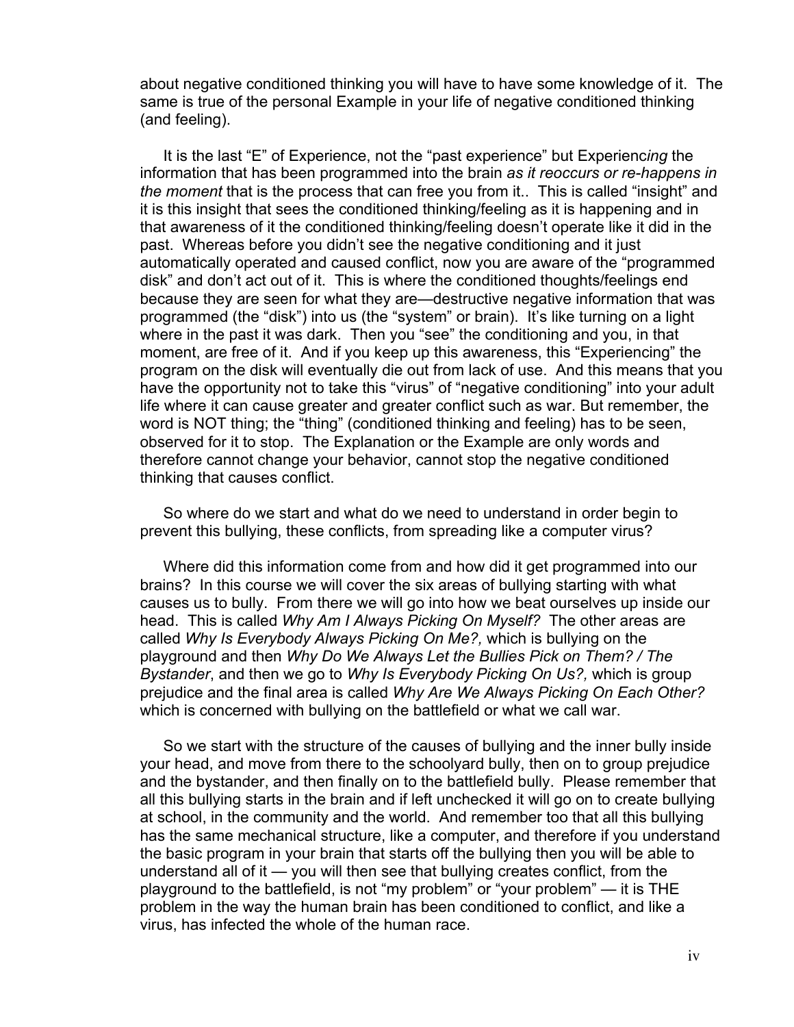about negative conditioned thinking you will have to have some knowledge of it. The same is true of the personal Example in your life of negative conditioned thinking (and feeling).

It is the last "E" of Experience, not the "past experience" but Experienc*ing* the information that has been programmed into the brain *as it reoccurs or re-happens in the moment* that is the process that can free you from it.. This is called "insight" and it is this insight that sees the conditioned thinking/feeling as it is happening and in that awareness of it the conditioned thinking/feeling doesn't operate like it did in the past. Whereas before you didn't see the negative conditioning and it just automatically operated and caused conflict, now you are aware of the "programmed disk" and don't act out of it. This is where the conditioned thoughts/feelings end because they are seen for what they are—destructive negative information that was programmed (the "disk") into us (the "system" or brain). It's like turning on a light where in the past it was dark. Then you "see" the conditioning and you, in that moment, are free of it. And if you keep up this awareness, this "Experiencing" the program on the disk will eventually die out from lack of use. And this means that you have the opportunity not to take this "virus" of "negative conditioning" into your adult life where it can cause greater and greater conflict such as war. But remember, the word is NOT thing; the "thing" (conditioned thinking and feeling) has to be seen, observed for it to stop. The Explanation or the Example are only words and therefore cannot change your behavior, cannot stop the negative conditioned thinking that causes conflict.

So where do we start and what do we need to understand in order begin to prevent this bullying, these conflicts, from spreading like a computer virus?

Where did this information come from and how did it get programmed into our brains? In this course we will cover the six areas of bullying starting with what causes us to bully. From there we will go into how we beat ourselves up inside our head. This is called *Why Am I Always Picking On Myself?* The other areas are called *Why Is Everybody Always Picking On Me?,* which is bullying on the playground and then *Why Do We Always Let the Bullies Pick on Them? / The Bystander*, and then we go to *Why Is Everybody Picking On Us?,* which is group prejudice and the final area is called *Why Are We Always Picking On Each Other?* which is concerned with bullying on the battlefield or what we call war.

So we start with the structure of the causes of bullying and the inner bully inside your head, and move from there to the schoolyard bully, then on to group prejudice and the bystander, and then finally on to the battlefield bully. Please remember that all this bullying starts in the brain and if left unchecked it will go on to create bullying at school, in the community and the world. And remember too that all this bullying has the same mechanical structure, like a computer, and therefore if you understand the basic program in your brain that starts off the bullying then you will be able to understand all of it — you will then see that bullying creates conflict, from the playground to the battlefield, is not "my problem" or "your problem" — it is THE problem in the way the human brain has been conditioned to conflict, and like a virus, has infected the whole of the human race.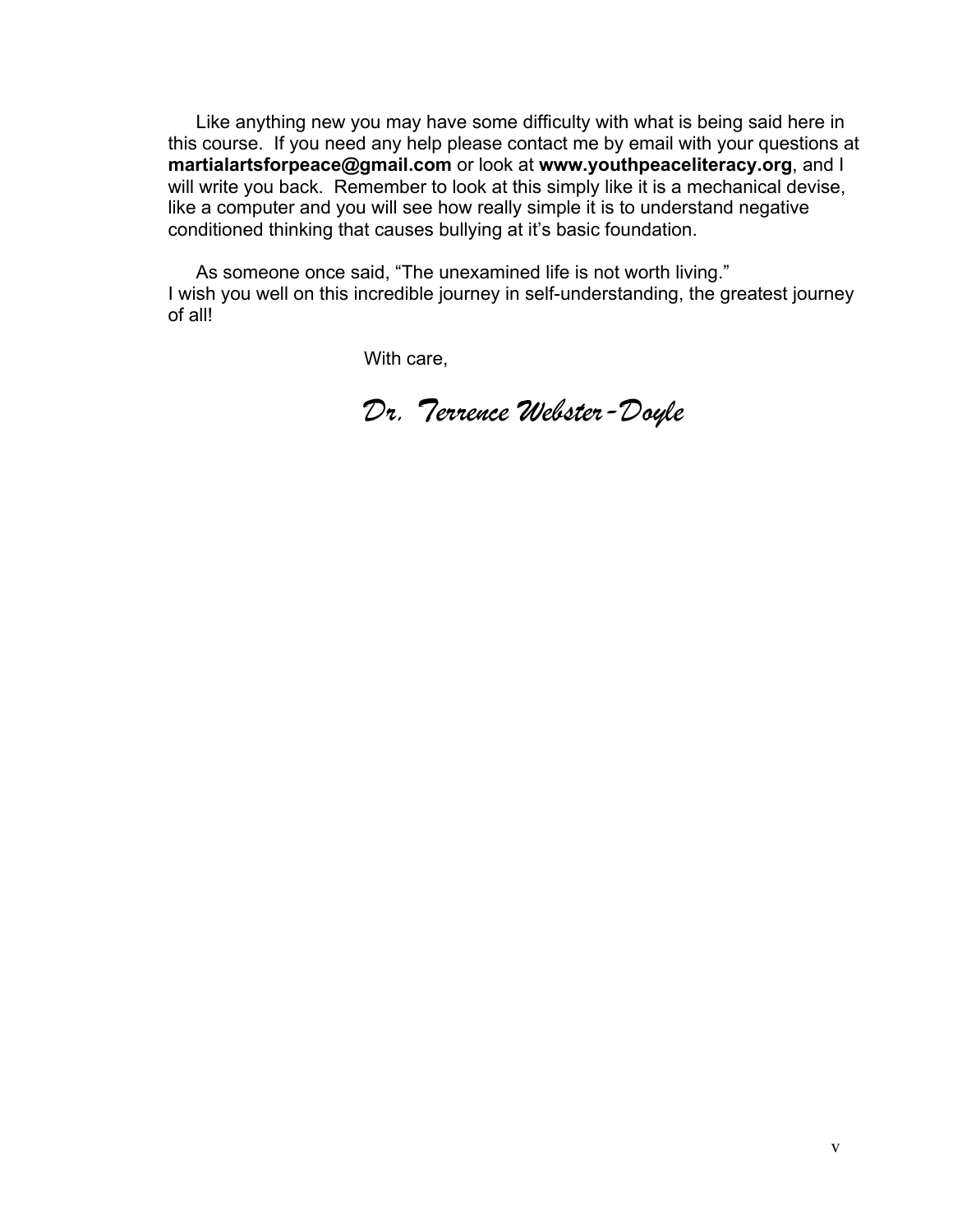Like anything new you may have some difficulty with what is being said here in this course. If you need any help please contact me by email with your questions at **martialartsforpeace@gmail.com** or look at **www.youthpeaceliteracy.org**, and I will write you back. Remember to look at this simply like it is a mechanical devise, like a computer and you will see how really simple it is to understand negative conditioned thinking that causes bullying at it's basic foundation.

As someone once said, "The unexamined life is not worth living."
I wish you well on this incredible journey in self-understanding, the greatest journey of all!

With care,

*Dr. Terrence Webster-Doyle*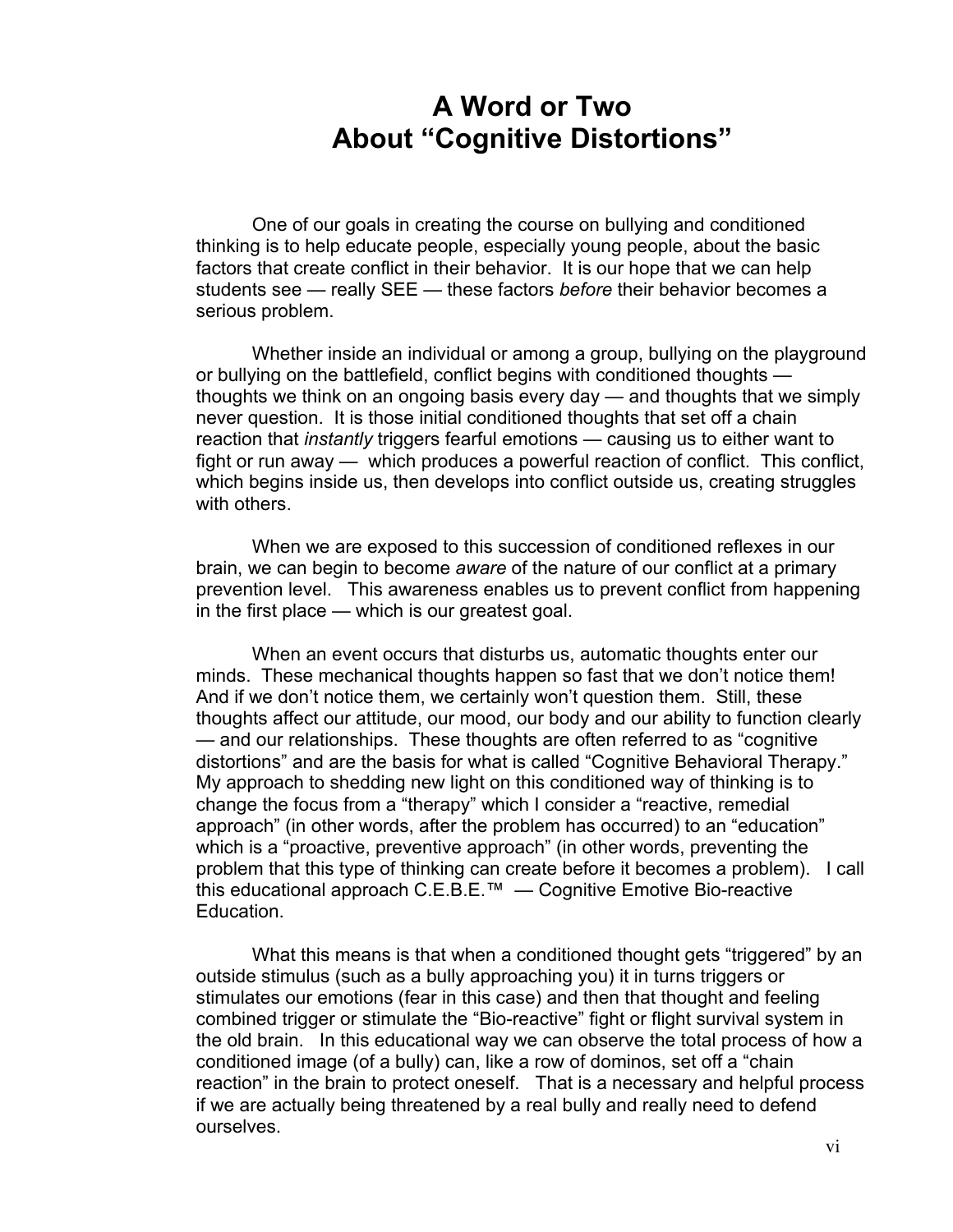# A Word or Two About "Cognitive Distortions"

One of our goals in creating the course on bullying and conditioned thinking is to help educate people, especially young people, about the basic factors that create conflict in their behavior. It is our hope that we can help students see — really SEE — these factors *before* their behavior becomes a serious problem.

Whether inside an individual or among a group, bullying on the playground or bullying on the battlefield, conflict begins with conditioned thoughts — thoughts we think on an ongoing basis every day — and thoughts that we simply never question. It is those initial conditioned thoughts that set off a chain reaction that *instantly* triggers fearful emotions — causing us to either want to fight or run away — which produces a powerful reaction of conflict. This conflict, which begins inside us, then develops into conflict outside us, creating struggles with others.

When we are exposed to this succession of conditioned reflexes in our brain, we can begin to become *aware* of the nature of our conflict at a primary prevention level. This awareness enables us to prevent conflict from happening in the first place — which is our greatest goal.

When an event occurs that disturbs us, automatic thoughts enter our minds. These mechanical thoughts happen so fast that we don't notice them! And if we don't notice them, we certainly won't question them. Still, these thoughts affect our attitude, our mood, our body and our ability to function clearly — and our relationships. These thoughts are often referred to as "cognitive distortions" and are the basis for what is called "Cognitive Behavioral Therapy." My approach to shedding new light on this conditioned way of thinking is to change the focus from a "therapy" which I consider a "reactive, remedial approach" (in other words, after the problem has occurred) to an "education" which is a "proactive, preventive approach" (in other words, preventing the problem that this type of thinking can create before it becomes a problem). I call this educational approach C.E.B.E.™ — Cognitive Emotive Bio-reactive Education.

What this means is that when a conditioned thought gets "triggered" by an outside stimulus (such as a bully approaching you) it in turns triggers or stimulates our emotions (fear in this case) and then that thought and feeling combined trigger or stimulate the "Bio-reactive" fight or flight survival system in the old brain. In this educational way we can observe the total process of how a conditioned image (of a bully) can, like a row of dominos, set off a "chain reaction" in the brain to protect oneself. That is a necessary and helpful process if we are actually being threatened by a real bully and really need to defend ourselves.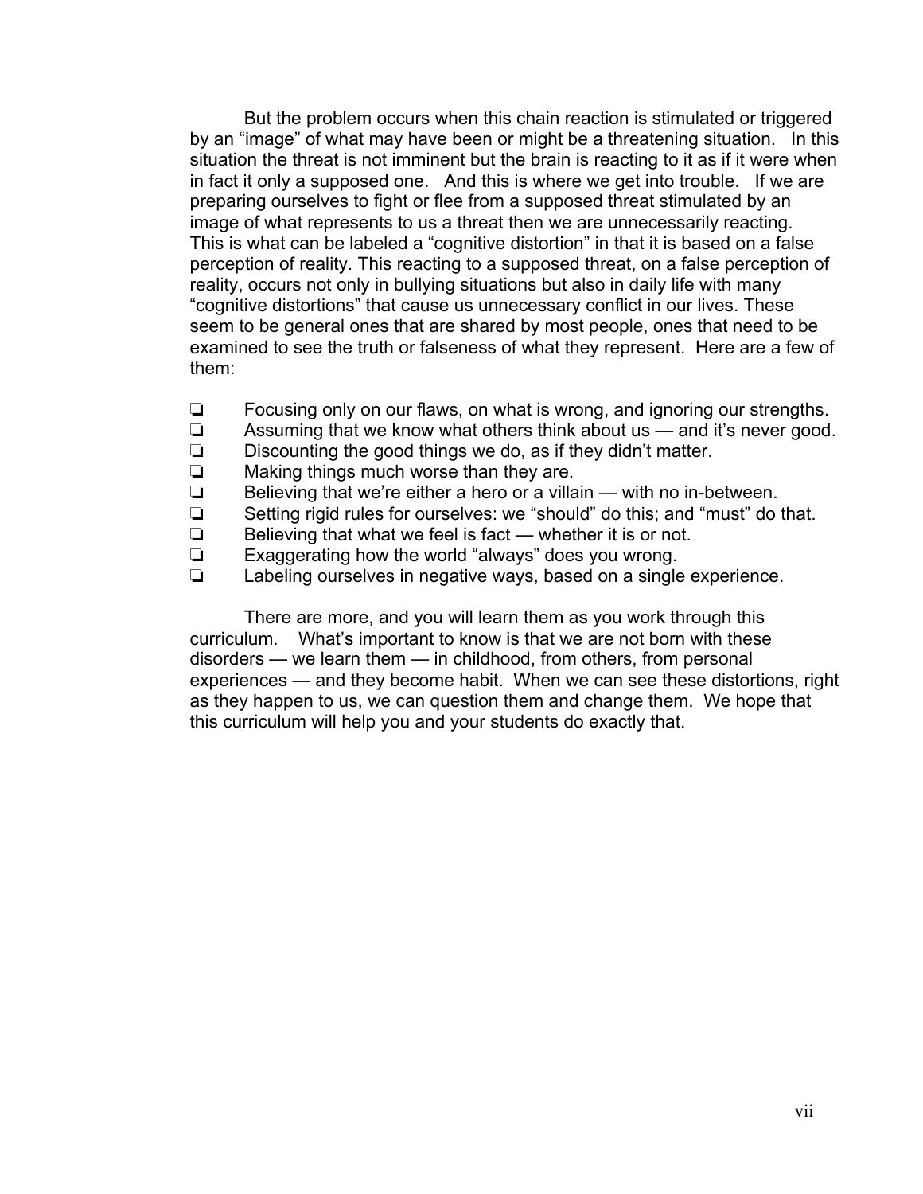But the problem occurs when this chain reaction is stimulated or triggered by an "image" of what may have been or might be a threatening situation. In this situation the threat is not imminent but the brain is reacting to it as if it were when in fact it only a supposed one. And this is where we get into trouble. If we are preparing ourselves to fight or flee from a supposed threat stimulated by an image of what represents to us a threat then we are unnecessarily reacting. This is what can be labeled a "cognitive distortion" in that it is based on a false perception of reality. This reacting to a supposed threat, on a false perception of reality, occurs not only in bullying situations but also in daily life with many "cognitive distortions" that cause us unnecessary conflict in our lives. These seem to be general ones that are shared by most people, ones that need to be examined to see the truth or falseness of what they represent. Here are a few of them:

- ❏ Focusing only on our flaws, on what is wrong, and ignoring our strengths.
- ❏ Assuming that we know what others think about us — and it's never good.
- ❏ Discounting the good things we do, as if they didn't matter.
- ❏ Making things much worse than they are.
- ❏ Believing that we're either a hero or a villain — with no in-between.
- ❏ Setting rigid rules for ourselves: we "should" do this; and "must" do that.
- ❏ Believing that what we feel is fact — whether it is or not.
- ❏ Exaggerating how the world "always" does you wrong.
- ❏ Labeling ourselves in negative ways, based on a single experience.

There are more, and you will learn them as you work through this curriculum. What's important to know is that we are not born with these disorders — we learn them — in childhood, from others, from personal experiences — and they become habit. When we can see these distortions, right as they happen to us, we can question them and change them. We hope that this curriculum will help you and your students do exactly that.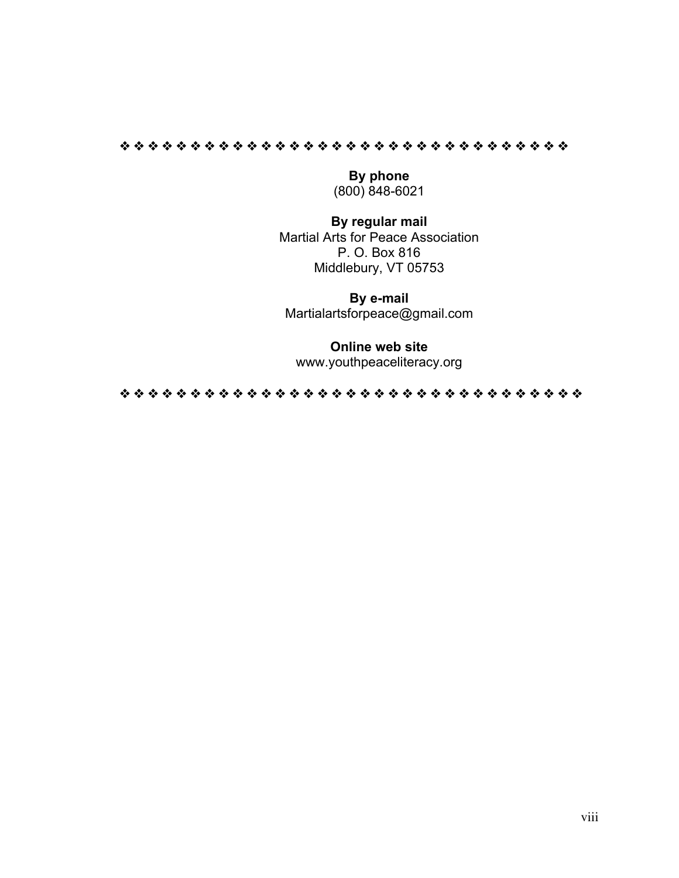❖ ❖ ❖ ❖ ❖ ❖ ❖ ❖ ❖ ❖ ❖ ❖ ❖ ❖ ❖ ❖ ❖ ❖ ❖ ❖ ❖ ❖ ❖ ❖ ❖ ❖ ❖ ❖ ❖ ❖ ❖ ❖ ❖

**By phone**
(800) 848-6021

**By regular mail**
Martial Arts for Peace Association
P. O. Box 816
Middlebury, VT 05753

**By e-mail**
Martialartsforpeace@gmail.com

**Online web site**
www.youthpeaceliteracy.org

❖ ❖ ❖ ❖ ❖ ❖ ❖ ❖ ❖ ❖ ❖ ❖ ❖ ❖ ❖ ❖ ❖ ❖ ❖ ❖ ❖ ❖ ❖ ❖ ❖ ❖ ❖ ❖ ❖ ❖ ❖ ❖ ❖ ❖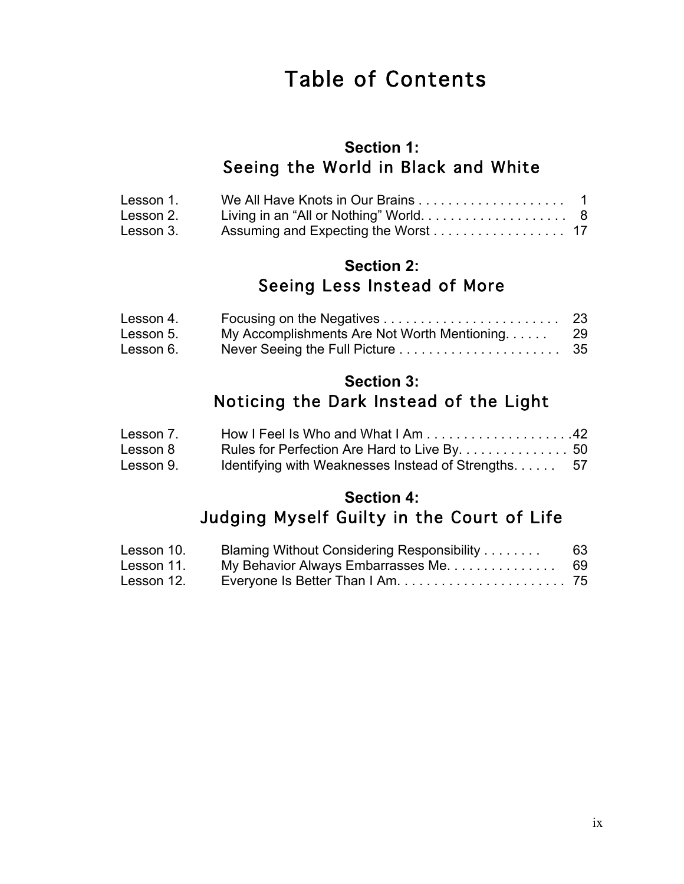# Table of Contents

## Section 1:
## Seeing the World in Black and White

| | | |
|---|---|---|
| Lesson 1. | We All Have Knots in Our Brains | 1 |
| Lesson 2. | Living in an "All or Nothing" World | 8 |
| Lesson 3. | Assuming and Expecting the Worst | 17 |

## Section 2:
## Seeing Less Instead of More

| | | |
|---|---|---|
| Lesson 4. | Focusing on the Negatives | 23 |
| Lesson 5. | My Accomplishments Are Not Worth Mentioning | 29 |
| Lesson 6. | Never Seeing the Full Picture | 35 |

## Section 3:
## Noticing the Dark Instead of the Light

| | | |
|---|---|---|
| Lesson 7. | How I Feel Is Who and What I Am | 42 |
| Lesson 8 | Rules for Perfection Are Hard to Live By | 50 |
| Lesson 9. | Identifying with Weaknesses Instead of Strengths | 57 |

## Section 4:
## Judging Myself Guilty in the Court of Life

| | | |
|---|---|---|
| Lesson 10. | Blaming Without Considering Responsibility | 63 |
| Lesson 11. | My Behavior Always Embarrasses Me | 69 |
| Lesson 12. | Everyone Is Better Than I Am | 75 |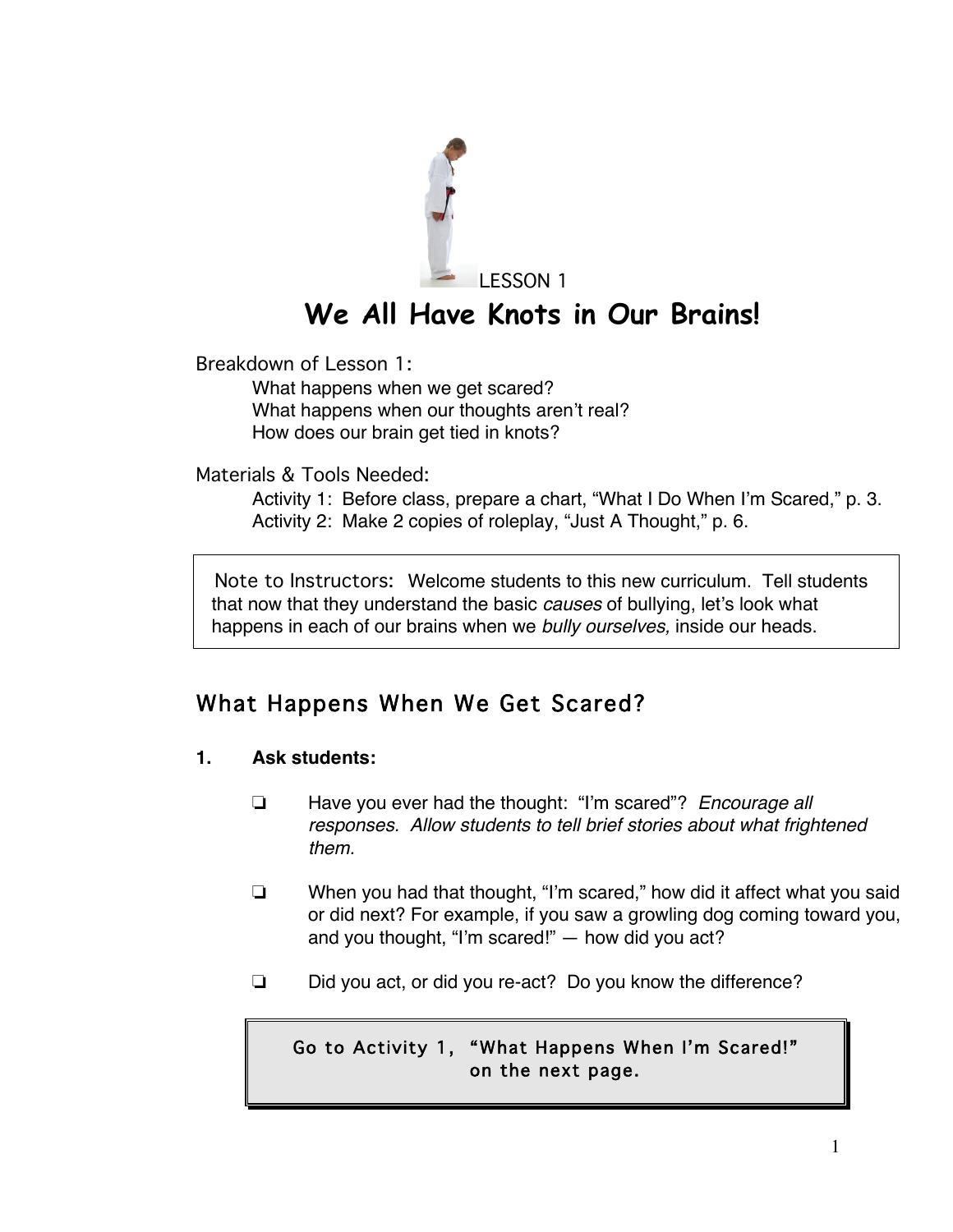LESSON 1

# We All Have Knots in Our Brains!

Breakdown of Lesson 1:

What happens when we get scared?
What happens when our thoughts aren't real?
How does our brain get tied in knots?

Materials & Tools Needed:

Activity 1: Before class, prepare a chart, "What I Do When I'm Scared," p. 3.
Activity 2: Make 2 copies of roleplay, "Just A Thought," p. 6.

> Note to Instructors: Welcome students to this new curriculum. Tell students that now that they understand the basic *causes* of bullying, let's look what happens in each of our brains when we *bully ourselves,* inside our heads.

## What Happens When We Get Scared?

**1. Ask students:**

- ❏ Have you ever had the thought: "I'm scared"? *Encourage all responses. Allow students to tell brief stories about what frightened them.*
- ❏ When you had that thought, "I'm scared," how did it affect what you said or did next? For example, if you saw a growling dog coming toward you, and you thought, "I'm scared!" — how did you act?
- ❏ Did you act, or did you re-act? Do you know the difference?

> Go to Activity 1, "What Happens When I'm Scared!" on the next page.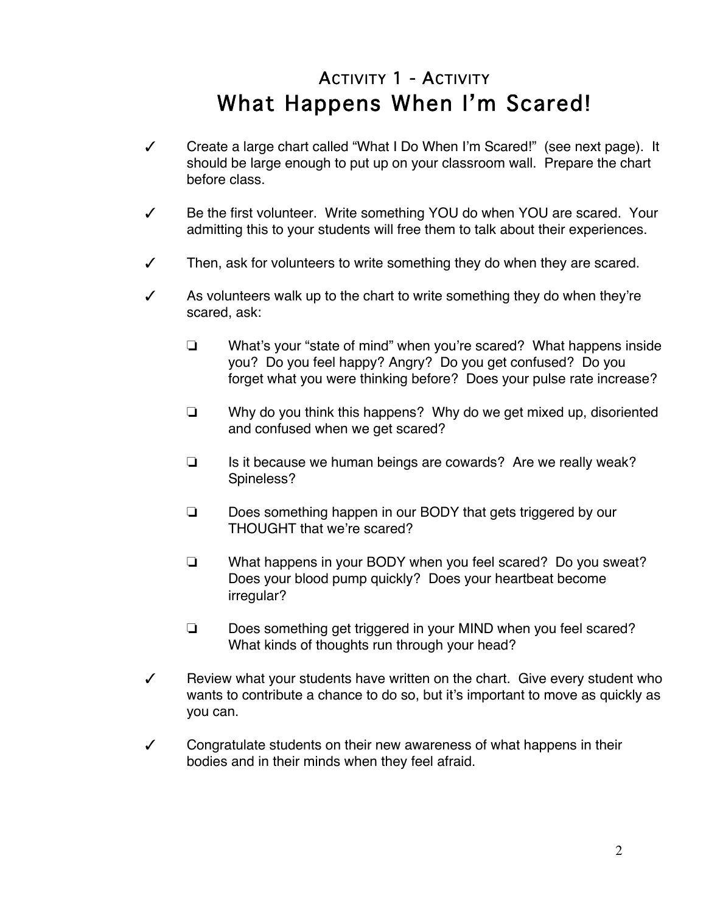## Activity 1 - Activity

# What Happens When I'm Scared!

- ✓ Create a large chart called "What I Do When I'm Scared!" (see next page). It should be large enough to put up on your classroom wall. Prepare the chart before class.

- ✓ Be the first volunteer. Write something YOU do when YOU are scared. Your admitting this to your students will free them to talk about their experiences.

- ✓ Then, ask for volunteers to write something they do when they are scared.

- ✓ As volunteers walk up to the chart to write something they do when they're scared, ask:

  - ❏ What's your "state of mind" when you're scared? What happens inside you? Do you feel happy? Angry? Do you get confused? Do you forget what you were thinking before? Does your pulse rate increase?

  - ❏ Why do you think this happens? Why do we get mixed up, disoriented and confused when we get scared?

  - ❏ Is it because we human beings are cowards? Are we really weak? Spineless?

  - ❏ Does something happen in our BODY that gets triggered by our THOUGHT that we're scared?

  - ❏ What happens in your BODY when you feel scared? Do you sweat? Does your blood pump quickly? Does your heartbeat become irregular?

  - ❏ Does something get triggered in your MIND when you feel scared? What kinds of thoughts run through your head?

- ✓ Review what your students have written on the chart. Give every student who wants to contribute a chance to do so, but it's important to move as quickly as you can.

- ✓ Congratulate students on their new awareness of what happens in their bodies and in their minds when they feel afraid.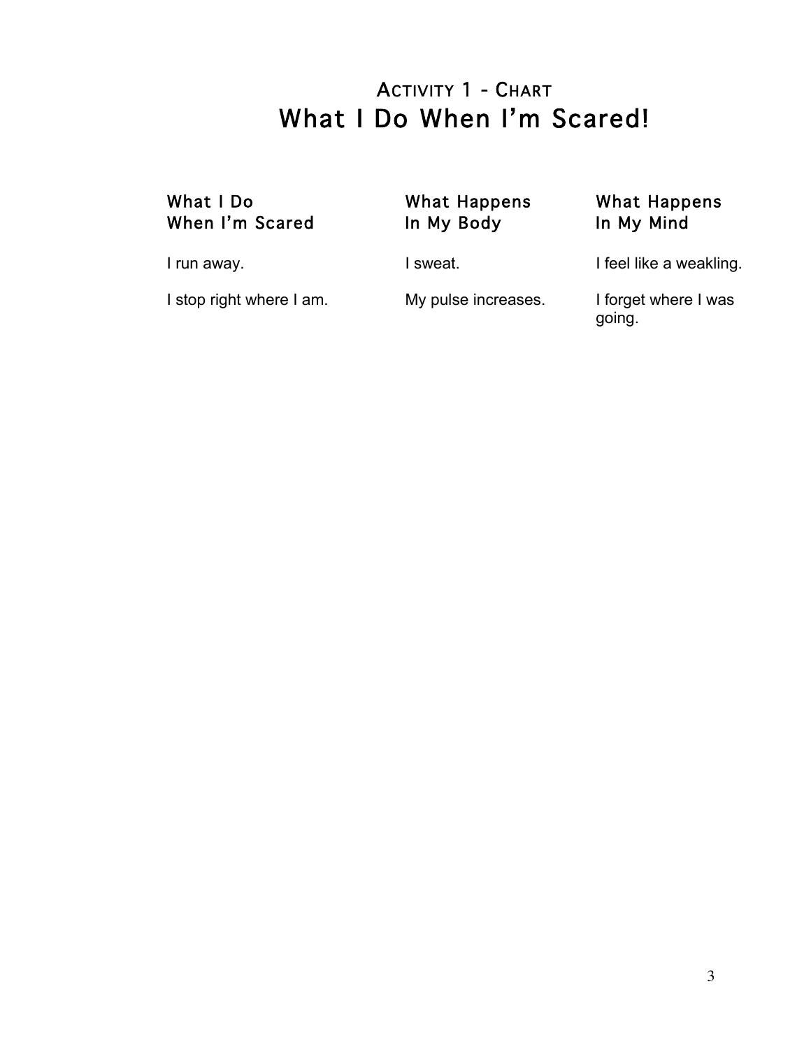## Activity 1 - Chart

# What I Do When I'm Scared!

| What I Do When I'm Scared | What Happens In My Body | What Happens In My Mind |
|---|---|---|
| I run away. | I sweat. | I feel like a weakling. |
| I stop right where I am. | My pulse increases. | I forget where I was going. |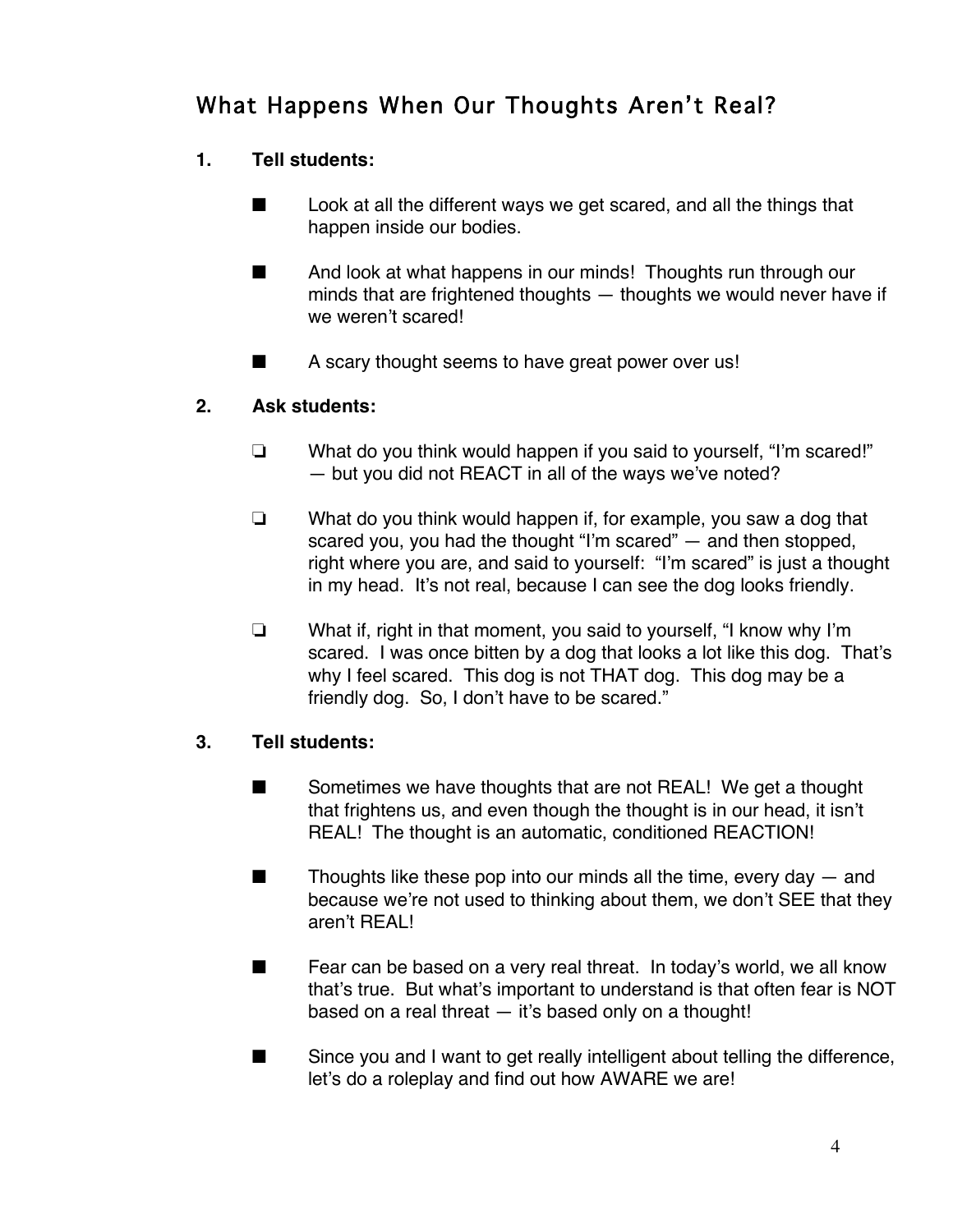## What Happens When Our Thoughts Aren't Real?

**1. Tell students:**

- ■ Look at all the different ways we get scared, and all the things that happen inside our bodies.
- ■ And look at what happens in our minds! Thoughts run through our minds that are frightened thoughts — thoughts we would never have if we weren't scared!
- ■ A scary thought seems to have great power over us!

**2. Ask students:**

- ❏ What do you think would happen if you said to yourself, "I'm scared!" — but you did not REACT in all of the ways we've noted?
- ❏ What do you think would happen if, for example, you saw a dog that scared you, you had the thought "I'm scared" — and then stopped, right where you are, and said to yourself: "I'm scared" is just a thought in my head. It's not real, because I can see the dog looks friendly.
- ❏ What if, right in that moment, you said to yourself, "I know why I'm scared. I was once bitten by a dog that looks a lot like this dog. That's why I feel scared. This dog is not THAT dog. This dog may be a friendly dog. So, I don't have to be scared."

**3. Tell students:**

- ■ Sometimes we have thoughts that are not REAL! We get a thought that frightens us, and even though the thought is in our head, it isn't REAL! The thought is an automatic, conditioned REACTION!
- ■ Thoughts like these pop into our minds all the time, every day — and because we're not used to thinking about them, we don't SEE that they aren't REAL!
- ■ Fear can be based on a very real threat. In today's world, we all know that's true. But what's important to understand is that often fear is NOT based on a real threat — it's based only on a thought!
- ■ Since you and I want to get really intelligent about telling the difference, let's do a roleplay and find out how AWARE we are!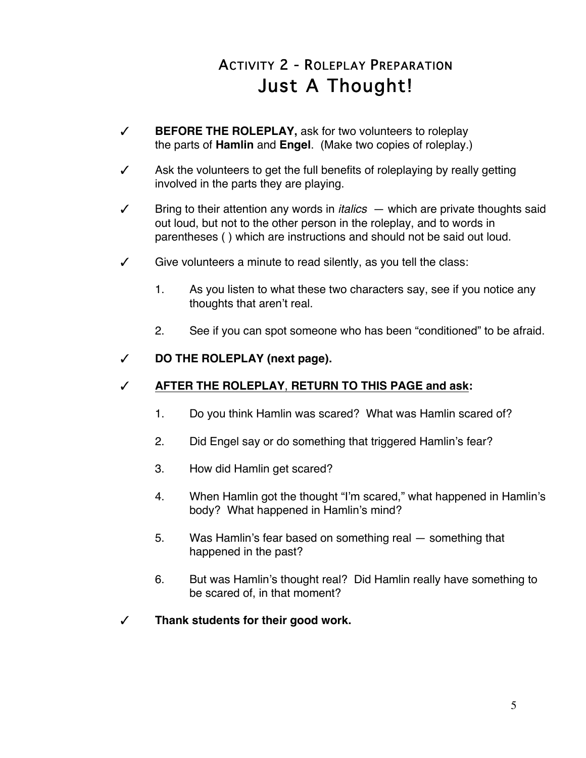# ACTIVITY 2 - ROLEPLAY PREPARATION
## Just A Thought!

✓ **BEFORE THE ROLEPLAY,** ask for two volunteers to roleplay the parts of **Hamlin** and **Engel**. (Make two copies of roleplay.)

✓ Ask the volunteers to get the full benefits of roleplaying by really getting involved in the parts they are playing.

✓ Bring to their attention any words in *italics* — which are private thoughts said out loud, but not to the other person in the roleplay, and to words in parentheses ( ) which are instructions and should not be said out loud.

✓ Give volunteers a minute to read silently, as you tell the class:

1. As you listen to what these two characters say, see if you notice any thoughts that aren't real.
2. See if you can spot someone who has been "conditioned" to be afraid.

✓ **DO THE ROLEPLAY (next page).**

✓ **<u>AFTER THE ROLEPLAY</u>, <u>RETURN TO THIS PAGE and ask</u>:**

1. Do you think Hamlin was scared? What was Hamlin scared of?
2. Did Engel say or do something that triggered Hamlin's fear?
3. How did Hamlin get scared?
4. When Hamlin got the thought "I'm scared," what happened in Hamlin's body? What happened in Hamlin's mind?
5. Was Hamlin's fear based on something real — something that happened in the past?
6. But was Hamlin's thought real? Did Hamlin really have something to be scared of, in that moment?

✓ **Thank students for their good work.**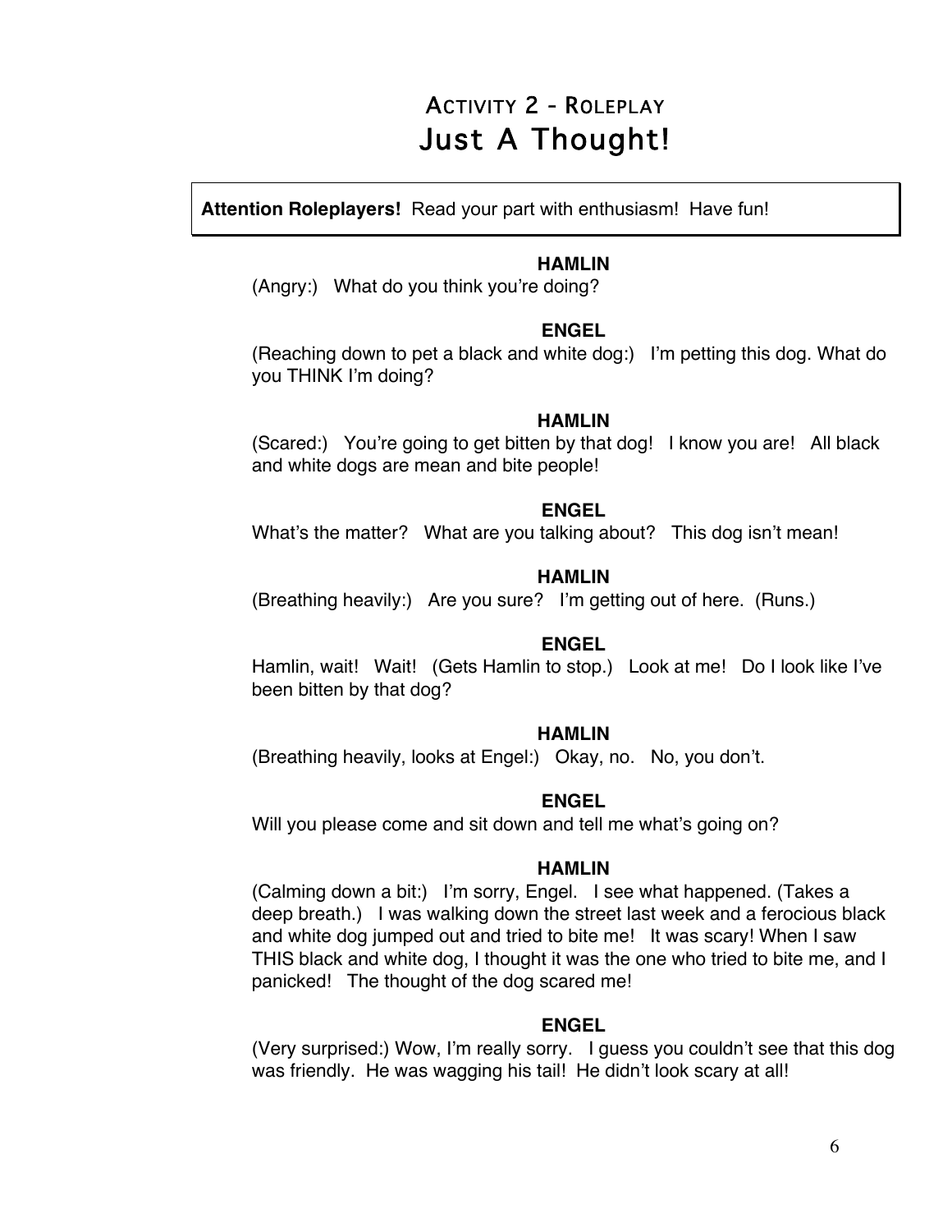# Activity 2 - Roleplay

# Just A Thought!

**Attention Roleplayers!** Read your part with enthusiasm! Have fun!

**HAMLIN**

(Angry:) What do you think you're doing?

**ENGEL**

(Reaching down to pet a black and white dog:) I'm petting this dog. What do you THINK I'm doing?

**HAMLIN**

(Scared:) You're going to get bitten by that dog! I know you are! All black and white dogs are mean and bite people!

**ENGEL**

What's the matter? What are you talking about? This dog isn't mean!

**HAMLIN**

(Breathing heavily:) Are you sure? I'm getting out of here. (Runs.)

**ENGEL**

Hamlin, wait! Wait! (Gets Hamlin to stop.) Look at me! Do I look like I've been bitten by that dog?

**HAMLIN**

(Breathing heavily, looks at Engel:) Okay, no. No, you don't.

**ENGEL**

Will you please come and sit down and tell me what's going on?

**HAMLIN**

(Calming down a bit:) I'm sorry, Engel. I see what happened. (Takes a deep breath.) I was walking down the street last week and a ferocious black and white dog jumped out and tried to bite me! It was scary! When I saw THIS black and white dog, I thought it was the one who tried to bite me, and I panicked! The thought of the dog scared me!

**ENGEL**

(Very surprised:) Wow, I'm really sorry. I guess you couldn't see that this dog was friendly. He was wagging his tail! He didn't look scary at all!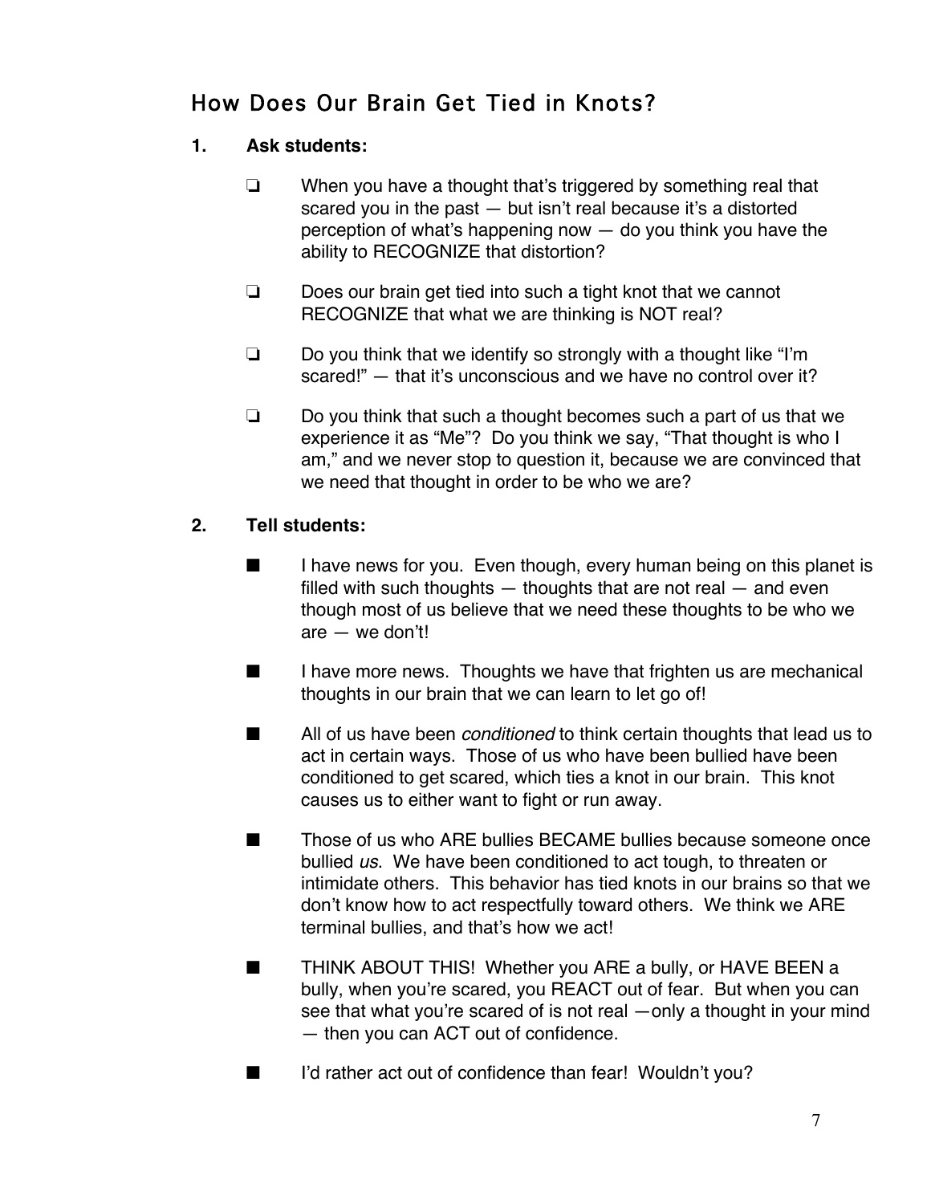## How Does Our Brain Get Tied in Knots?

**1. Ask students:**

- ❏ When you have a thought that's triggered by something real that scared you in the past — but isn't real because it's a distorted perception of what's happening now — do you think you have the ability to RECOGNIZE that distortion?
- ❏ Does our brain get tied into such a tight knot that we cannot RECOGNIZE that what we are thinking is NOT real?
- ❏ Do you think that we identify so strongly with a thought like "I'm scared!" — that it's unconscious and we have no control over it?
- ❏ Do you think that such a thought becomes such a part of us that we experience it as "Me"? Do you think we say, "That thought is who I am," and we never stop to question it, because we are convinced that we need that thought in order to be who we are?

**2. Tell students:**

- ■ I have news for you. Even though, every human being on this planet is filled with such thoughts — thoughts that are not real — and even though most of us believe that we need these thoughts to be who we are — we don't!
- ■ I have more news. Thoughts we have that frighten us are mechanical thoughts in our brain that we can learn to let go of!
- ■ All of us have been *conditioned* to think certain thoughts that lead us to act in certain ways. Those of us who have been bullied have been conditioned to get scared, which ties a knot in our brain. This knot causes us to either want to fight or run away.
- ■ Those of us who ARE bullies BECAME bullies because someone once bullied *us*. We have been conditioned to act tough, to threaten or intimidate others. This behavior has tied knots in our brains so that we don't know how to act respectfully toward others. We think we ARE terminal bullies, and that's how we act!
- ■ THINK ABOUT THIS! Whether you ARE a bully, or HAVE BEEN a bully, when you're scared, you REACT out of fear. But when you can see that what you're scared of is not real —only a thought in your mind — then you can ACT out of confidence.
- ■ I'd rather act out of confidence than fear! Wouldn't you?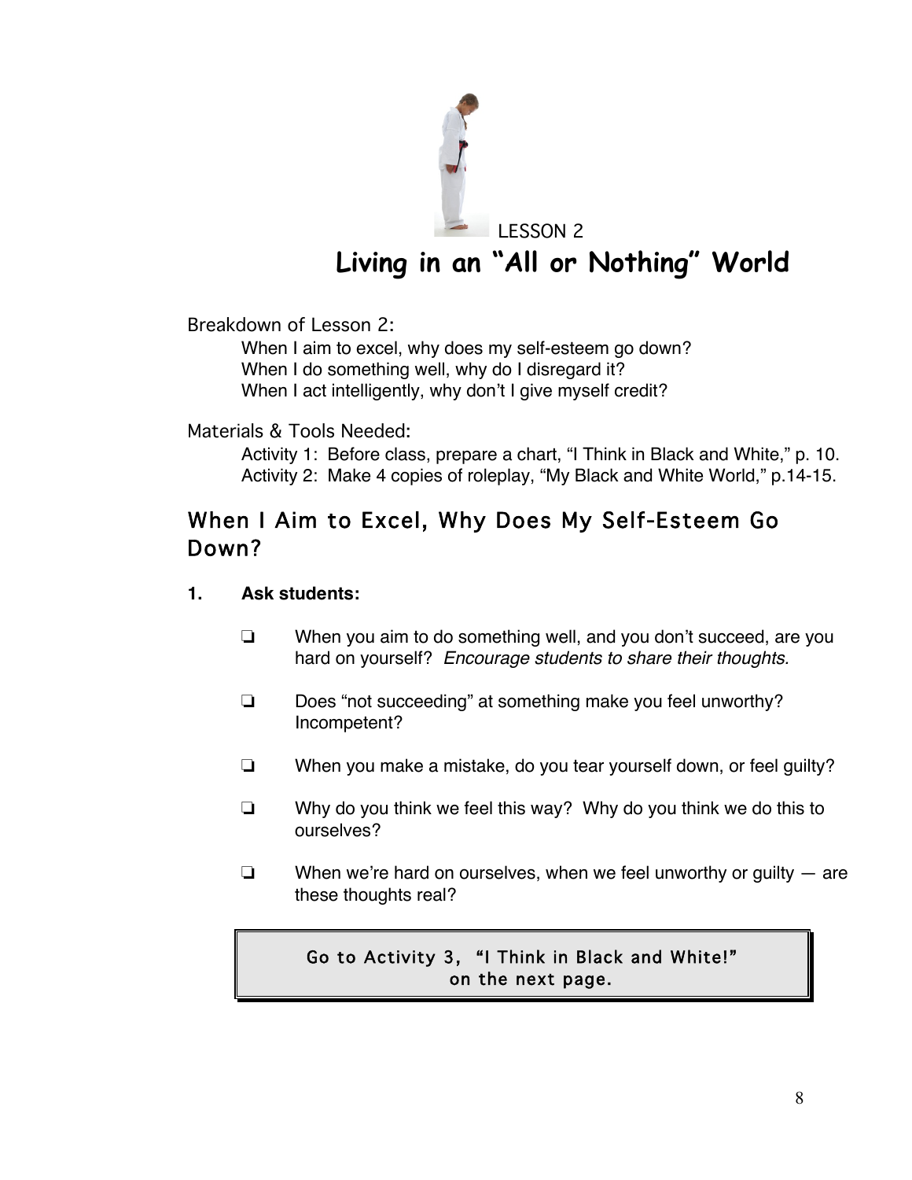LESSON 2

# Living in an "All or Nothing" World

Breakdown of Lesson 2:

When I aim to excel, why does my self-esteem go down?
When I do something well, why do I disregard it?
When I act intelligently, why don't I give myself credit?

Materials & Tools Needed:

Activity 1: Before class, prepare a chart, "I Think in Black and White," p. 10.
Activity 2: Make 4 copies of roleplay, "My Black and White World," p.14-15.

## When I Aim to Excel, Why Does My Self-Esteem Go Down?

**1. Ask students:**

- ❏ When you aim to do something well, and you don't succeed, are you hard on yourself? *Encourage students to share their thoughts.*
- ❏ Does "not succeeding" at something make you feel unworthy? Incompetent?
- ❏ When you make a mistake, do you tear yourself down, or feel guilty?
- ❏ Why do you think we feel this way? Why do you think we do this to ourselves?
- ❏ When we're hard on ourselves, when we feel unworthy or guilty — are these thoughts real?

> Go to Activity 3, "I Think in Black and White!" on the next page.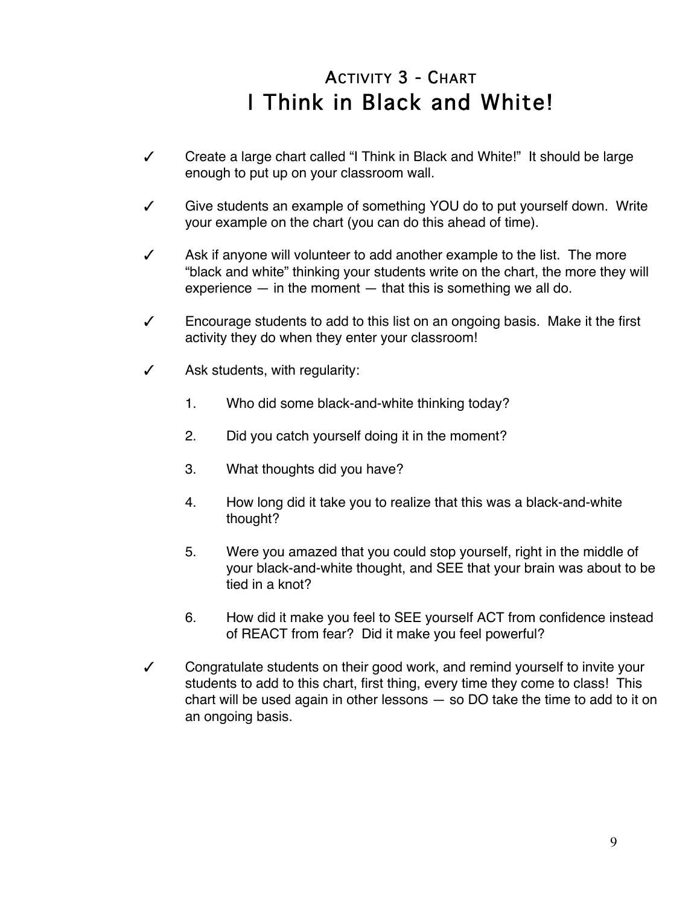## ACTIVITY 3 - CHART
# I Think in Black and White!

- ✓ Create a large chart called "I Think in Black and White!" It should be large enough to put up on your classroom wall.

- ✓ Give students an example of something YOU do to put yourself down. Write your example on the chart (you can do this ahead of time).

- ✓ Ask if anyone will volunteer to add another example to the list. The more "black and white" thinking your students write on the chart, the more they will experience — in the moment — that this is something we all do.

- ✓ Encourage students to add to this list on an ongoing basis. Make it the first activity they do when they enter your classroom!

- ✓ Ask students, with regularity:

    1. Who did some black-and-white thinking today?

    2. Did you catch yourself doing it in the moment?

    3. What thoughts did you have?

    4. How long did it take you to realize that this was a black-and-white thought?

    5. Were you amazed that you could stop yourself, right in the middle of your black-and-white thought, and SEE that your brain was about to be tied in a knot?

    6. How did it make you feel to SEE yourself ACT from confidence instead of REACT from fear? Did it make you feel powerful?

- ✓ Congratulate students on their good work, and remind yourself to invite your students to add to this chart, first thing, every time they come to class! This chart will be used again in other lessons — so DO take the time to add to it on an ongoing basis.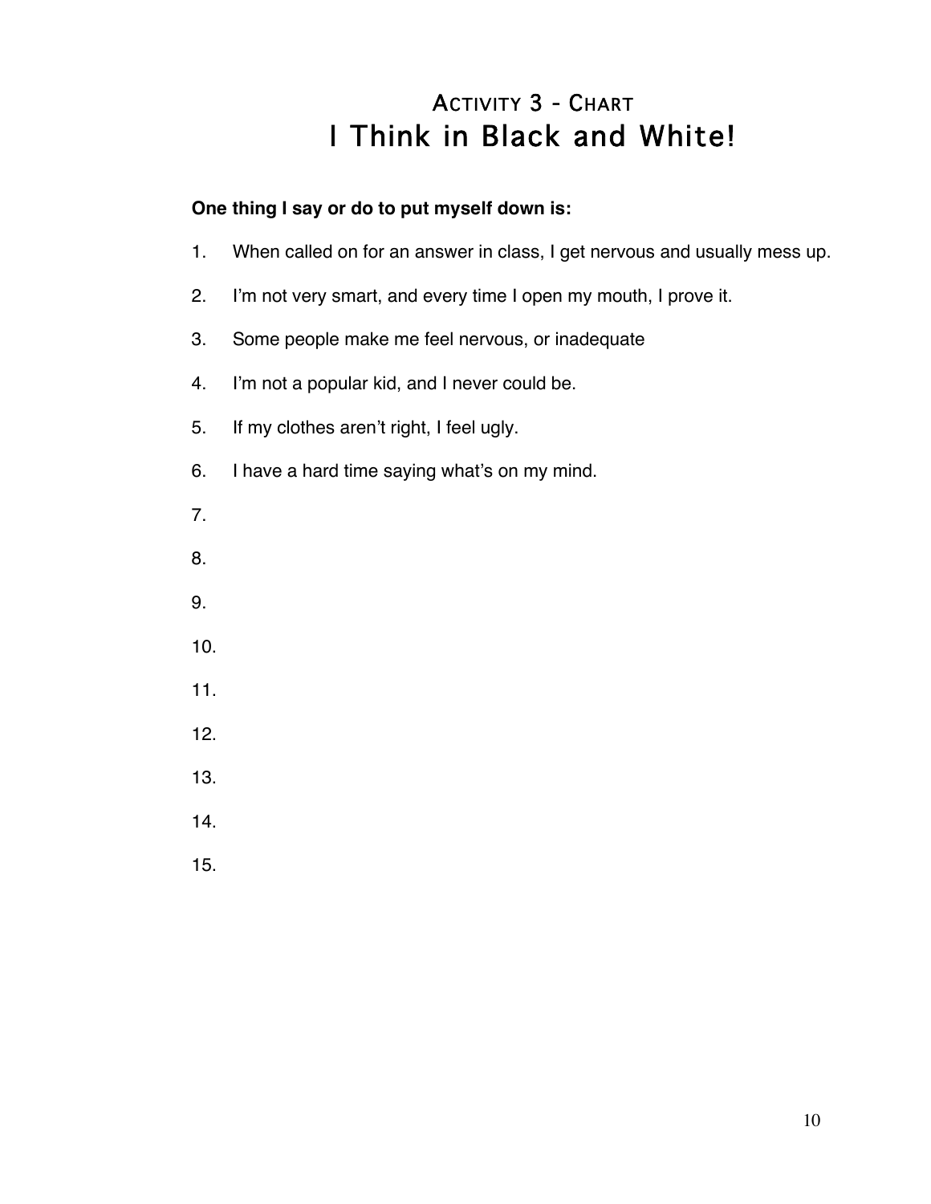## Activity 3 - Chart

# I Think in Black and White!

**One thing I say or do to put myself down is:**

1. When called on for an answer in class, I get nervous and usually mess up.
2. I'm not very smart, and every time I open my mouth, I prove it.
3. Some people make me feel nervous, or inadequate
4. I'm not a popular kid, and I never could be.
5. If my clothes aren't right, I feel ugly.
6. I have a hard time saying what's on my mind.
7.
8.
9.
10.
11.
12.
13.
14.
15.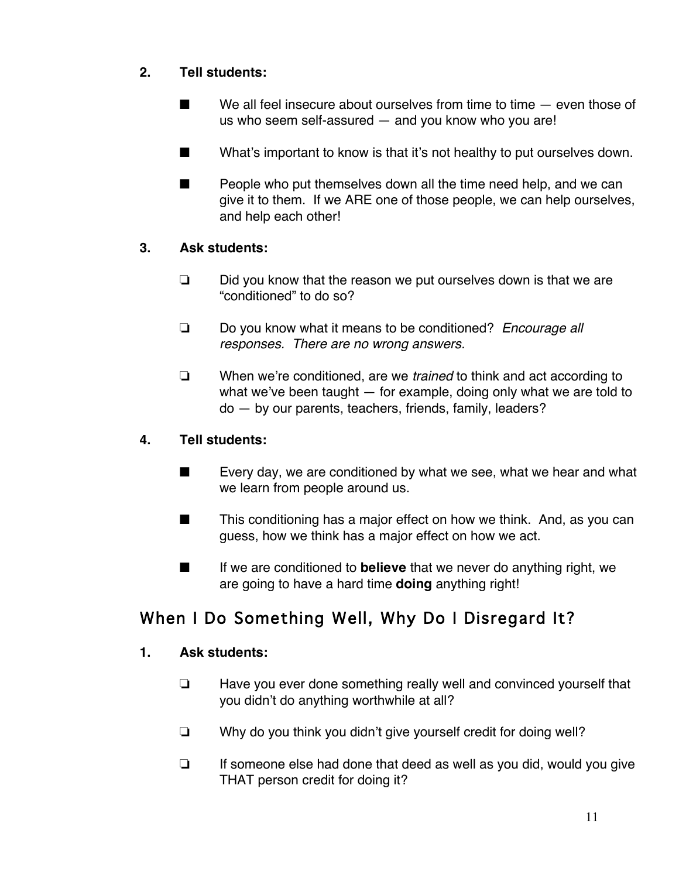**2. Tell students:**

- We all feel insecure about ourselves from time to time — even those of us who seem self-assured — and you know who you are!
- What's important to know is that it's not healthy to put ourselves down.
- People who put themselves down all the time need help, and we can give it to them. If we ARE one of those people, we can help ourselves, and help each other!

**3. Ask students:**

- ❏ Did you know that the reason we put ourselves down is that we are "conditioned" to do so?
- ❏ Do you know what it means to be conditioned? *Encourage all responses. There are no wrong answers.*
- ❏ When we're conditioned, are we *trained* to think and act according to what we've been taught — for example, doing only what we are told to do — by our parents, teachers, friends, family, leaders?

**4. Tell students:**

- Every day, we are conditioned by what we see, what we hear and what we learn from people around us.
- This conditioning has a major effect on how we think. And, as you can guess, how we think has a major effect on how we act.
- If we are conditioned to **believe** that we never do anything right, we are going to have a hard time **doing** anything right!

## When I Do Something Well, Why Do I Disregard It?

**1. Ask students:**

- ❏ Have you ever done something really well and convinced yourself that you didn't do anything worthwhile at all?
- ❏ Why do you think you didn't give yourself credit for doing well?
- ❏ If someone else had done that deed as well as you did, would you give THAT person credit for doing it?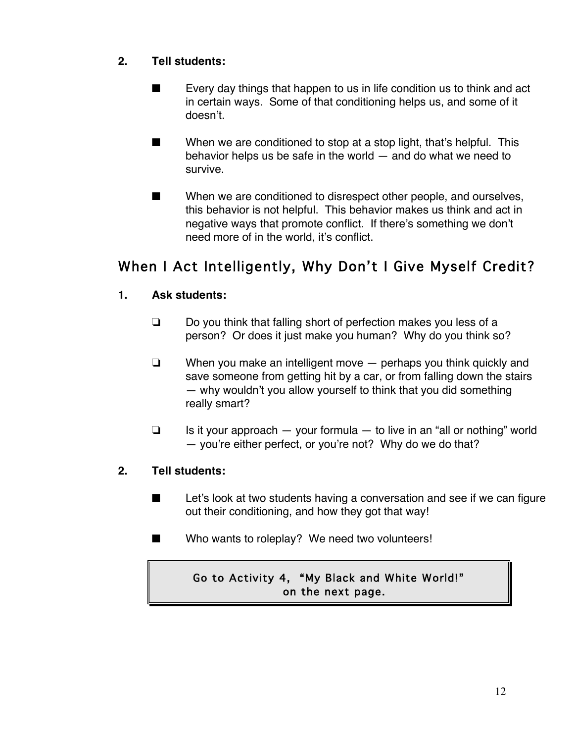**2. Tell students:**

- Every day things that happen to us in life condition us to think and act in certain ways. Some of that conditioning helps us, and some of it doesn't.

- When we are conditioned to stop at a stop light, that's helpful. This behavior helps us be safe in the world — and do what we need to survive.

- When we are conditioned to disrespect other people, and ourselves, this behavior is not helpful. This behavior makes us think and act in negative ways that promote conflict. If there's something we don't need more of in the world, it's conflict.

## When I Act Intelligently, Why Don't I Give Myself Credit?

**1. Ask students:**

- ❏ Do you think that falling short of perfection makes you less of a person? Or does it just make you human? Why do you think so?

- ❏ When you make an intelligent move — perhaps you think quickly and save someone from getting hit by a car, or from falling down the stairs — why wouldn't you allow yourself to think that you did something really smart?

- ❏ Is it your approach — your formula — to live in an "all or nothing" world — you're either perfect, or you're not? Why do we do that?

**2. Tell students:**

- Let's look at two students having a conversation and see if we can figure out their conditioning, and how they got that way!

- Who wants to roleplay? We need two volunteers!

> Go to Activity 4, "My Black and White World!" on the next page.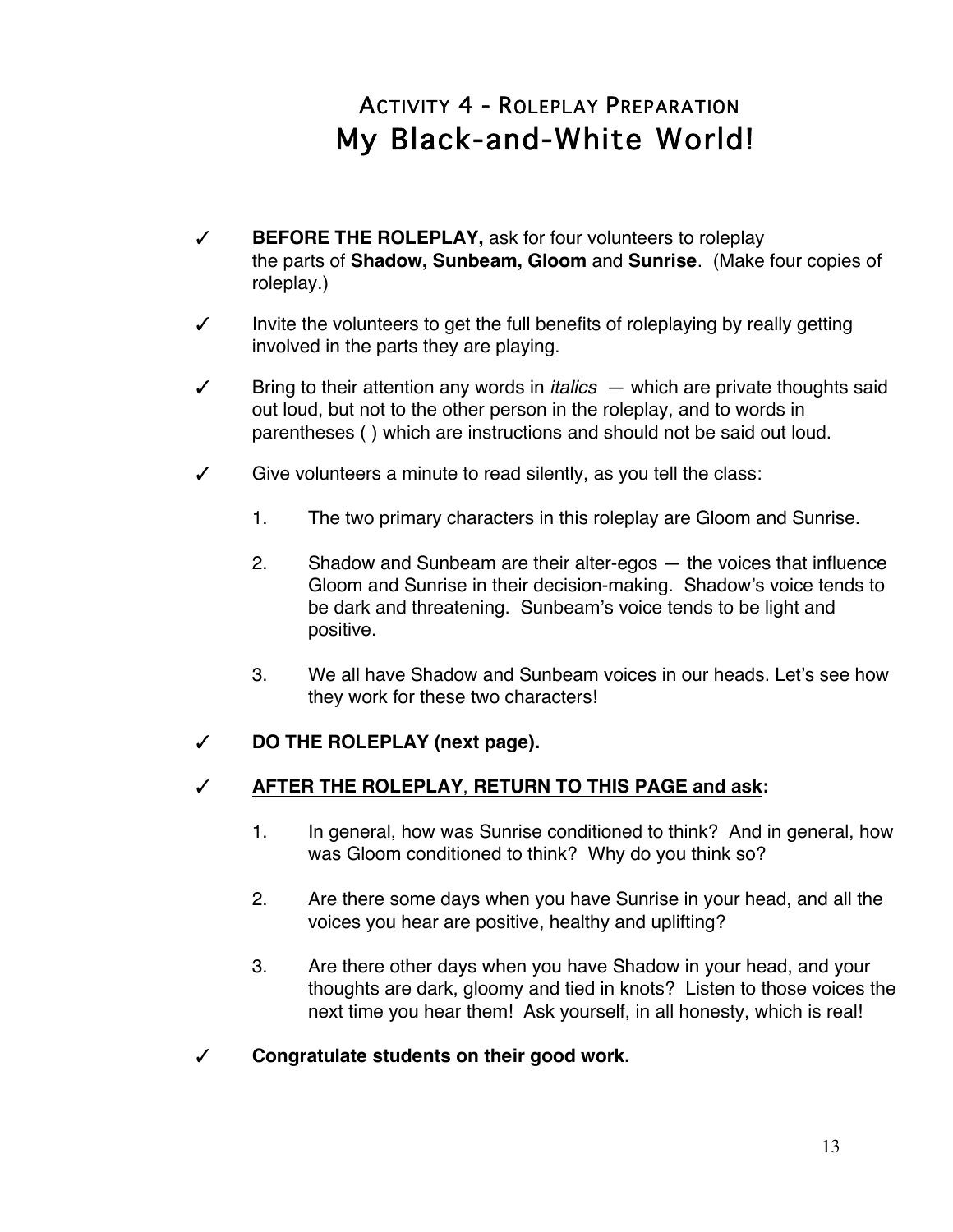# Activity 4 - Roleplay Preparation
# My Black-and-White World!

✓ **BEFORE THE ROLEPLAY,** ask for four volunteers to roleplay the parts of **Shadow, Sunbeam, Gloom** and **Sunrise**. (Make four copies of roleplay.)

✓ Invite the volunteers to get the full benefits of roleplaying by really getting involved in the parts they are playing.

✓ Bring to their attention any words in *italics* — which are private thoughts said out loud, but not to the other person in the roleplay, and to words in parentheses ( ) which are instructions and should not be said out loud.

✓ Give volunteers a minute to read silently, as you tell the class:

1. The two primary characters in this roleplay are Gloom and Sunrise.

2. Shadow and Sunbeam are their alter-egos — the voices that influence Gloom and Sunrise in their decision-making. Shadow's voice tends to be dark and threatening. Sunbeam's voice tends to be light and positive.

3. We all have Shadow and Sunbeam voices in our heads. Let's see how they work for these two characters!

✓ **DO THE ROLEPLAY (next page).**

✓ **<u>AFTER THE ROLEPLAY</u>, <u>RETURN TO THIS PAGE and ask</u>:**

1. In general, how was Sunrise conditioned to think? And in general, how was Gloom conditioned to think? Why do you think so?

2. Are there some days when you have Sunrise in your head, and all the voices you hear are positive, healthy and uplifting?

3. Are there other days when you have Shadow in your head, and your thoughts are dark, gloomy and tied in knots? Listen to those voices the next time you hear them! Ask yourself, in all honesty, which is real!

✓ **Congratulate students on their good work.**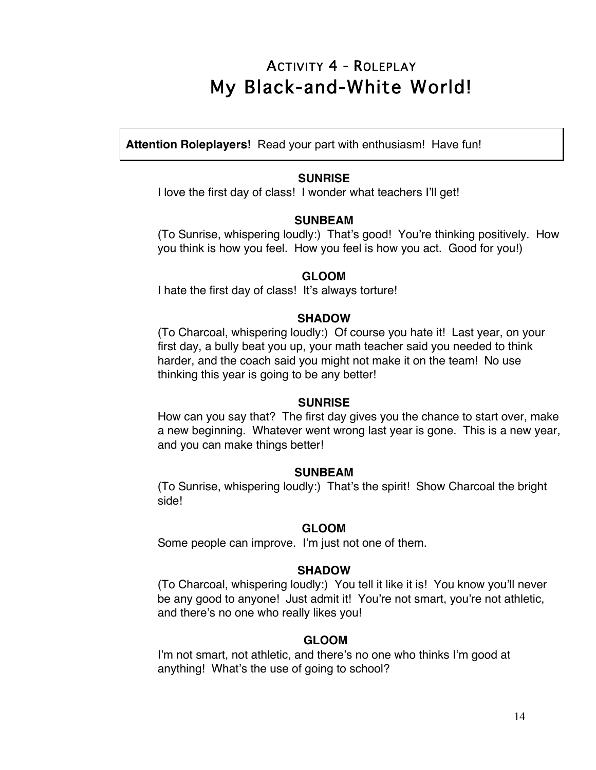# Activity 4 - Roleplay
# My Black-and-White World!

**Attention Roleplayers!** Read your part with enthusiasm! Have fun!

**SUNRISE**

I love the first day of class! I wonder what teachers I'll get!

**SUNBEAM**

(To Sunrise, whispering loudly:) That's good! You're thinking positively. How you think is how you feel. How you feel is how you act. Good for you!)

**GLOOM**

I hate the first day of class! It's always torture!

**SHADOW**

(To Charcoal, whispering loudly:) Of course you hate it! Last year, on your first day, a bully beat you up, your math teacher said you needed to think harder, and the coach said you might not make it on the team! No use thinking this year is going to be any better!

**SUNRISE**

How can you say that? The first day gives you the chance to start over, make a new beginning. Whatever went wrong last year is gone. This is a new year, and you can make things better!

**SUNBEAM**

(To Sunrise, whispering loudly:) That's the spirit! Show Charcoal the bright side!

**GLOOM**

Some people can improve. I'm just not one of them.

**SHADOW**

(To Charcoal, whispering loudly:) You tell it like it is! You know you'll never be any good to anyone! Just admit it! You're not smart, you're not athletic, and there's no one who really likes you!

**GLOOM**

I'm not smart, not athletic, and there's no one who thinks I'm good at anything! What's the use of going to school?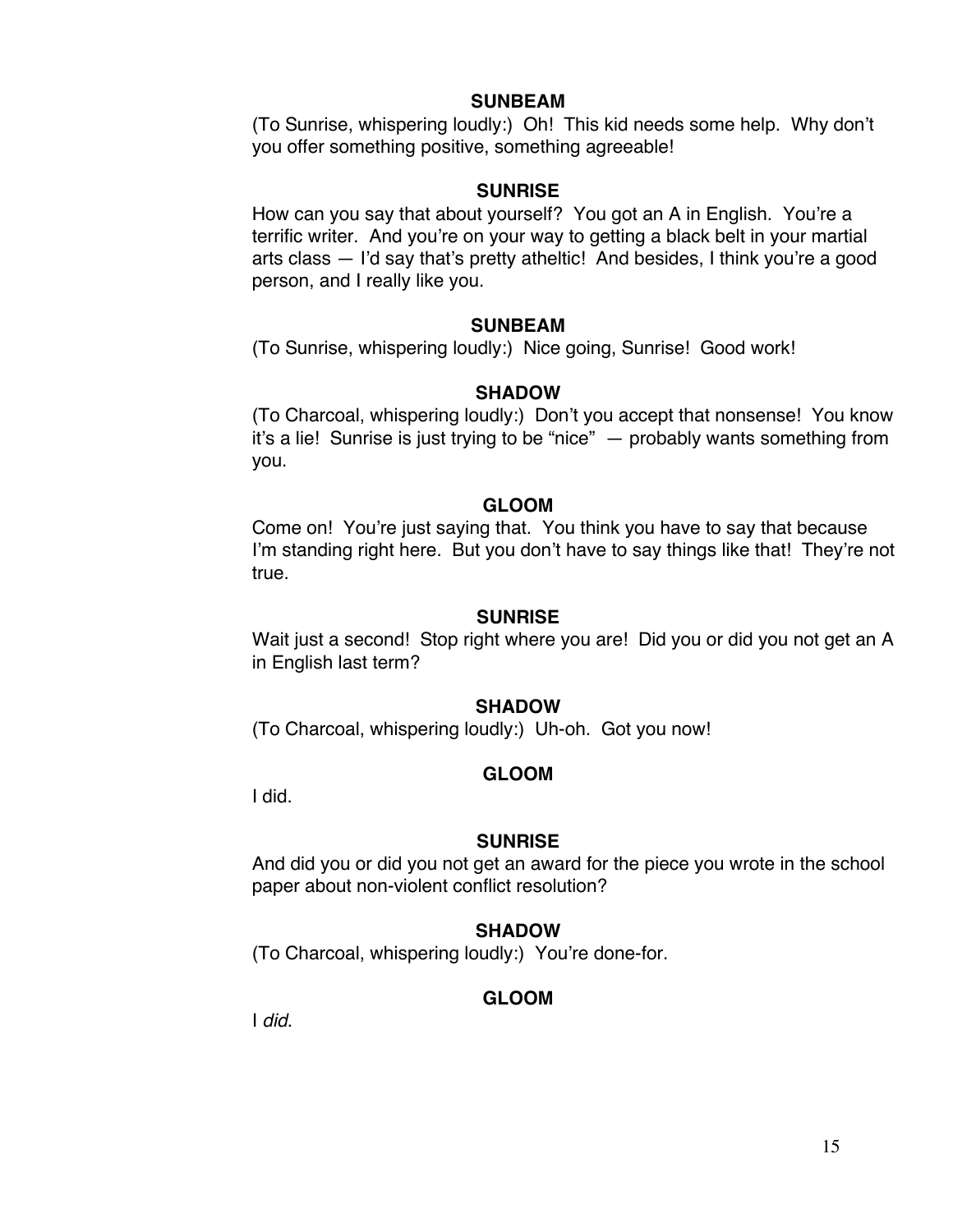**SUNBEAM**

(To Sunrise, whispering loudly:) Oh! This kid needs some help. Why don't you offer something positive, something agreeable!

**SUNRISE**

How can you say that about yourself? You got an A in English. You're a terrific writer. And you're on your way to getting a black belt in your martial arts class — I'd say that's pretty atheltic! And besides, I think you're a good person, and I really like you.

**SUNBEAM**

(To Sunrise, whispering loudly:) Nice going, Sunrise! Good work!

**SHADOW**

(To Charcoal, whispering loudly:) Don't you accept that nonsense! You know it's a lie! Sunrise is just trying to be "nice" — probably wants something from you.

**GLOOM**

Come on! You're just saying that. You think you have to say that because I'm standing right here. But you don't have to say things like that! They're not true.

**SUNRISE**

Wait just a second! Stop right where you are! Did you or did you not get an A in English last term?

**SHADOW**

(To Charcoal, whispering loudly:) Uh-oh. Got you now!

**GLOOM**

I did.

**SUNRISE**

And did you or did you not get an award for the piece you wrote in the school paper about non-violent conflict resolution?

**SHADOW**

(To Charcoal, whispering loudly:) You're done-for.

**GLOOM**

I *did*.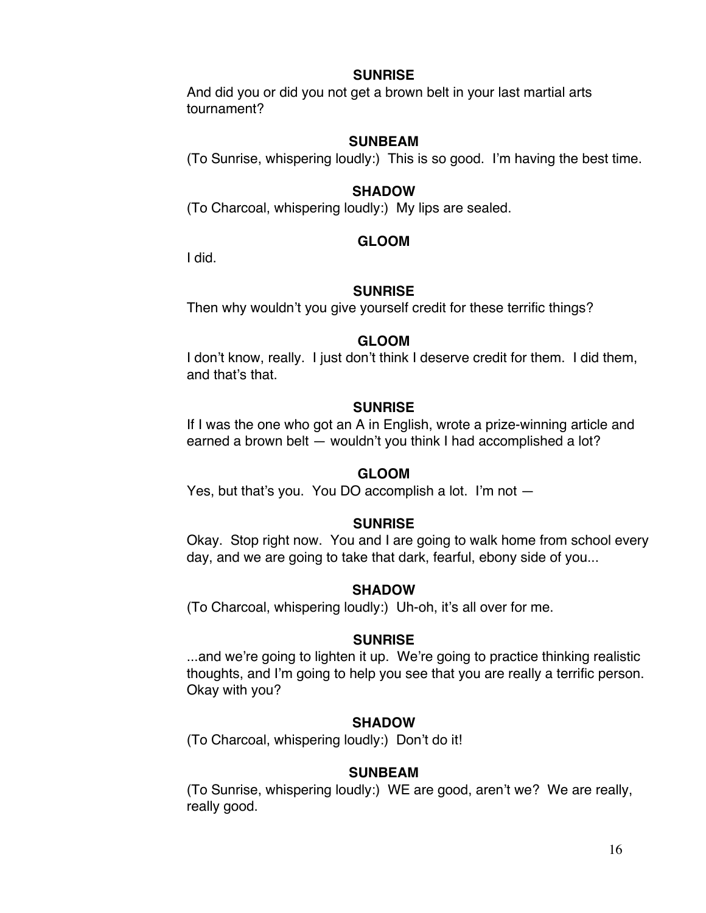**SUNRISE**

And did you or did you not get a brown belt in your last martial arts tournament?

**SUNBEAM**

(To Sunrise, whispering loudly:) This is so good. I'm having the best time.

**SHADOW**

(To Charcoal, whispering loudly:) My lips are sealed.

**GLOOM**

I did.

**SUNRISE**

Then why wouldn't you give yourself credit for these terrific things?

**GLOOM**

I don't know, really. I just don't think I deserve credit for them. I did them, and that's that.

**SUNRISE**

If I was the one who got an A in English, wrote a prize-winning article and earned a brown belt — wouldn't you think I had accomplished a lot?

**GLOOM**

Yes, but that's you. You DO accomplish a lot. I'm not —

**SUNRISE**

Okay. Stop right now. You and I are going to walk home from school every day, and we are going to take that dark, fearful, ebony side of you...

**SHADOW**

(To Charcoal, whispering loudly:) Uh-oh, it's all over for me.

**SUNRISE**

...and we're going to lighten it up. We're going to practice thinking realistic thoughts, and I'm going to help you see that you are really a terrific person. Okay with you?

**SHADOW**

(To Charcoal, whispering loudly:) Don't do it!

**SUNBEAM**

(To Sunrise, whispering loudly:) WE are good, aren't we? We are really, really good.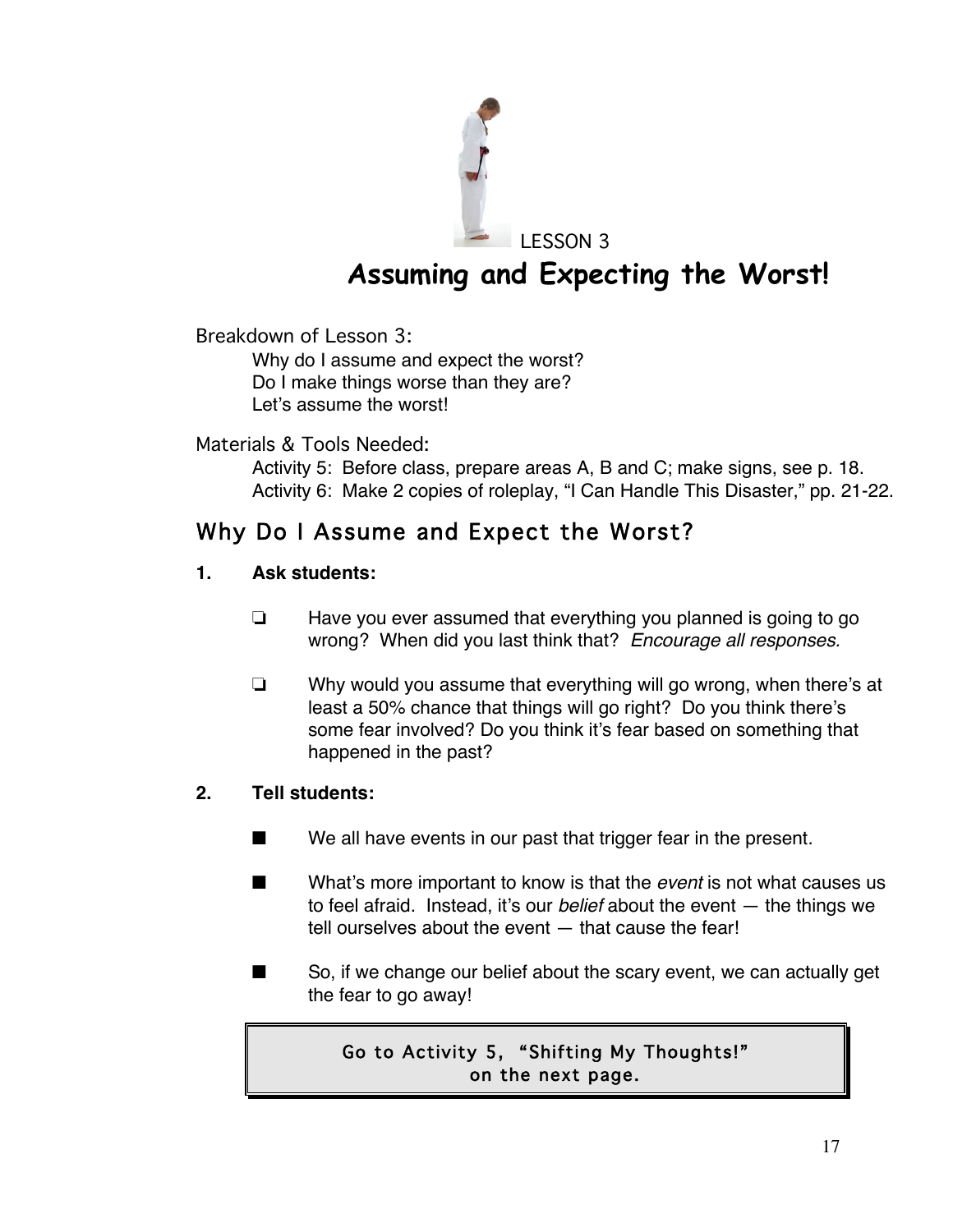LESSON 3

# Assuming and Expecting the Worst!

Breakdown of Lesson 3:

Why do I assume and expect the worst?
Do I make things worse than they are?
Let's assume the worst!

Materials & Tools Needed:

Activity 5: Before class, prepare areas A, B and C; make signs, see p. 18.
Activity 6: Make 2 copies of roleplay, "I Can Handle This Disaster," pp. 21-22.

## Why Do I Assume and Expect the Worst?

**1. Ask students:**

- ❏ Have you ever assumed that everything you planned is going to go wrong? When did you last think that? *Encourage all responses.*
- ❏ Why would you assume that everything will go wrong, when there's at least a 50% chance that things will go right? Do you think there's some fear involved? Do you think it's fear based on something that happened in the past?

**2. Tell students:**

- ■ We all have events in our past that trigger fear in the present.
- ■ What's more important to know is that the *event* is not what causes us to feel afraid. Instead, it's our *belief* about the event — the things we tell ourselves about the event — that cause the fear!
- ■ So, if we change our belief about the scary event, we can actually get the fear to go away!

Go to Activity 5, "Shifting My Thoughts!" on the next page.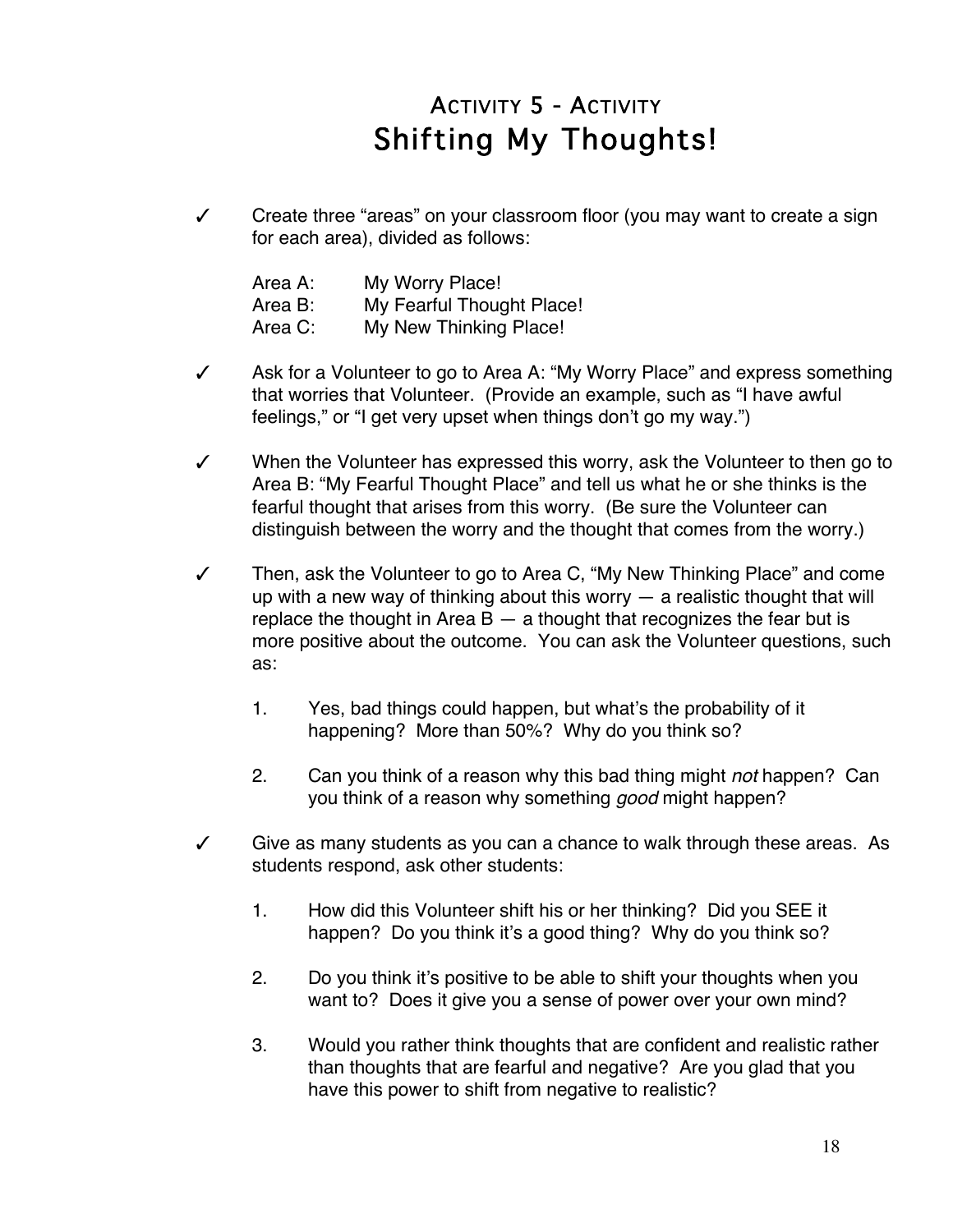## Activity 5 - Activity

# Shifting My Thoughts!

✓ Create three "areas" on your classroom floor (you may want to create a sign for each area), divided as follows:

Area A: My Worry Place!
Area B: My Fearful Thought Place!
Area C: My New Thinking Place!

✓ Ask for a Volunteer to go to Area A: "My Worry Place" and express something that worries that Volunteer. (Provide an example, such as "I have awful feelings," or "I get very upset when things don't go my way.")

✓ When the Volunteer has expressed this worry, ask the Volunteer to then go to Area B: "My Fearful Thought Place" and tell us what he or she thinks is the fearful thought that arises from this worry. (Be sure the Volunteer can distinguish between the worry and the thought that comes from the worry.)

✓ Then, ask the Volunteer to go to Area C, "My New Thinking Place" and come up with a new way of thinking about this worry — a realistic thought that will replace the thought in Area B — a thought that recognizes the fear but is more positive about the outcome. You can ask the Volunteer questions, such as:

1. Yes, bad things could happen, but what's the probability of it happening? More than 50%? Why do you think so?

2. Can you think of a reason why this bad thing might *not* happen? Can you think of a reason why something *good* might happen?

✓ Give as many students as you can a chance to walk through these areas. As students respond, ask other students:

1. How did this Volunteer shift his or her thinking? Did you SEE it happen? Do you think it's a good thing? Why do you think so?

2. Do you think it's positive to be able to shift your thoughts when you want to? Does it give you a sense of power over your own mind?

3. Would you rather think thoughts that are confident and realistic rather than thoughts that are fearful and negative? Are you glad that you have this power to shift from negative to realistic?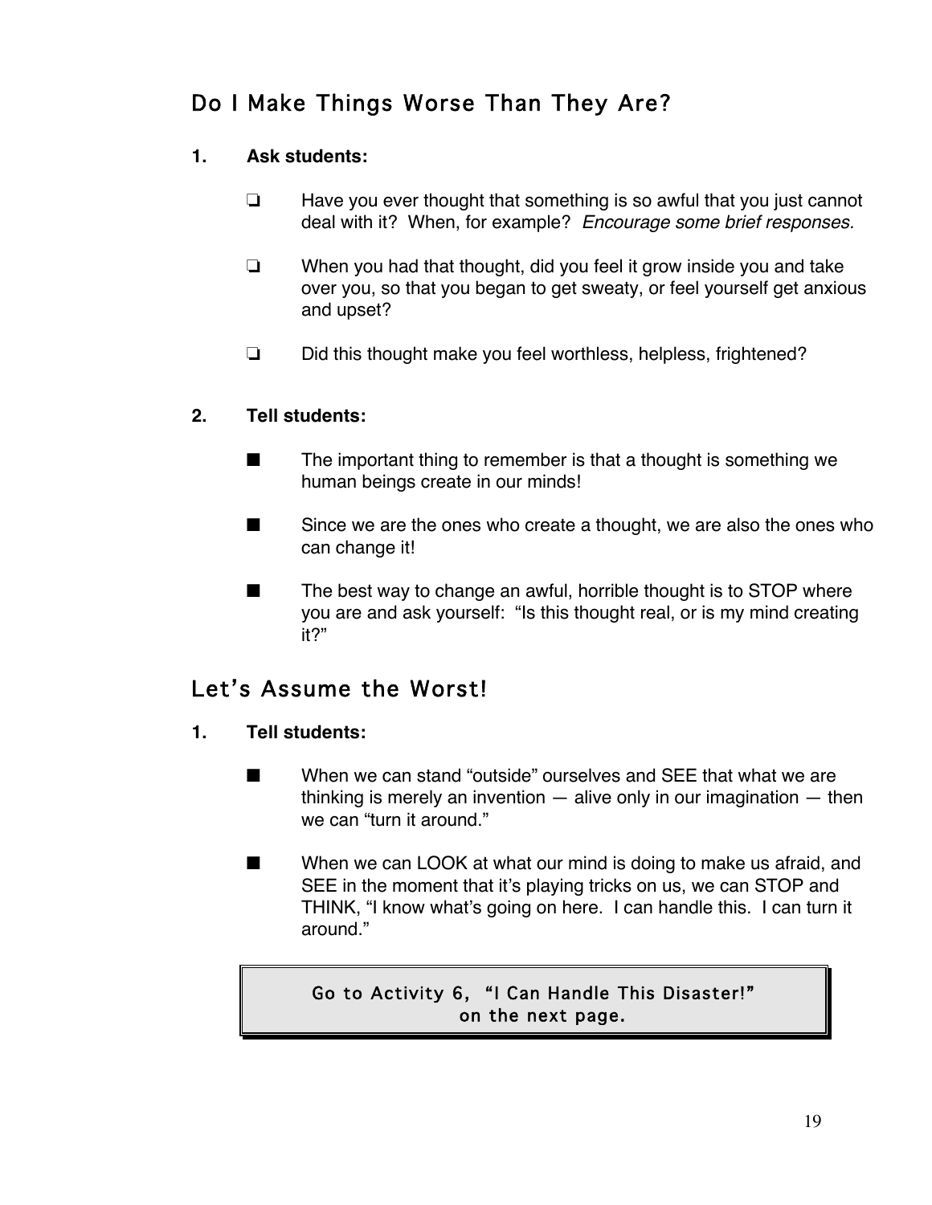## Do I Make Things Worse Than They Are?

1. **Ask students:**

   - ❏ Have you ever thought that something is so awful that you just cannot deal with it? When, for example? *Encourage some brief responses.*

   - ❏ When you had that thought, did you feel it grow inside you and take over you, so that you began to get sweaty, or feel yourself get anxious and upset?

   - ❏ Did this thought make you feel worthless, helpless, frightened?

2. **Tell students:**

   - ■ The important thing to remember is that a thought is something we human beings create in our minds!

   - ■ Since we are the ones who create a thought, we are also the ones who can change it!

   - ■ The best way to change an awful, horrible thought is to STOP where you are and ask yourself: "Is this thought real, or is my mind creating it?"

## Let's Assume the Worst!

1. **Tell students:**

   - ■ When we can stand "outside" ourselves and SEE that what we are thinking is merely an invention — alive only in our imagination — then we can "turn it around."

   - ■ When we can LOOK at what our mind is doing to make us afraid, and SEE in the moment that it's playing tricks on us, we can STOP and THINK, "I know what's going on here. I can handle this. I can turn it around."

> Go to Activity 6, "I Can Handle This Disaster!" on the next page.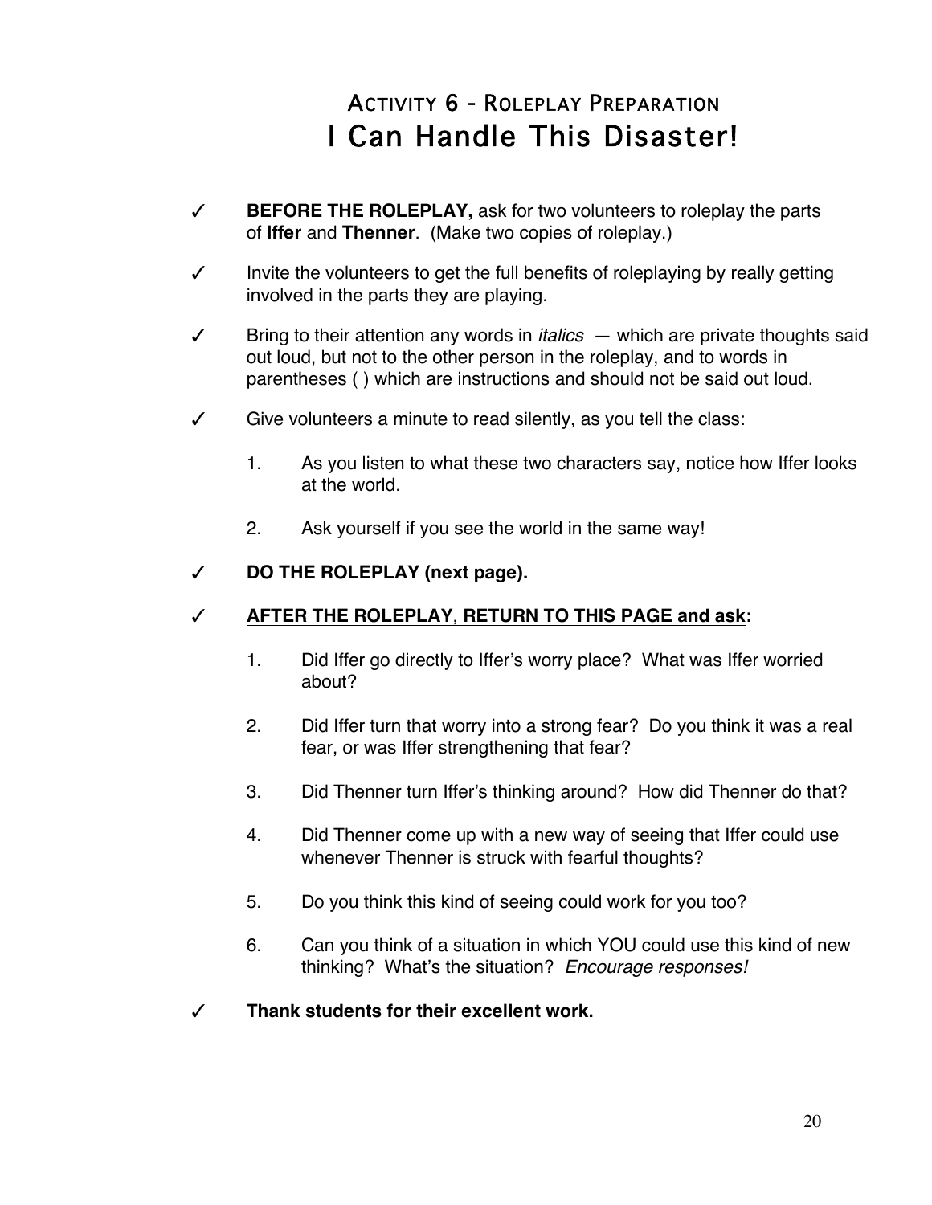## Activity 6 - Roleplay Preparation

# I Can Handle This Disaster!

- ✓ **BEFORE THE ROLEPLAY,** ask for two volunteers to roleplay the parts of **Iffer** and **Thenner**. (Make two copies of roleplay.)

- ✓ Invite the volunteers to get the full benefits of roleplaying by really getting involved in the parts they are playing.

- ✓ Bring to their attention any words in *italics* — which are private thoughts said out loud, but not to the other person in the roleplay, and to words in parentheses ( ) which are instructions and should not be said out loud.

- ✓ Give volunteers a minute to read silently, as you tell the class:

  1. As you listen to what these two characters say, notice how Iffer looks at the world.

  2. Ask yourself if you see the world in the same way!

- ✓ **DO THE ROLEPLAY (next page).**

- ✓ **<u>AFTER THE ROLEPLAY</u>, <u>RETURN TO THIS PAGE and ask</u>:**

  1. Did Iffer go directly to Iffer's worry place? What was Iffer worried about?

  2. Did Iffer turn that worry into a strong fear? Do you think it was a real fear, or was Iffer strengthening that fear?

  3. Did Thenner turn Iffer's thinking around? How did Thenner do that?

  4. Did Thenner come up with a new way of seeing that Iffer could use whenever Thenner is struck with fearful thoughts?

  5. Do you think this kind of seeing could work for you too?

  6. Can you think of a situation in which YOU could use this kind of new thinking? What's the situation? *Encourage responses!*

- ✓ **Thank students for their excellent work.**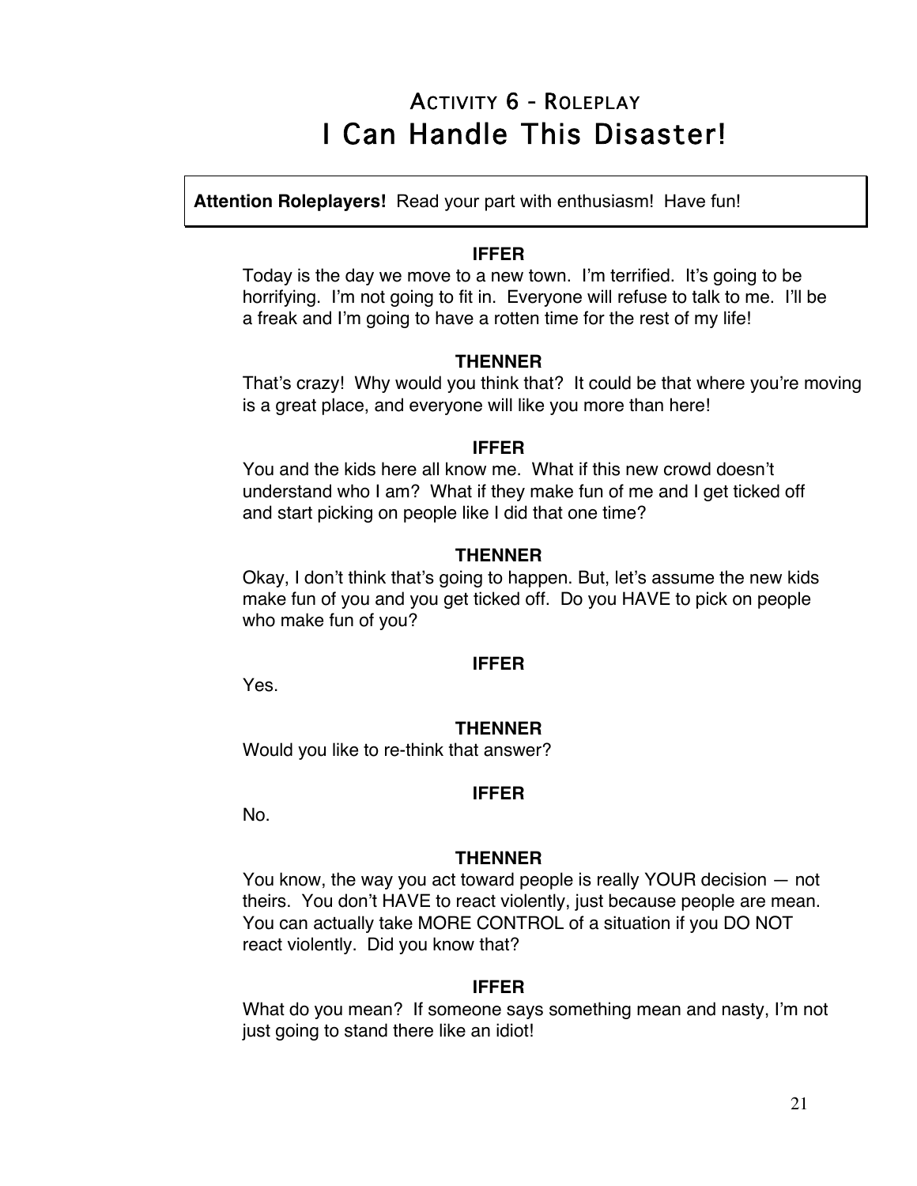# Activity 6 - Roleplay
# I Can Handle This Disaster!

**Attention Roleplayers!** Read your part with enthusiasm! Have fun!

**IFFER**

Today is the day we move to a new town. I'm terrified. It's going to be horrifying. I'm not going to fit in. Everyone will refuse to talk to me. I'll be a freak and I'm going to have a rotten time for the rest of my life!

**THENNER**

That's crazy! Why would you think that? It could be that where you're moving is a great place, and everyone will like you more than here!

**IFFER**

You and the kids here all know me. What if this new crowd doesn't understand who I am? What if they make fun of me and I get ticked off and start picking on people like I did that one time?

**THENNER**

Okay, I don't think that's going to happen. But, let's assume the new kids make fun of you and you get ticked off. Do you HAVE to pick on people who make fun of you?

**IFFER**

Yes.

**THENNER**

Would you like to re-think that answer?

**IFFER**

No.

**THENNER**

You know, the way you act toward people is really YOUR decision — not theirs. You don't HAVE to react violently, just because people are mean. You can actually take MORE CONTROL of a situation if you DO NOT react violently. Did you know that?

**IFFER**

What do you mean? If someone says something mean and nasty, I'm not just going to stand there like an idiot!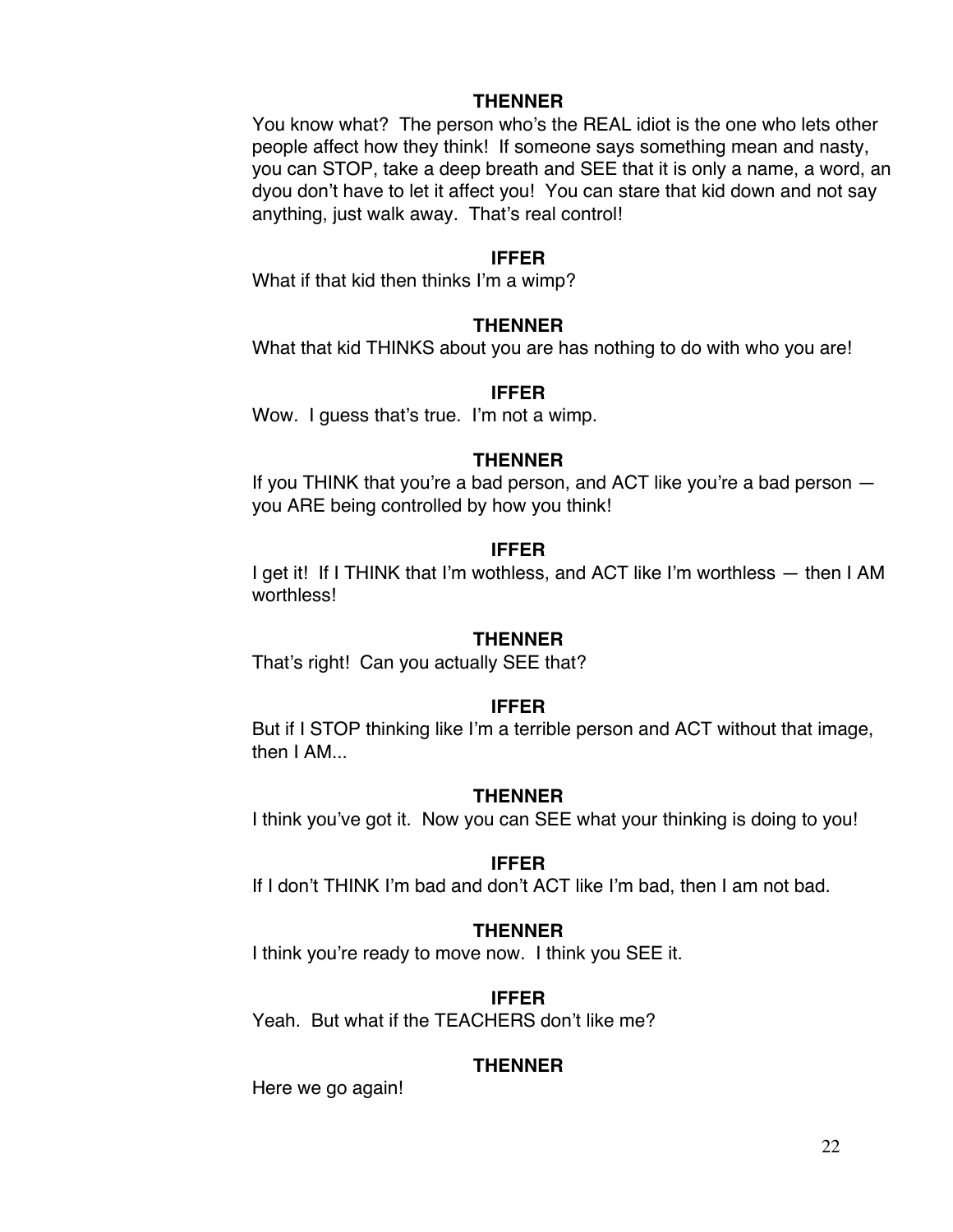**THENNER**

You know what? The person who's the REAL idiot is the one who lets other people affect how they think! If someone says something mean and nasty, you can STOP, take a deep breath and SEE that it is only a name, a word, an dyou don't have to let it affect you! You can stare that kid down and not say anything, just walk away. That's real control!

**IFFER**

What if that kid then thinks I'm a wimp?

**THENNER**

What that kid THINKS about you are has nothing to do with who you are!

**IFFER**

Wow. I guess that's true. I'm not a wimp.

**THENNER**

If you THINK that you're a bad person, and ACT like you're a bad person — you ARE being controlled by how you think!

**IFFER**

I get it! If I THINK that I'm wothless, and ACT like I'm worthless — then I AM worthless!

**THENNER**

That's right! Can you actually SEE that?

**IFFER**

But if I STOP thinking like I'm a terrible person and ACT without that image, then I AM...

**THENNER**

I think you've got it. Now you can SEE what your thinking is doing to you!

**IFFER**

If I don't THINK I'm bad and don't ACT like I'm bad, then I am not bad.

**THENNER**

I think you're ready to move now. I think you SEE it.

**IFFER**

Yeah. But what if the TEACHERS don't like me?

**THENNER**

Here we go again!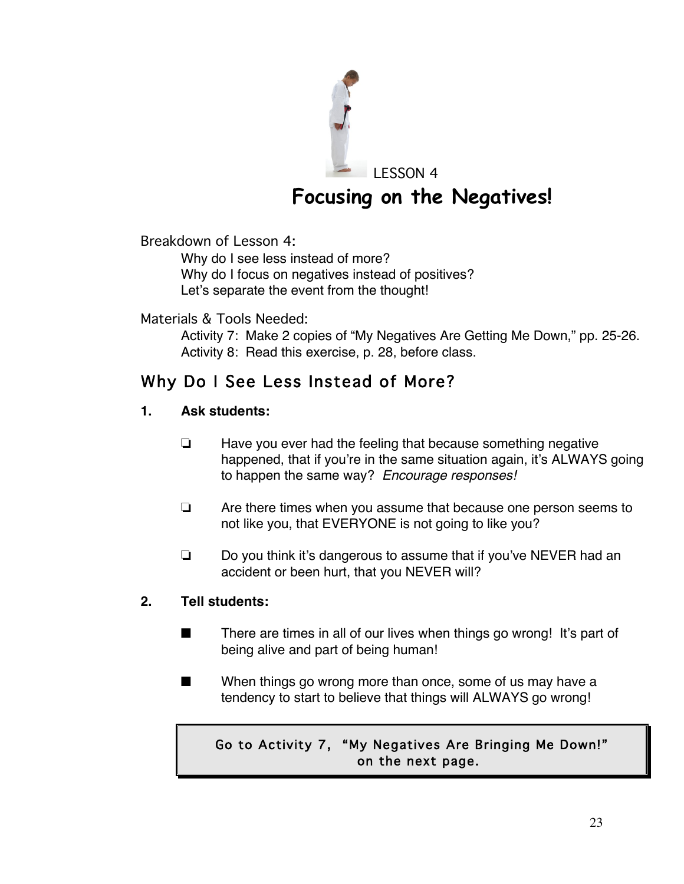LESSON 4

# Focusing on the Negatives!

Breakdown of Lesson 4:

Why do I see less instead of more?
Why do I focus on negatives instead of positives?
Let's separate the event from the thought!

Materials & Tools Needed:

Activity 7: Make 2 copies of "My Negatives Are Getting Me Down," pp. 25-26.
Activity 8: Read this exercise, p. 28, before class.

## Why Do I See Less Instead of More?

**1. Ask students:**

- ❏ Have you ever had the feeling that because something negative happened, that if you're in the same situation again, it's ALWAYS going to happen the same way? *Encourage responses!*
- ❏ Are there times when you assume that because one person seems to not like you, that EVERYONE is not going to like you?
- ❏ Do you think it's dangerous to assume that if you've NEVER had an accident or been hurt, that you NEVER will?

**2. Tell students:**

- ■ There are times in all of our lives when things go wrong! It's part of being alive and part of being human!
- ■ When things go wrong more than once, some of us may have a tendency to start to believe that things will ALWAYS go wrong!

> Go to Activity 7, "My Negatives Are Bringing Me Down!" on the next page.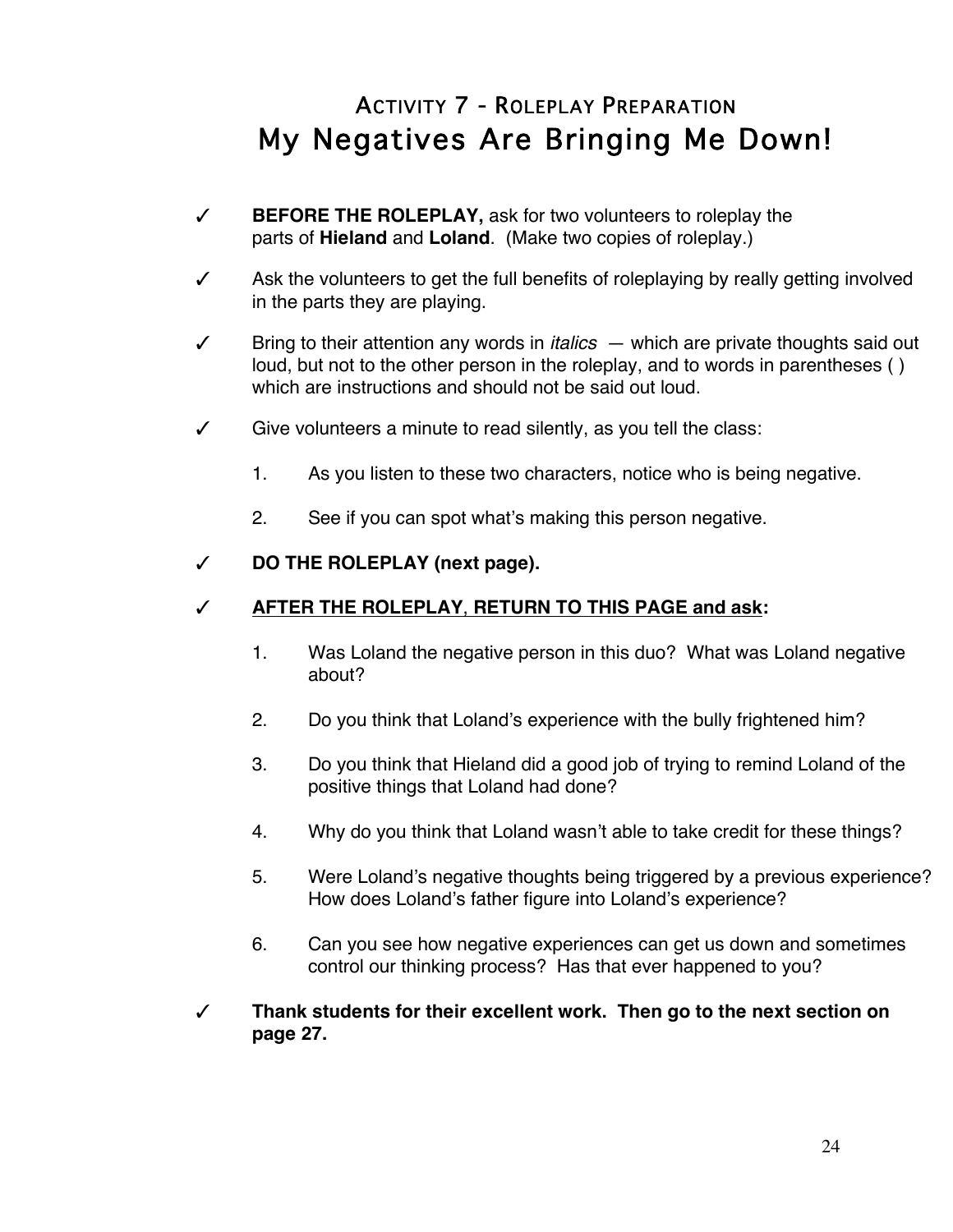## Activity 7 - Roleplay Preparation

# My Negatives Are Bringing Me Down!

✓ **BEFORE THE ROLEPLAY,** ask for two volunteers to roleplay the parts of **Hieland** and **Loland**. (Make two copies of roleplay.)

✓ Ask the volunteers to get the full benefits of roleplaying by really getting involved in the parts they are playing.

✓ Bring to their attention any words in *italics* — which are private thoughts said out loud, but not to the other person in the roleplay, and to words in parentheses ( ) which are instructions and should not be said out loud.

✓ Give volunteers a minute to read silently, as you tell the class:

1. As you listen to these two characters, notice who is being negative.
2. See if you can spot what's making this person negative.

✓ **DO THE ROLEPLAY (next page).**

✓ **<u>AFTER THE ROLEPLAY</u>, <u>RETURN TO THIS PAGE and ask</u>:**

1. Was Loland the negative person in this duo? What was Loland negative about?
2. Do you think that Loland's experience with the bully frightened him?
3. Do you think that Hieland did a good job of trying to remind Loland of the positive things that Loland had done?
4. Why do you think that Loland wasn't able to take credit for these things?
5. Were Loland's negative thoughts being triggered by a previous experience? How does Loland's father figure into Loland's experience?
6. Can you see how negative experiences can get us down and sometimes control our thinking process? Has that ever happened to you?

✓ **Thank students for their excellent work. Then go to the next section on page 27.**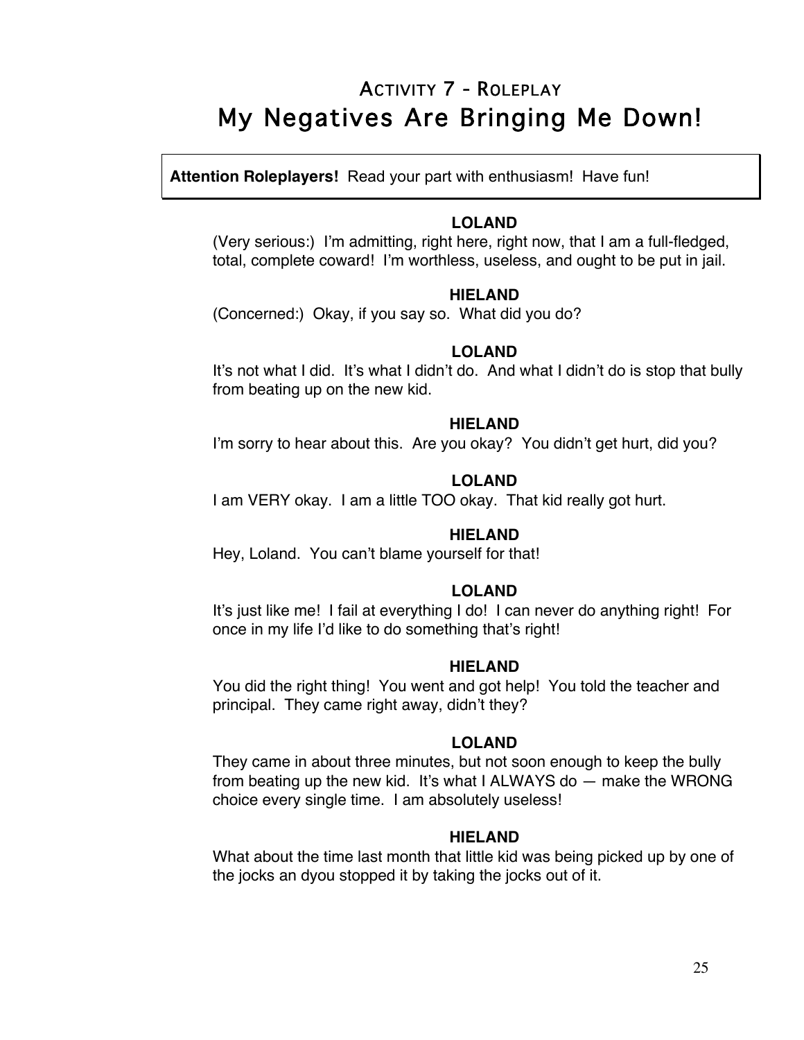# Activity 7 - Roleplay

## My Negatives Are Bringing Me Down!

**Attention Roleplayers!** Read your part with enthusiasm! Have fun!

**LOLAND**

(Very serious:) I'm admitting, right here, right now, that I am a full-fledged, total, complete coward! I'm worthless, useless, and ought to be put in jail.

**HIELAND**

(Concerned:) Okay, if you say so. What did you do?

**LOLAND**

It's not what I did. It's what I didn't do. And what I didn't do is stop that bully from beating up on the new kid.

**HIELAND**

I'm sorry to hear about this. Are you okay? You didn't get hurt, did you?

**LOLAND**

I am VERY okay. I am a little TOO okay. That kid really got hurt.

**HIELAND**

Hey, Loland. You can't blame yourself for that!

**LOLAND**

It's just like me! I fail at everything I do! I can never do anything right! For once in my life I'd like to do something that's right!

**HIELAND**

You did the right thing! You went and got help! You told the teacher and principal. They came right away, didn't they?

**LOLAND**

They came in about three minutes, but not soon enough to keep the bully from beating up the new kid. It's what I ALWAYS do — make the WRONG choice every single time. I am absolutely useless!

**HIELAND**

What about the time last month that little kid was being picked up by one of the jocks an dyou stopped it by taking the jocks out of it.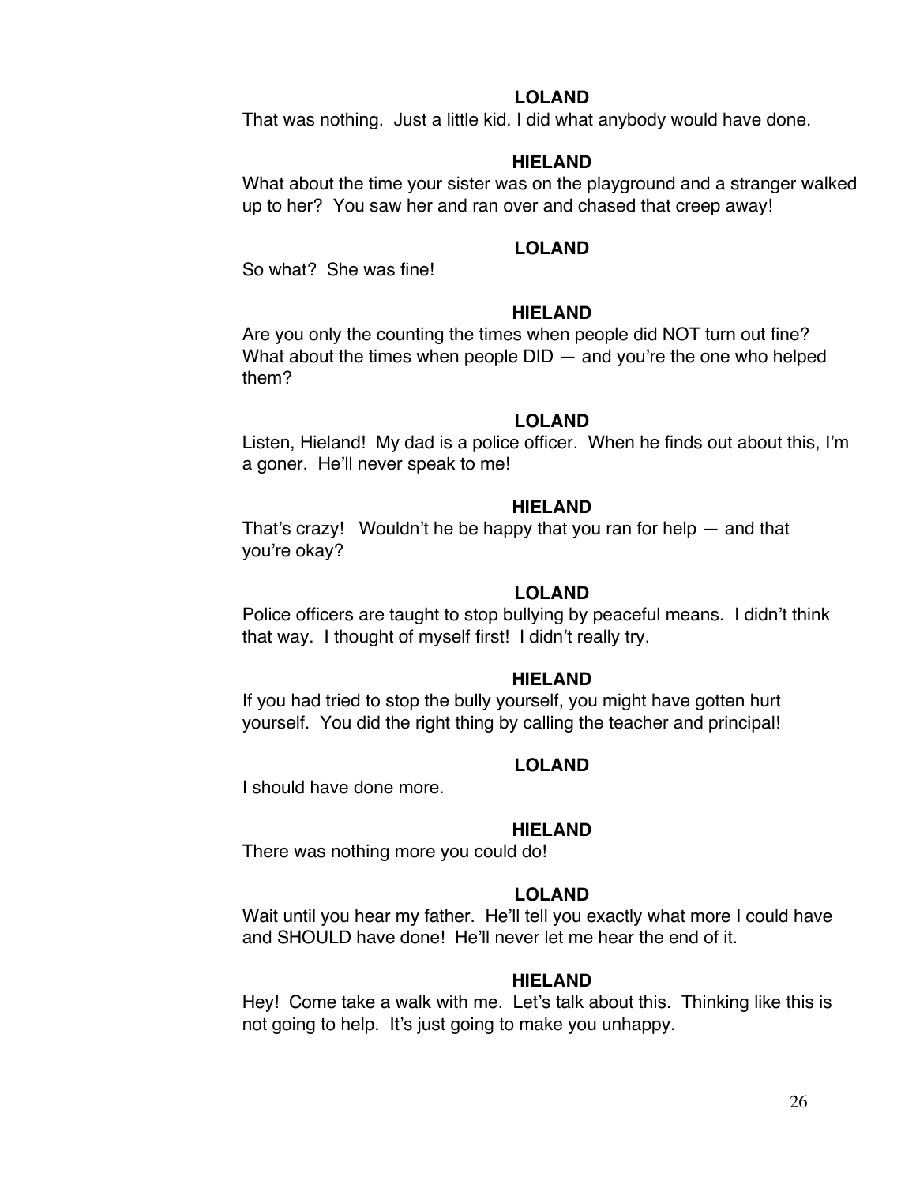**LOLAND**

That was nothing. Just a little kid. I did what anybody would have done.

**HIELAND**

What about the time your sister was on the playground and a stranger walked up to her? You saw her and ran over and chased that creep away!

**LOLAND**

So what? She was fine!

**HIELAND**

Are you only the counting the times when people did NOT turn out fine? What about the times when people DID — and you're the one who helped them?

**LOLAND**

Listen, Hieland! My dad is a police officer. When he finds out about this, I'm a goner. He'll never speak to me!

**HIELAND**

That's crazy! Wouldn't he be happy that you ran for help — and that you're okay?

**LOLAND**

Police officers are taught to stop bullying by peaceful means. I didn't think that way. I thought of myself first! I didn't really try.

**HIELAND**

If you had tried to stop the bully yourself, you might have gotten hurt yourself. You did the right thing by calling the teacher and principal!

**LOLAND**

I should have done more.

**HIELAND**

There was nothing more you could do!

**LOLAND**

Wait until you hear my father. He'll tell you exactly what more I could have and SHOULD have done! He'll never let me hear the end of it.

**HIELAND**

Hey! Come take a walk with me. Let's talk about this. Thinking like this is not going to help. It's just going to make you unhappy.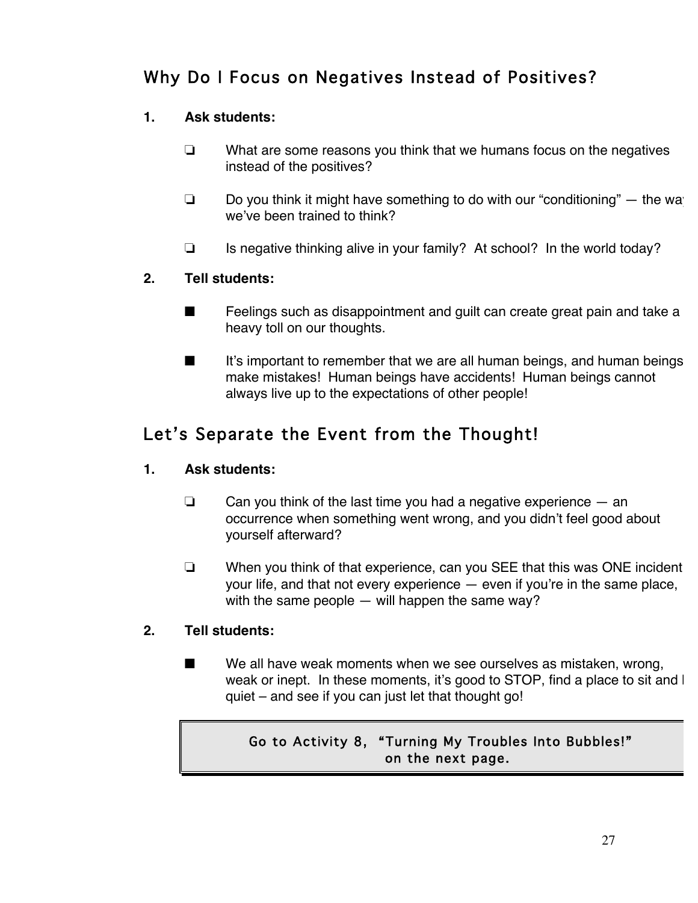## Why Do I Focus on Negatives Instead of Positives?

**1. Ask students:**

- ❏ What are some reasons you think that we humans focus on the negatives instead of the positives?
- ❏ Do you think it might have something to do with our "conditioning" — the way we've been trained to think?
- ❏ Is negative thinking alive in your family? At school? In the world today?

**2. Tell students:**

- ■ Feelings such as disappointment and guilt can create great pain and take a heavy toll on our thoughts.
- ■ It's important to remember that we are all human beings, and human beings make mistakes! Human beings have accidents! Human beings cannot always live up to the expectations of other people!

## Let's Separate the Event from the Thought!

**1. Ask students:**

- ❏ Can you think of the last time you had a negative experience — an occurrence when something went wrong, and you didn't feel good about yourself afterward?
- ❏ When you think of that experience, can you SEE that this was ONE incident your life, and that not every experience — even if you're in the same place, with the same people — will happen the same way?

**2. Tell students:**

- ■ We all have weak moments when we see ourselves as mistaken, wrong, weak or inept. In these moments, it's good to STOP, find a place to sit and be quiet – and see if you can just let that thought go!

> Go to Activity 8, "Turning My Troubles Into Bubbles!" on the next page.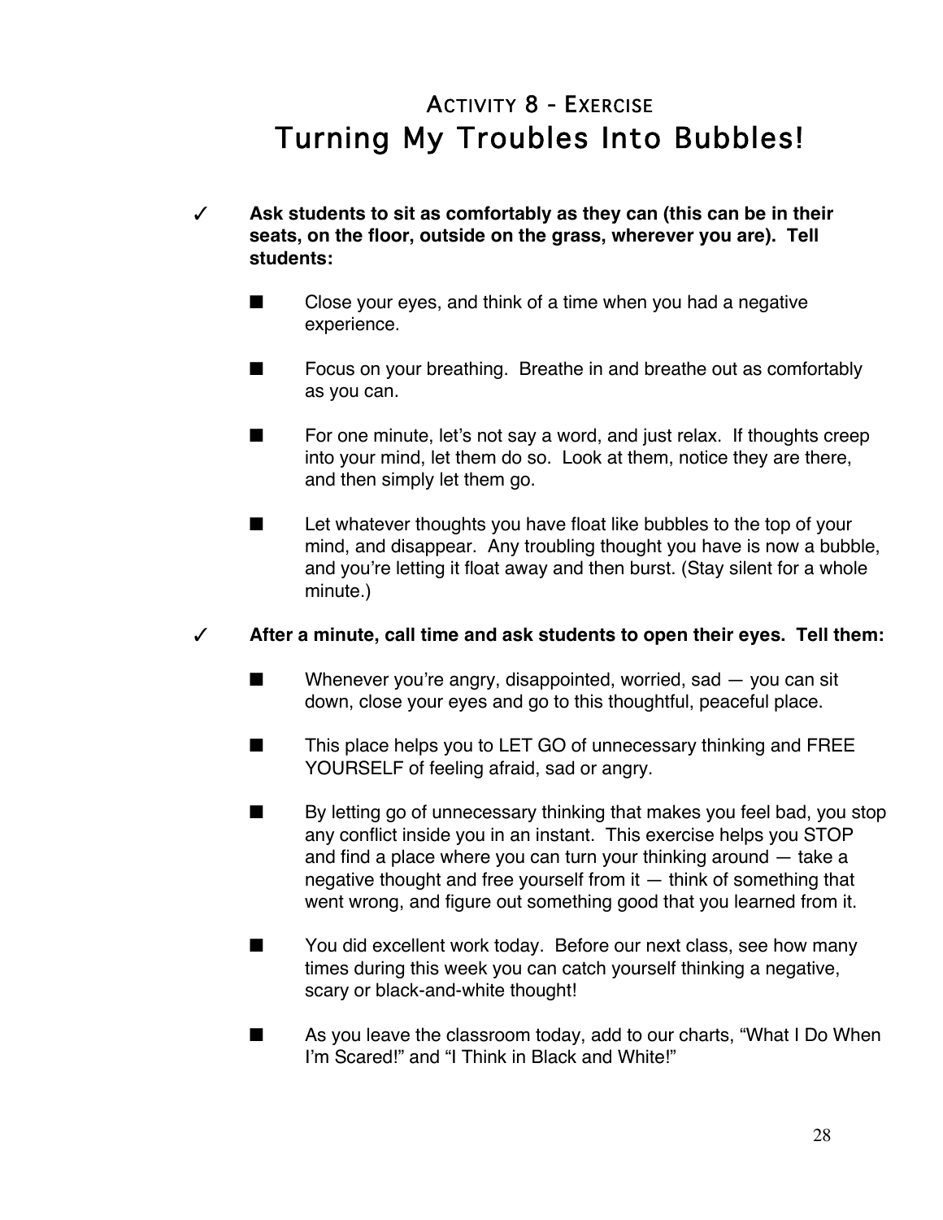# ACTIVITY 8 - EXERCISE
## Turning My Troubles Into Bubbles!

✓ **Ask students to sit as comfortably as they can (this can be in their seats, on the floor, outside on the grass, wherever you are). Tell students:**

- Close your eyes, and think of a time when you had a negative experience.

- Focus on your breathing. Breathe in and breathe out as comfortably as you can.

- For one minute, let's not say a word, and just relax. If thoughts creep into your mind, let them do so. Look at them, notice they are there, and then simply let them go.

- Let whatever thoughts you have float like bubbles to the top of your mind, and disappear. Any troubling thought you have is now a bubble, and you're letting it float away and then burst. (Stay silent for a whole minute.)

✓ **After a minute, call time and ask students to open their eyes. Tell them:**

- Whenever you're angry, disappointed, worried, sad — you can sit down, close your eyes and go to this thoughtful, peaceful place.

- This place helps you to LET GO of unnecessary thinking and FREE YOURSELF of feeling afraid, sad or angry.

- By letting go of unnecessary thinking that makes you feel bad, you stop any conflict inside you in an instant. This exercise helps you STOP and find a place where you can turn your thinking around — take a negative thought and free yourself from it — think of something that went wrong, and figure out something good that you learned from it.

- You did excellent work today. Before our next class, see how many times during this week you can catch yourself thinking a negative, scary or black-and-white thought!

- As you leave the classroom today, add to our charts, "What I Do When I'm Scared!" and "I Think in Black and White!"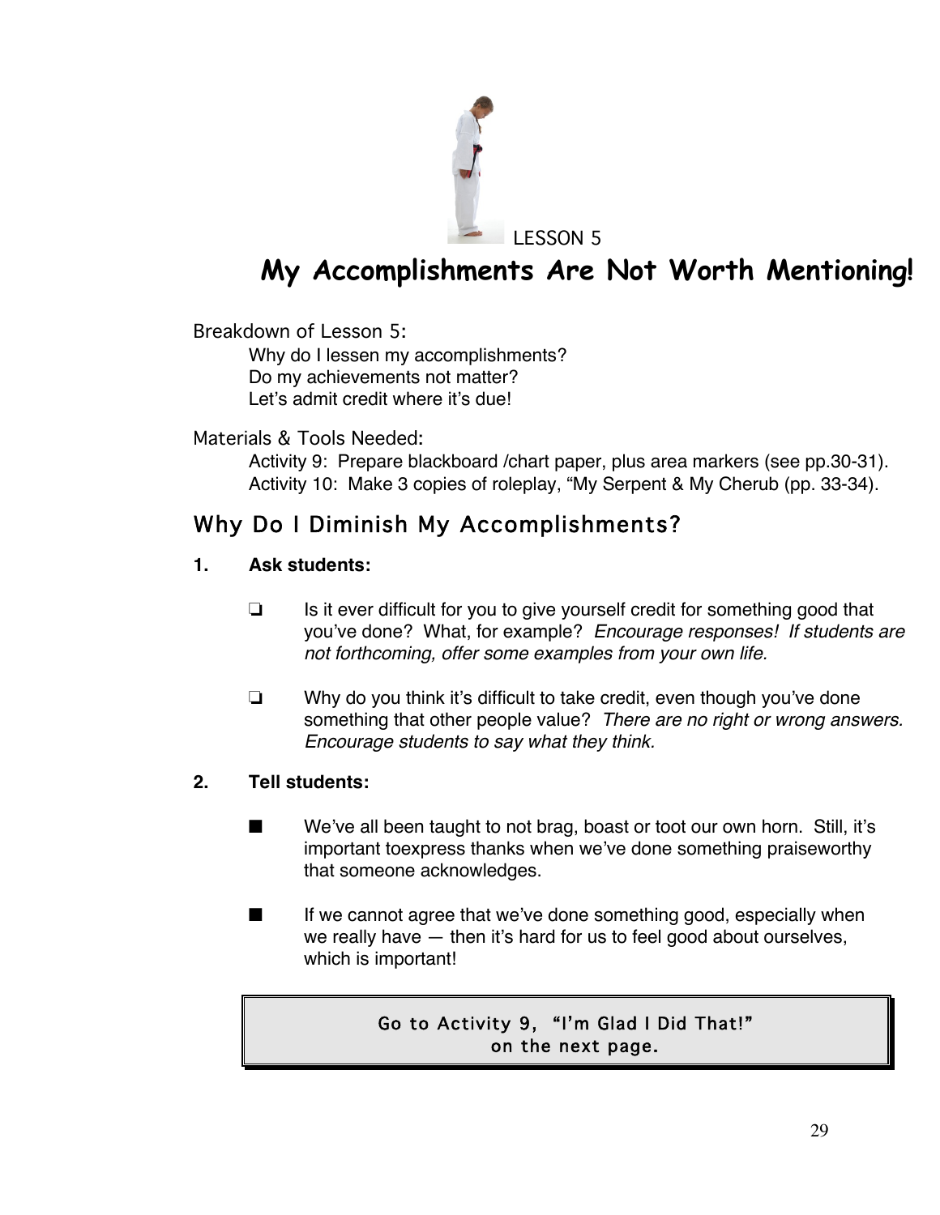LESSON 5

# My Accomplishments Are Not Worth Mentioning!

Breakdown of Lesson 5:

Why do I lessen my accomplishments?
Do my achievements not matter?
Let's admit credit where it's due!

Materials & Tools Needed:

Activity 9: Prepare blackboard /chart paper, plus area markers (see pp.30-31).
Activity 10: Make 3 copies of roleplay, "My Serpent & My Cherub (pp. 33-34).

## Why Do I Diminish My Accomplishments?

**1. Ask students:**

- ❏ Is it ever difficult for you to give yourself credit for something good that you've done? What, for example? *Encourage responses! If students are not forthcoming, offer some examples from your own life.*

- ❏ Why do you think it's difficult to take credit, even though you've done something that other people value? *There are no right or wrong answers. Encourage students to say what they think.*

**2. Tell students:**

- ■ We've all been taught to not brag, boast or toot our own horn. Still, it's important toexpress thanks when we've done something praiseworthy that someone acknowledges.

- ■ If we cannot agree that we've done something good, especially when we really have — then it's hard for us to feel good about ourselves, which is important!

> Go to Activity 9, "I'm Glad I Did That!" on the next page.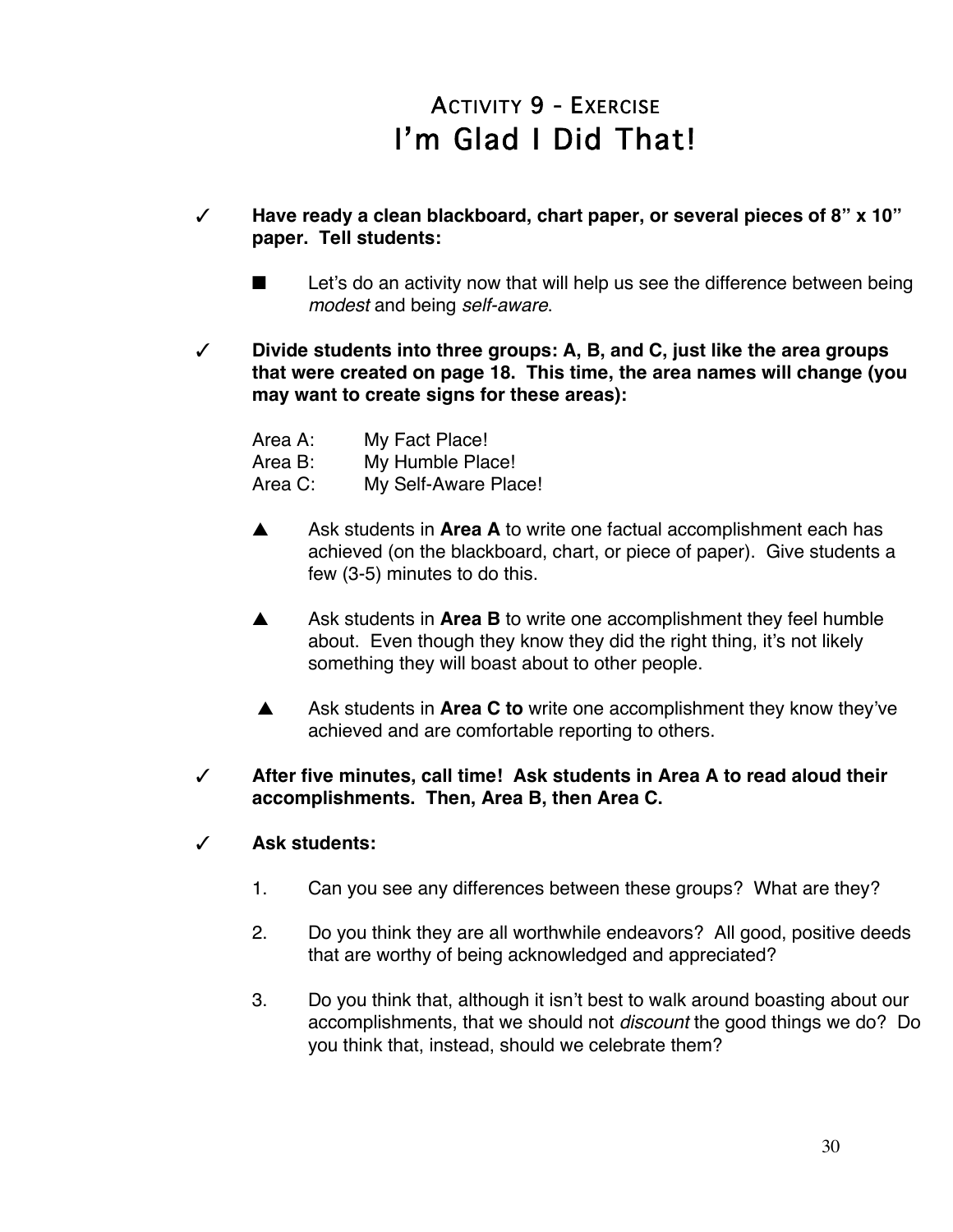## ACTIVITY 9 - EXERCISE
# I'm Glad I Did That!

✓ **Have ready a clean blackboard, chart paper, or several pieces of 8" x 10" paper. Tell students:**

■ Let's do an activity now that will help us see the difference between being *modest* and being *self-aware*.

✓ **Divide students into three groups: A, B, and C, just like the area groups that were created on page 18. This time, the area names will change (you may want to create signs for these areas):**

Area A: My Fact Place!
Area B: My Humble Place!
Area C: My Self-Aware Place!

▲ Ask students in **Area A** to write one factual accomplishment each has achieved (on the blackboard, chart, or piece of paper). Give students a few (3-5) minutes to do this.

▲ Ask students in **Area B** to write one accomplishment they feel humble about. Even though they know they did the right thing, it's not likely something they will boast about to other people.

▲ Ask students in **Area C to** write one accomplishment they know they've achieved and are comfortable reporting to others.

✓ **After five minutes, call time! Ask students in Area A to read aloud their accomplishments. Then, Area B, then Area C.**

✓ **Ask students:**

1. Can you see any differences between these groups? What are they?

2. Do you think they are all worthwhile endeavors? All good, positive deeds that are worthy of being acknowledged and appreciated?

3. Do you think that, although it isn't best to walk around boasting about our accomplishments, that we should not *discount* the good things we do? Do you think that, instead, should we celebrate them?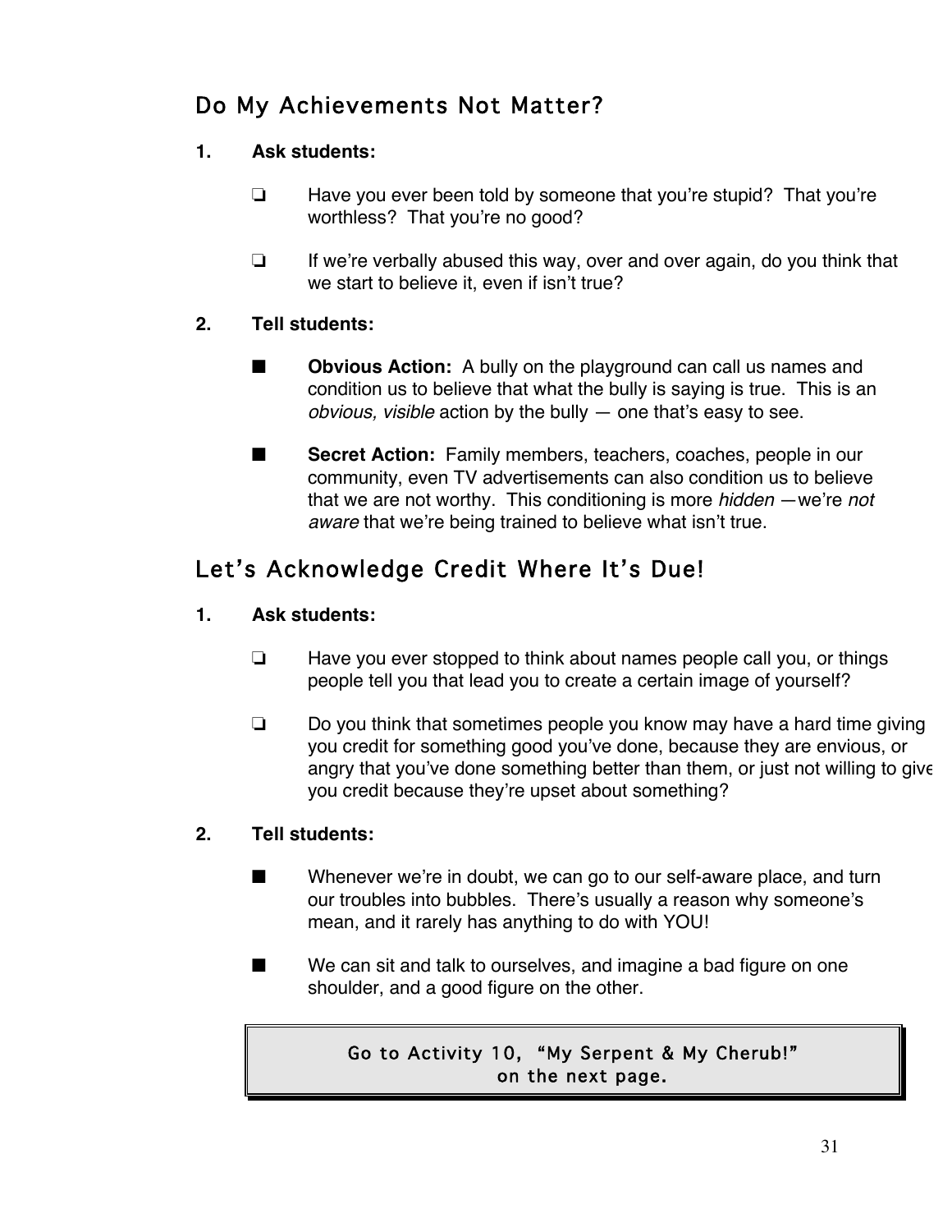## Do My Achievements Not Matter?

**1. Ask students:**

- ❏ Have you ever been told by someone that you're stupid? That you're worthless? That you're no good?

- ❏ If we're verbally abused this way, over and over again, do you think that we start to believe it, even if isn't true?

**2. Tell students:**

- ■ **Obvious Action:** A bully on the playground can call us names and condition us to believe that what the bully is saying is true. This is an *obvious, visible* action by the bully — one that's easy to see.

- ■ **Secret Action:** Family members, teachers, coaches, people in our community, even TV advertisements can also condition us to believe that we are not worthy. This conditioning is more *hidden* —we're *not aware* that we're being trained to believe what isn't true.

## Let's Acknowledge Credit Where It's Due!

**1. Ask students:**

- ❏ Have you ever stopped to think about names people call you, or things people tell you that lead you to create a certain image of yourself?

- ❏ Do you think that sometimes people you know may have a hard time giving you credit for something good you've done, because they are envious, or angry that you've done something better than them, or just not willing to give you credit because they're upset about something?

**2. Tell students:**

- ■ Whenever we're in doubt, we can go to our self-aware place, and turn our troubles into bubbles. There's usually a reason why someone's mean, and it rarely has anything to do with YOU!

- ■ We can sit and talk to ourselves, and imagine a bad figure on one shoulder, and a good figure on the other.

> Go to Activity 10, "My Serpent & My Cherub!"
> on the next page.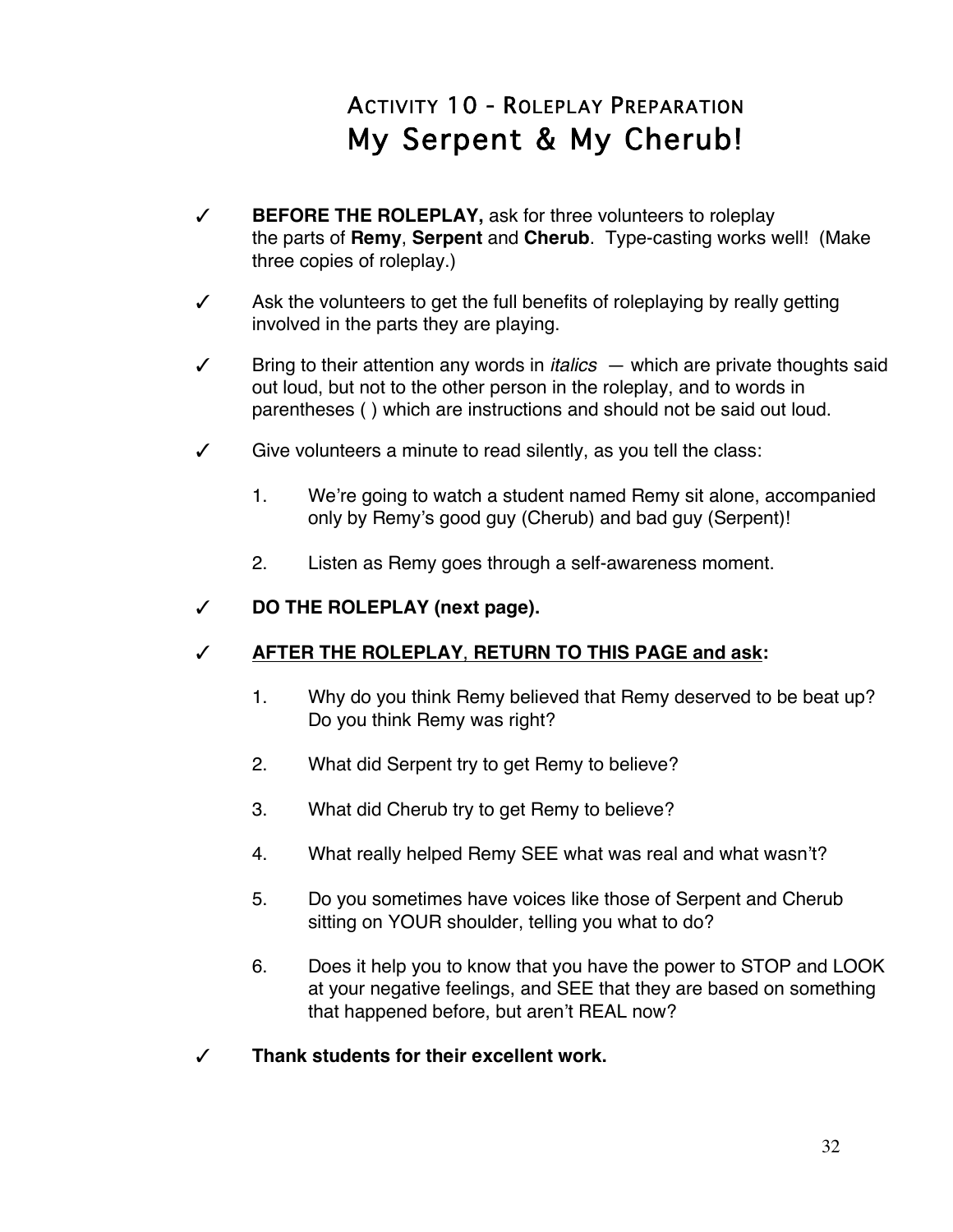## Activity 10 - Roleplay Preparation

# My Serpent & My Cherub!

✓ **BEFORE THE ROLEPLAY,** ask for three volunteers to roleplay the parts of **Remy**, **Serpent** and **Cherub**. Type-casting works well! (Make three copies of roleplay.)

✓ Ask the volunteers to get the full benefits of roleplaying by really getting involved in the parts they are playing.

✓ Bring to their attention any words in *italics* — which are private thoughts said out loud, but not to the other person in the roleplay, and to words in parentheses ( ) which are instructions and should not be said out loud.

✓ Give volunteers a minute to read silently, as you tell the class:

1. We're going to watch a student named Remy sit alone, accompanied only by Remy's good guy (Cherub) and bad guy (Serpent)!
2. Listen as Remy goes through a self-awareness moment.

✓ **DO THE ROLEPLAY (next page).**

✓ **<u>AFTER THE ROLEPLAY</u>, <u>RETURN TO THIS PAGE and ask</u>:**

1. Why do you think Remy believed that Remy deserved to be beat up? Do you think Remy was right?
2. What did Serpent try to get Remy to believe?
3. What did Cherub try to get Remy to believe?
4. What really helped Remy SEE what was real and what wasn't?
5. Do you sometimes have voices like those of Serpent and Cherub sitting on YOUR shoulder, telling you what to do?
6. Does it help you to know that you have the power to STOP and LOOK at your negative feelings, and SEE that they are based on something that happened before, but aren't REAL now?

✓ **Thank students for their excellent work.**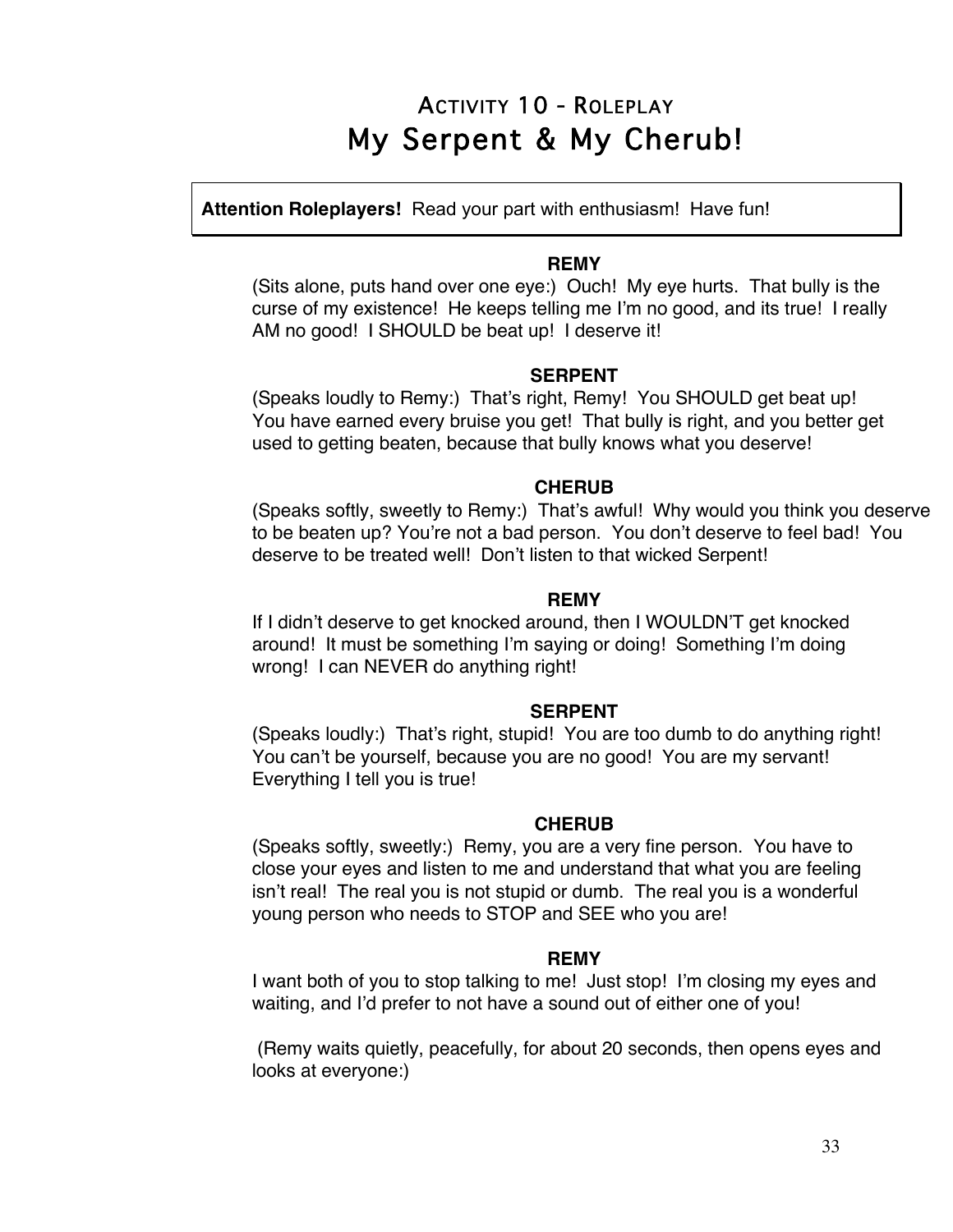## Activity 10 - Roleplay
# My Serpent & My Cherub!

**Attention Roleplayers!** Read your part with enthusiasm! Have fun!

**REMY**

(Sits alone, puts hand over one eye:) Ouch! My eye hurts. That bully is the curse of my existence! He keeps telling me I'm no good, and its true! I really AM no good! I SHOULD be beat up! I deserve it!

**SERPENT**

(Speaks loudly to Remy:) That's right, Remy! You SHOULD get beat up! You have earned every bruise you get! That bully is right, and you better get used to getting beaten, because that bully knows what you deserve!

**CHERUB**

(Speaks softly, sweetly to Remy:) That's awful! Why would you think you deserve to be beaten up? You're not a bad person. You don't deserve to feel bad! You deserve to be treated well! Don't listen to that wicked Serpent!

**REMY**

If I didn't deserve to get knocked around, then I WOULDN'T get knocked around! It must be something I'm saying or doing! Something I'm doing wrong! I can NEVER do anything right!

**SERPENT**

(Speaks loudly:) That's right, stupid! You are too dumb to do anything right! You can't be yourself, because you are no good! You are my servant! Everything I tell you is true!

**CHERUB**

(Speaks softly, sweetly:) Remy, you are a very fine person. You have to close your eyes and listen to me and understand that what you are feeling isn't real! The real you is not stupid or dumb. The real you is a wonderful young person who needs to STOP and SEE who you are!

**REMY**

I want both of you to stop talking to me! Just stop! I'm closing my eyes and waiting, and I'd prefer to not have a sound out of either one of you!

(Remy waits quietly, peacefully, for about 20 seconds, then opens eyes and looks at everyone:)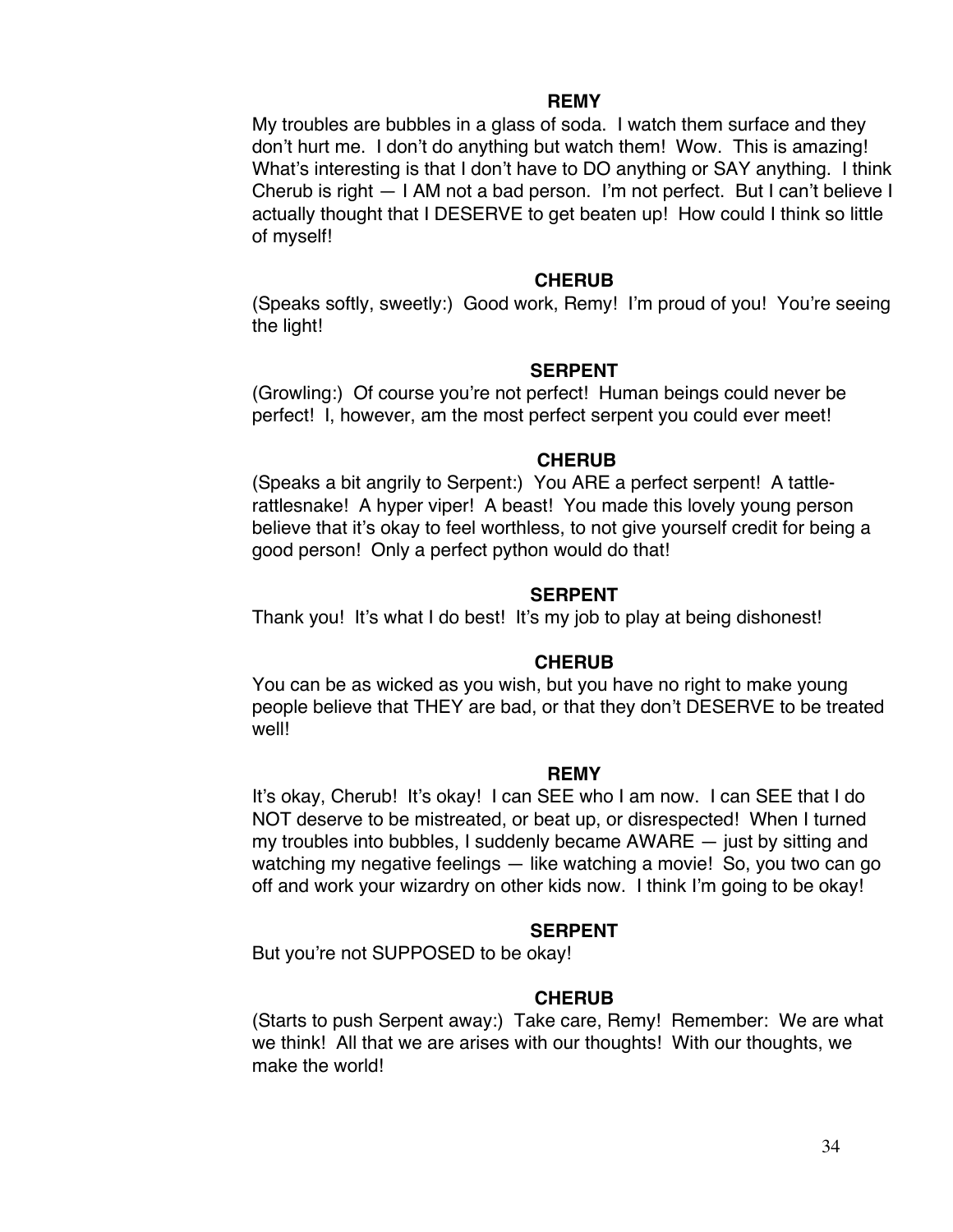**REMY**

My troubles are bubbles in a glass of soda. I watch them surface and they don't hurt me. I don't do anything but watch them! Wow. This is amazing! What's interesting is that I don't have to DO anything or SAY anything. I think Cherub is right — I AM not a bad person. I'm not perfect. But I can't believe I actually thought that I DESERVE to get beaten up! How could I think so little of myself!

**CHERUB**

(Speaks softly, sweetly:) Good work, Remy! I'm proud of you! You're seeing the light!

**SERPENT**

(Growling:) Of course you're not perfect! Human beings could never be perfect! I, however, am the most perfect serpent you could ever meet!

**CHERUB**

(Speaks a bit angrily to Serpent:) You ARE a perfect serpent! A tattle-rattlesnake! A hyper viper! A beast! You made this lovely young person believe that it's okay to feel worthless, to not give yourself credit for being a good person! Only a perfect python would do that!

**SERPENT**

Thank you! It's what I do best! It's my job to play at being dishonest!

**CHERUB**

You can be as wicked as you wish, but you have no right to make young people believe that THEY are bad, or that they don't DESERVE to be treated well!

**REMY**

It's okay, Cherub! It's okay! I can SEE who I am now. I can SEE that I do NOT deserve to be mistreated, or beat up, or disrespected! When I turned my troubles into bubbles, I suddenly became AWARE — just by sitting and watching my negative feelings — like watching a movie! So, you two can go off and work your wizardry on other kids now. I think I'm going to be okay!

**SERPENT**

But you're not SUPPOSED to be okay!

**CHERUB**

(Starts to push Serpent away:) Take care, Remy! Remember: We are what we think! All that we are arises with our thoughts! With our thoughts, we make the world!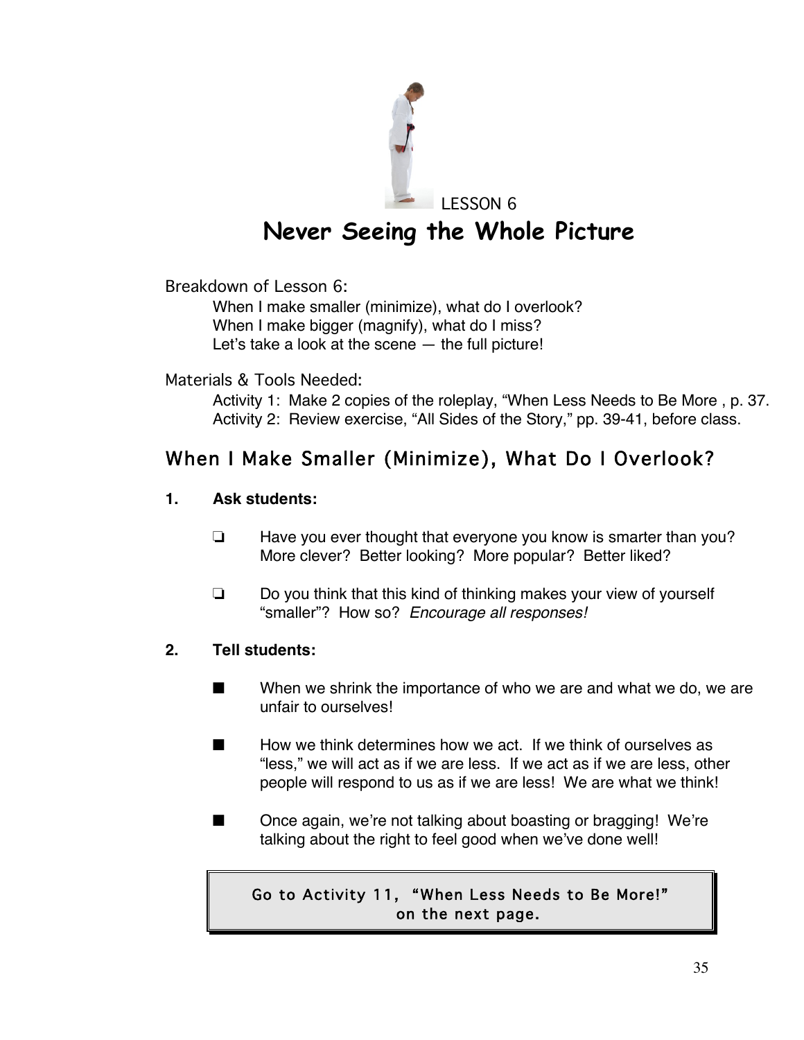LESSON 6

# Never Seeing the Whole Picture

Breakdown of Lesson 6:

When I make smaller (minimize), what do I overlook?
When I make bigger (magnify), what do I miss?
Let's take a look at the scene — the full picture!

Materials & Tools Needed:

Activity 1: Make 2 copies of the roleplay, "When Less Needs to Be More , p. 37.
Activity 2: Review exercise, "All Sides of the Story," pp. 39-41, before class.

## When I Make Smaller (Minimize), What Do I Overlook?

**1. Ask students:**

- ❏ Have you ever thought that everyone you know is smarter than you? More clever? Better looking? More popular? Better liked?
- ❏ Do you think that this kind of thinking makes your view of yourself "smaller"? How so? *Encourage all responses!*

**2. Tell students:**

- ■ When we shrink the importance of who we are and what we do, we are unfair to ourselves!
- ■ How we think determines how we act. If we think of ourselves as "less," we will act as if we are less. If we act as if we are less, other people will respond to us as if we are less! We are what we think!
- ■ Once again, we're not talking about boasting or bragging! We're talking about the right to feel good when we've done well!

> Go to Activity 11, "When Less Needs to Be More!" on the next page.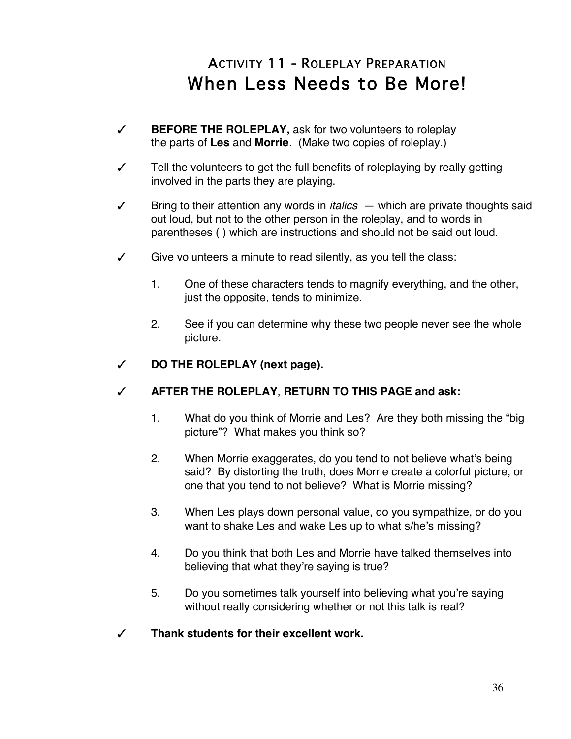## Activity 11 - Roleplay Preparation

# When Less Needs to Be More!

✓ **BEFORE THE ROLEPLAY,** ask for two volunteers to roleplay the parts of **Les** and **Morrie**. (Make two copies of roleplay.)

✓ Tell the volunteers to get the full benefits of roleplaying by really getting involved in the parts they are playing.

✓ Bring to their attention any words in *italics* — which are private thoughts said out loud, but not to the other person in the roleplay, and to words in parentheses ( ) which are instructions and should not be said out loud.

✓ Give volunteers a minute to read silently, as you tell the class:

1. One of these characters tends to magnify everything, and the other, just the opposite, tends to minimize.
2. See if you can determine why these two people never see the whole picture.

✓ **DO THE ROLEPLAY (next page).**

✓ **<u>AFTER THE ROLEPLAY</u>, <u>RETURN TO THIS PAGE and ask</u>:**

1. What do you think of Morrie and Les? Are they both missing the "big picture"? What makes you think so?
2. When Morrie exaggerates, do you tend to not believe what's being said? By distorting the truth, does Morrie create a colorful picture, or one that you tend to not believe? What is Morrie missing?
3. When Les plays down personal value, do you sympathize, or do you want to shake Les and wake Les up to what s/he's missing?
4. Do you think that both Les and Morrie have talked themselves into believing that what they're saying is true?
5. Do you sometimes talk yourself into believing what you're saying without really considering whether or not this talk is real?

✓ **Thank students for their excellent work.**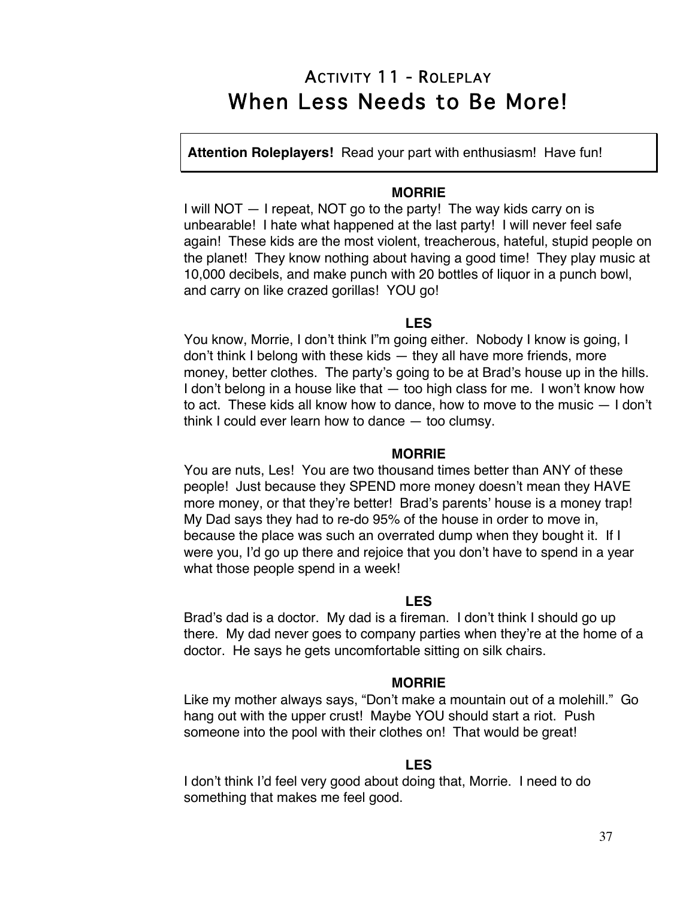## Activity 11 - Roleplay

# When Less Needs to Be More!

**Attention Roleplayers!** Read your part with enthusiasm! Have fun!

**MORRIE**

I will NOT — I repeat, NOT go to the party! The way kids carry on is unbearable! I hate what happened at the last party! I will never feel safe again! These kids are the most violent, treacherous, hateful, stupid people on the planet! They know nothing about having a good time! They play music at 10,000 decibels, and make punch with 20 bottles of liquor in a punch bowl, and carry on like crazed gorillas! YOU go!

**LES**

You know, Morrie, I don't think I"m going either. Nobody I know is going, I don't think I belong with these kids — they all have more friends, more money, better clothes. The party's going to be at Brad's house up in the hills. I don't belong in a house like that — too high class for me. I won't know how to act. These kids all know how to dance, how to move to the music — I don't think I could ever learn how to dance — too clumsy.

**MORRIE**

You are nuts, Les! You are two thousand times better than ANY of these people! Just because they SPEND more money doesn't mean they HAVE more money, or that they're better! Brad's parents' house is a money trap! My Dad says they had to re-do 95% of the house in order to move in, because the place was such an overrated dump when they bought it. If I were you, I'd go up there and rejoice that you don't have to spend in a year what those people spend in a week!

**LES**

Brad's dad is a doctor. My dad is a fireman. I don't think I should go up there. My dad never goes to company parties when they're at the home of a doctor. He says he gets uncomfortable sitting on silk chairs.

**MORRIE**

Like my mother always says, "Don't make a mountain out of a molehill." Go hang out with the upper crust! Maybe YOU should start a riot. Push someone into the pool with their clothes on! That would be great!

**LES**

I don't think I'd feel very good about doing that, Morrie. I need to do something that makes me feel good.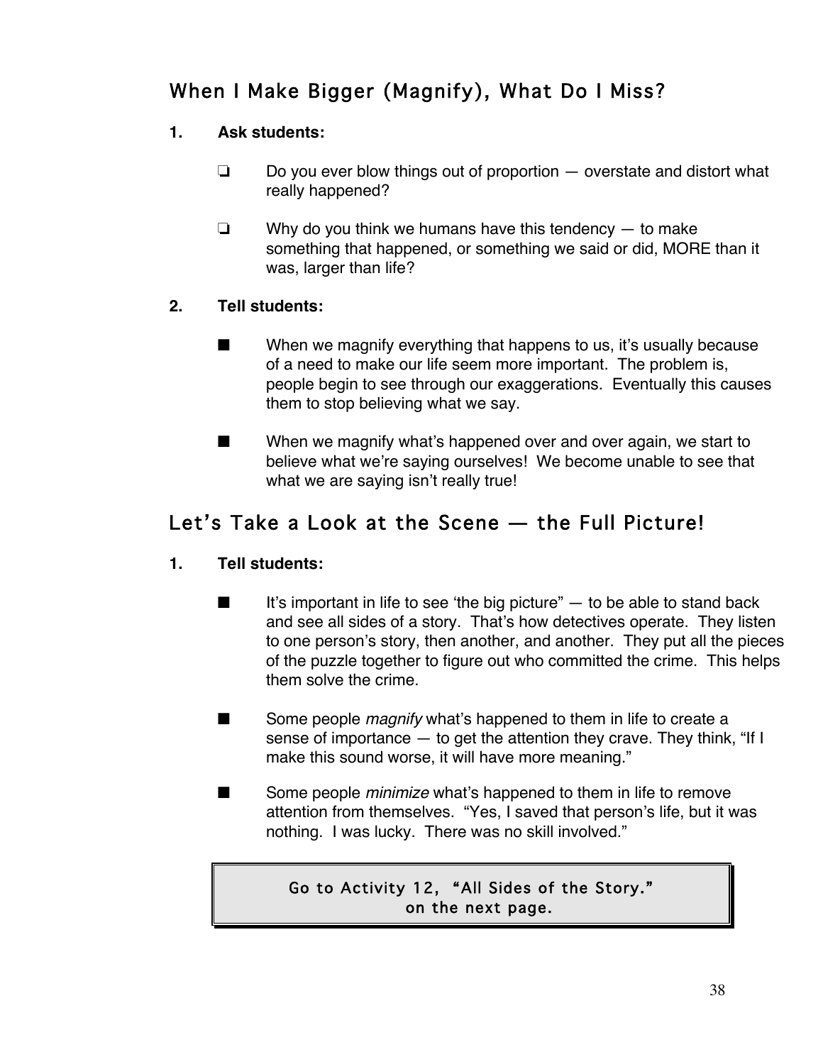## When I Make Bigger (Magnify), What Do I Miss?

**1. Ask students:**

- ❏ Do you ever blow things out of proportion — overstate and distort what really happened?

- ❏ Why do you think we humans have this tendency — to make something that happened, or something we said or did, MORE than it was, larger than life?

**2. Tell students:**

- ■ When we magnify everything that happens to us, it's usually because of a need to make our life seem more important. The problem is, people begin to see through our exaggerations. Eventually this causes them to stop believing what we say.

- ■ When we magnify what's happened over and over again, we start to believe what we're saying ourselves! We become unable to see that what we are saying isn't really true!

## Let's Take a Look at the Scene — the Full Picture!

**1. Tell students:**

- ■ It's important in life to see 'the big picture" — to be able to stand back and see all sides of a story. That's how detectives operate. They listen to one person's story, then another, and another. They put all the pieces of the puzzle together to figure out who committed the crime. This helps them solve the crime.

- ■ Some people *magnify* what's happened to them in life to create a sense of importance — to get the attention they crave. They think, "If I make this sound worse, it will have more meaning."

- ■ Some people *minimize* what's happened to them in life to remove attention from themselves. "Yes, I saved that person's life, but it was nothing. I was lucky. There was no skill involved."

> Go to Activity 12, "All Sides of the Story."
> on the next page.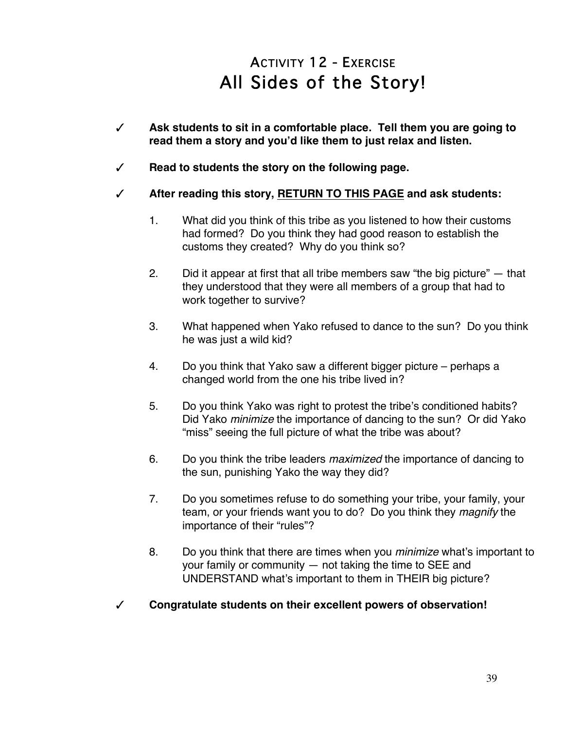## Activity 12 - Exercise
# All Sides of the Story!

✓ **Ask students to sit in a comfortable place. Tell them you are going to read them a story and you'd like them to just relax and listen.**

✓ **Read to students the story on the following page.**

✓ **After reading this story, <u>RETURN TO THIS PAGE</u> and ask students:**

1. What did you think of this tribe as you listened to how their customs had formed? Do you think they had good reason to establish the customs they created? Why do you think so?

2. Did it appear at first that all tribe members saw "the big picture" — that they understood that they were all members of a group that had to work together to survive?

3. What happened when Yako refused to dance to the sun? Do you think he was just a wild kid?

4. Do you think that Yako saw a different bigger picture – perhaps a changed world from the one his tribe lived in?

5. Do you think Yako was right to protest the tribe's conditioned habits? Did Yako *minimize* the importance of dancing to the sun? Or did Yako "miss" seeing the full picture of what the tribe was about?

6. Do you think the tribe leaders *maximized* the importance of dancing to the sun, punishing Yako the way they did?

7. Do you sometimes refuse to do something your tribe, your family, your team, or your friends want you to do? Do you think they *magnify* the importance of their "rules"?

8. Do you think that there are times when you *minimize* what's important to your family or community — not taking the time to SEE and UNDERSTAND what's important to them in THEIR big picture?

✓ **Congratulate students on their excellent powers of observation!**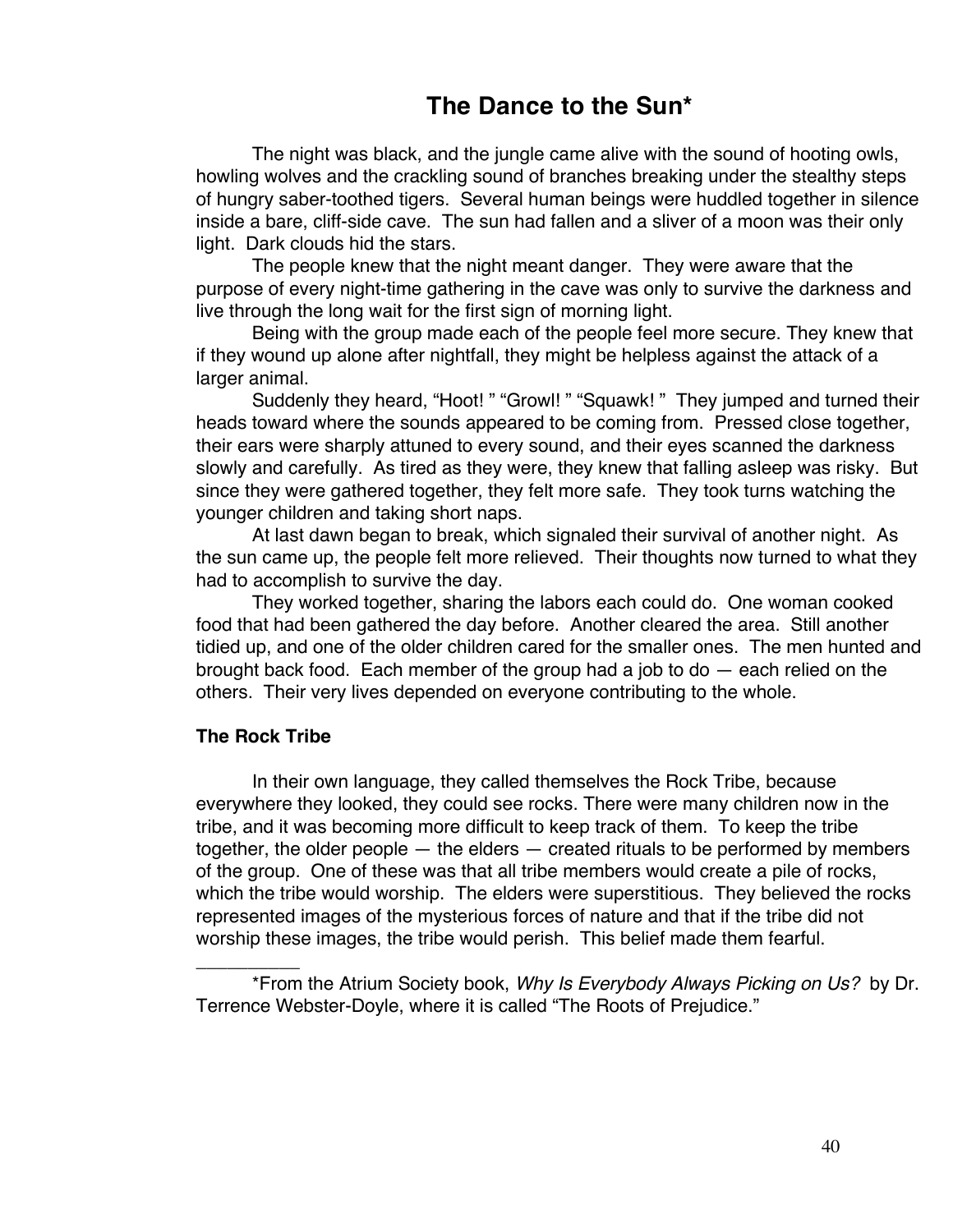# The Dance to the Sun*

The night was black, and the jungle came alive with the sound of hooting owls, howling wolves and the crackling sound of branches breaking under the stealthy steps of hungry saber-toothed tigers. Several human beings were huddled together in silence inside a bare, cliff-side cave. The sun had fallen and a sliver of a moon was their only light. Dark clouds hid the stars.

The people knew that the night meant danger. They were aware that the purpose of every night-time gathering in the cave was only to survive the darkness and live through the long wait for the first sign of morning light.

Being with the group made each of the people feel more secure. They knew that if they wound up alone after nightfall, they might be helpless against the attack of a larger animal.

Suddenly they heard, "Hoot! " "Growl! " "Squawk! " They jumped and turned their heads toward where the sounds appeared to be coming from. Pressed close together, their ears were sharply attuned to every sound, and their eyes scanned the darkness slowly and carefully. As tired as they were, they knew that falling asleep was risky. But since they were gathered together, they felt more safe. They took turns watching the younger children and taking short naps.

At last dawn began to break, which signaled their survival of another night. As the sun came up, the people felt more relieved. Their thoughts now turned to what they had to accomplish to survive the day.

They worked together, sharing the labors each could do. One woman cooked food that had been gathered the day before. Another cleared the area. Still another tidied up, and one of the older children cared for the smaller ones. The men hunted and brought back food. Each member of the group had a job to do — each relied on the others. Their very lives depended on everyone contributing to the whole.

**The Rock Tribe**

In their own language, they called themselves the Rock Tribe, because everywhere they looked, they could see rocks. There were many children now in the tribe, and it was becoming more difficult to keep track of them. To keep the tribe together, the older people — the elders — created rituals to be performed by members of the group. One of these was that all tribe members would create a pile of rocks, which the tribe would worship. The elders were superstitious. They believed the rocks represented images of the mysterious forces of nature and that if the tribe did not worship these images, the tribe would perish. This belief made them fearful.

---

*From the Atrium Society book, *Why Is Everybody Always Picking on Us?* by Dr. Terrence Webster-Doyle, where it is called "The Roots of Prejudice."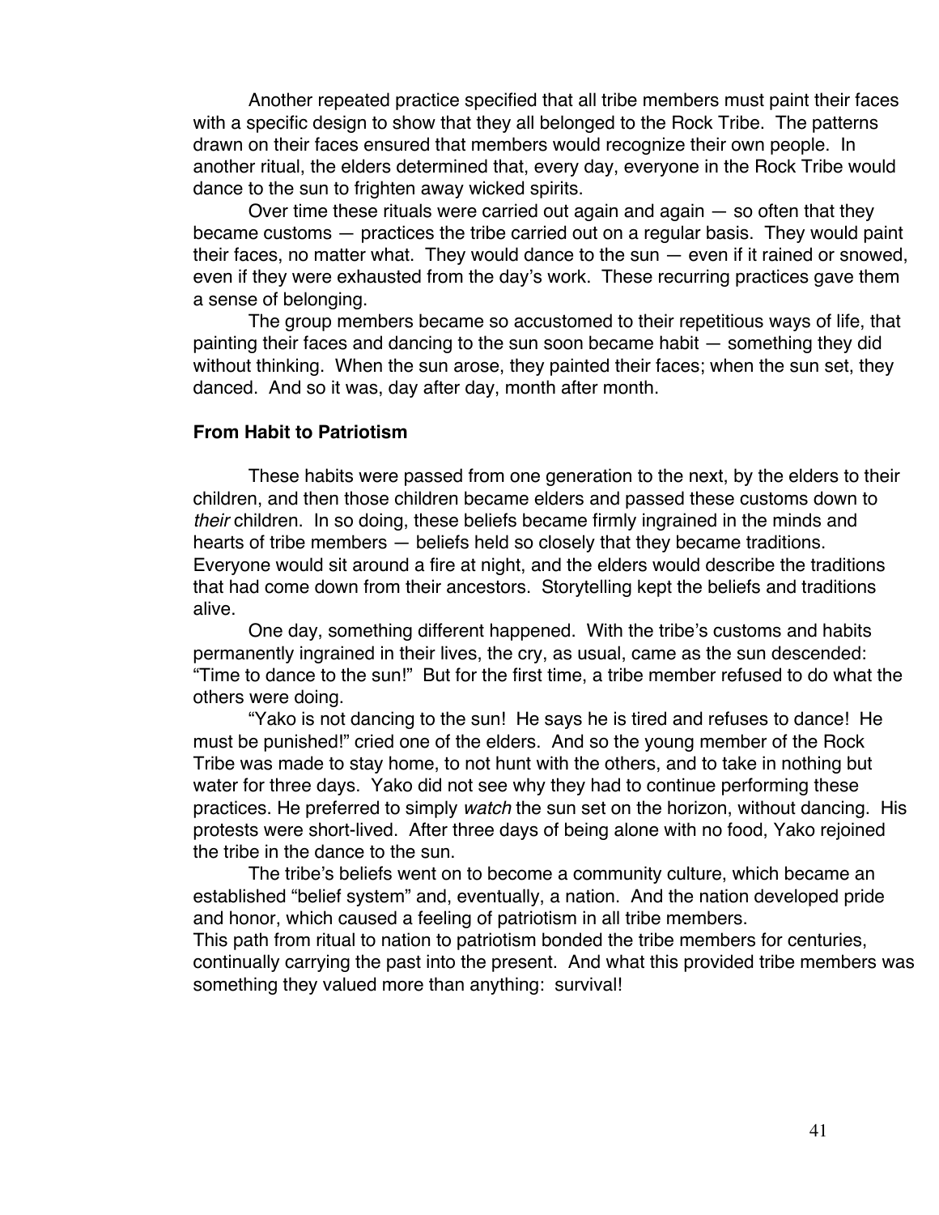Another repeated practice specified that all tribe members must paint their faces with a specific design to show that they all belonged to the Rock Tribe. The patterns drawn on their faces ensured that members would recognize their own people. In another ritual, the elders determined that, every day, everyone in the Rock Tribe would dance to the sun to frighten away wicked spirits.

Over time these rituals were carried out again and again — so often that they became customs — practices the tribe carried out on a regular basis. They would paint their faces, no matter what. They would dance to the sun — even if it rained or snowed, even if they were exhausted from the day's work. These recurring practices gave them a sense of belonging.

The group members became so accustomed to their repetitious ways of life, that painting their faces and dancing to the sun soon became habit — something they did without thinking. When the sun arose, they painted their faces; when the sun set, they danced. And so it was, day after day, month after month.

**From Habit to Patriotism**

These habits were passed from one generation to the next, by the elders to their children, and then those children became elders and passed these customs down to *their* children. In so doing, these beliefs became firmly ingrained in the minds and hearts of tribe members — beliefs held so closely that they became traditions. Everyone would sit around a fire at night, and the elders would describe the traditions that had come down from their ancestors. Storytelling kept the beliefs and traditions alive.

One day, something different happened. With the tribe's customs and habits permanently ingrained in their lives, the cry, as usual, came as the sun descended: "Time to dance to the sun!" But for the first time, a tribe member refused to do what the others were doing.

"Yako is not dancing to the sun! He says he is tired and refuses to dance! He must be punished!" cried one of the elders. And so the young member of the Rock Tribe was made to stay home, to not hunt with the others, and to take in nothing but water for three days. Yako did not see why they had to continue performing these practices. He preferred to simply *watch* the sun set on the horizon, without dancing. His protests were short-lived. After three days of being alone with no food, Yako rejoined the tribe in the dance to the sun.

The tribe's beliefs went on to become a community culture, which became an established "belief system" and, eventually, a nation. And the nation developed pride and honor, which caused a feeling of patriotism in all tribe members.

This path from ritual to nation to patriotism bonded the tribe members for centuries, continually carrying the past into the present. And what this provided tribe members was something they valued more than anything: survival!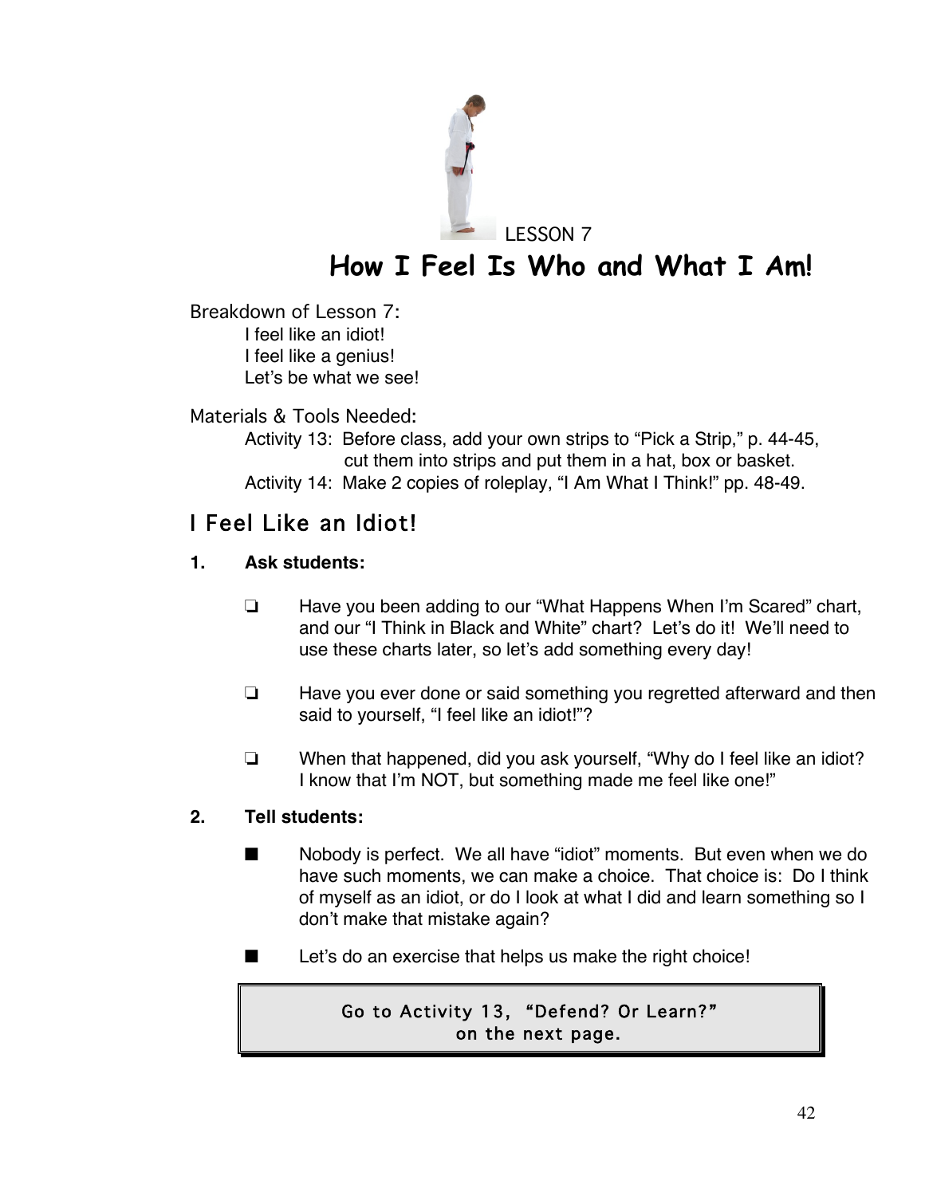LESSON 7

# How I Feel Is Who and What I Am!

Breakdown of Lesson 7:

- I feel like an idiot!
- I feel like a genius!
- Let's be what we see!

Materials & Tools Needed:

- Activity 13: Before class, add your own strips to "Pick a Strip," p. 44-45, cut them into strips and put them in a hat, box or basket.
- Activity 14: Make 2 copies of roleplay, "I Am What I Think!" pp. 48-49.

## I Feel Like an Idiot!

**1. Ask students:**

- ❏ Have you been adding to our "What Happens When I'm Scared" chart, and our "I Think in Black and White" chart? Let's do it! We'll need to use these charts later, so let's add something every day!
- ❏ Have you ever done or said something you regretted afterward and then said to yourself, "I feel like an idiot!"?
- ❏ When that happened, did you ask yourself, "Why do I feel like an idiot? I know that I'm NOT, but something made me feel like one!"

**2. Tell students:**

- ■ Nobody is perfect. We all have "idiot" moments. But even when we do have such moments, we can make a choice. That choice is: Do I think of myself as an idiot, or do I look at what I did and learn something so I don't make that mistake again?
- ■ Let's do an exercise that helps us make the right choice!

> Go to Activity 13, "Defend? Or Learn?" on the next page.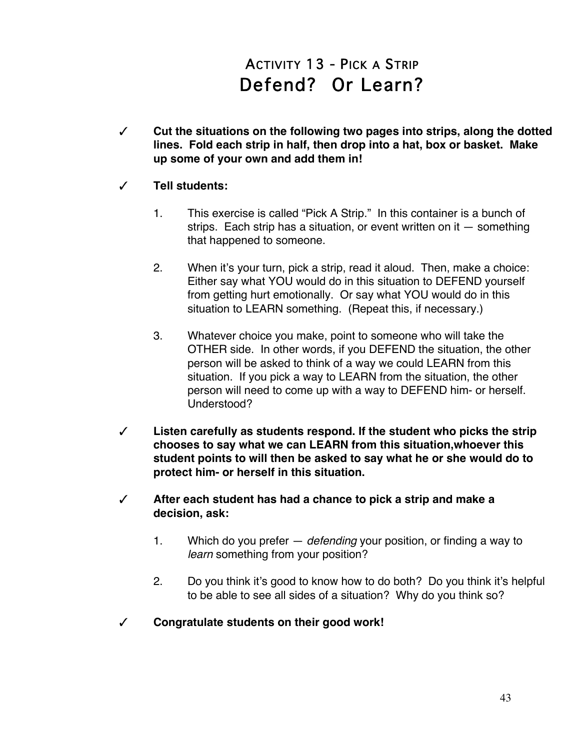# ACTIVITY 13 - PICK A STRIP
## Defend? Or Learn?

✓ **Cut the situations on the following two pages into strips, along the dotted lines. Fold each strip in half, then drop into a hat, box or basket. Make up some of your own and add them in!**

✓ **Tell students:**

1. This exercise is called "Pick A Strip." In this container is a bunch of strips. Each strip has a situation, or event written on it — something that happened to someone.

2. When it's your turn, pick a strip, read it aloud. Then, make a choice: Either say what YOU would do in this situation to DEFEND yourself from getting hurt emotionally. Or say what YOU would do in this situation to LEARN something. (Repeat this, if necessary.)

3. Whatever choice you make, point to someone who will take the OTHER side. In other words, if you DEFEND the situation, the other person will be asked to think of a way we could LEARN from this situation. If you pick a way to LEARN from the situation, the other person will need to come up with a way to DEFEND him- or herself. Understood?

✓ **Listen carefully as students respond. If the student who picks the strip chooses to say what we can LEARN from this situation,whoever this student points to will then be asked to say what he or she would do to protect him- or herself in this situation.**

✓ **After each student has had a chance to pick a strip and make a decision, ask:**

1. Which do you prefer — *defending* your position, or finding a way to *learn* something from your position?

2. Do you think it's good to know how to do both? Do you think it's helpful to be able to see all sides of a situation? Why do you think so?

✓ **Congratulate students on their good work!**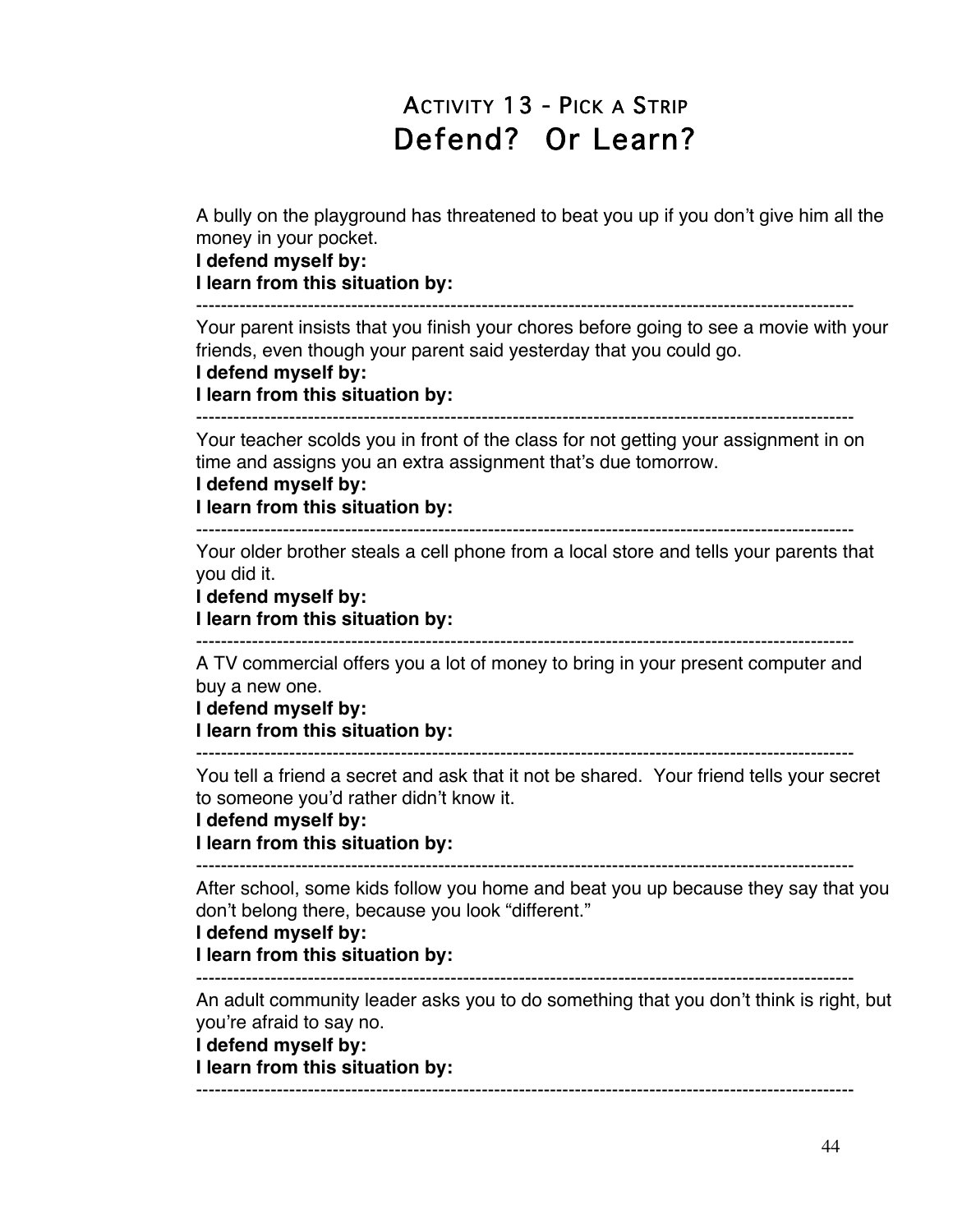# Activity 13 - Pick a Strip
## Defend? Or Learn?

A bully on the playground has threatened to beat you up if you don't give him all the money in your pocket.
**I defend myself by:**
**I learn from this situation by:**

---

Your parent insists that you finish your chores before going to see a movie with your friends, even though your parent said yesterday that you could go.
**I defend myself by:**
**I learn from this situation by:**

---

Your teacher scolds you in front of the class for not getting your assignment in on time and assigns you an extra assignment that's due tomorrow.
**I defend myself by:**
**I learn from this situation by:**

---

Your older brother steals a cell phone from a local store and tells your parents that you did it.
**I defend myself by:**
**I learn from this situation by:**

---

A TV commercial offers you a lot of money to bring in your present computer and buy a new one.
**I defend myself by:**
**I learn from this situation by:**

---

You tell a friend a secret and ask that it not be shared. Your friend tells your secret to someone you'd rather didn't know it.
**I defend myself by:**
**I learn from this situation by:**

---

After school, some kids follow you home and beat you up because they say that you don't belong there, because you look "different."
**I defend myself by:**
**I learn from this situation by:**

---

An adult community leader asks you to do something that you don't think is right, but you're afraid to say no.
**I defend myself by:**
**I learn from this situation by:**

---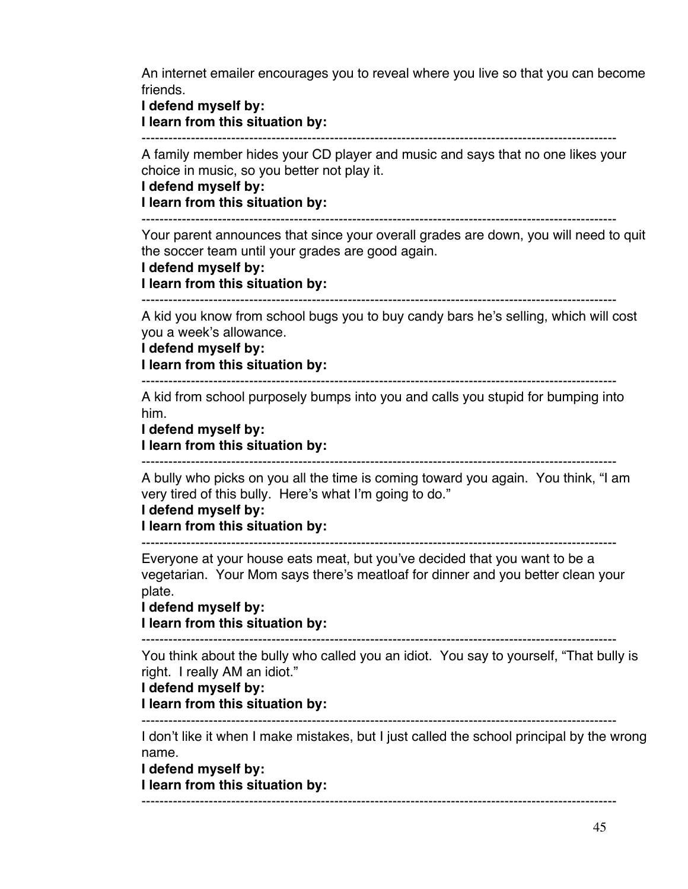An internet emailer encourages you to reveal where you live so that you can become friends.

**I defend myself by:**

**I learn from this situation by:**

---

A family member hides your CD player and music and says that no one likes your choice in music, so you better not play it.

**I defend myself by:**

**I learn from this situation by:**

---

Your parent announces that since your overall grades are down, you will need to quit the soccer team until your grades are good again.

**I defend myself by:**

**I learn from this situation by:**

---

A kid you know from school bugs you to buy candy bars he's selling, which will cost you a week's allowance.

**I defend myself by:**

**I learn from this situation by:**

---

A kid from school purposely bumps into you and calls you stupid for bumping into him.

**I defend myself by:**

**I learn from this situation by:**

---

A bully who picks on you all the time is coming toward you again. You think, "I am very tired of this bully. Here's what I'm going to do."

**I defend myself by:**

**I learn from this situation by:**

---

Everyone at your house eats meat, but you've decided that you want to be a vegetarian. Your Mom says there's meatloaf for dinner and you better clean your plate.

**I defend myself by:**

**I learn from this situation by:**

---

You think about the bully who called you an idiot. You say to yourself, "That bully is right. I really AM an idiot."

**I defend myself by:**

**I learn from this situation by:**

---

I don't like it when I make mistakes, but I just called the school principal by the wrong name.

**I defend myself by:**

**I learn from this situation by:**

---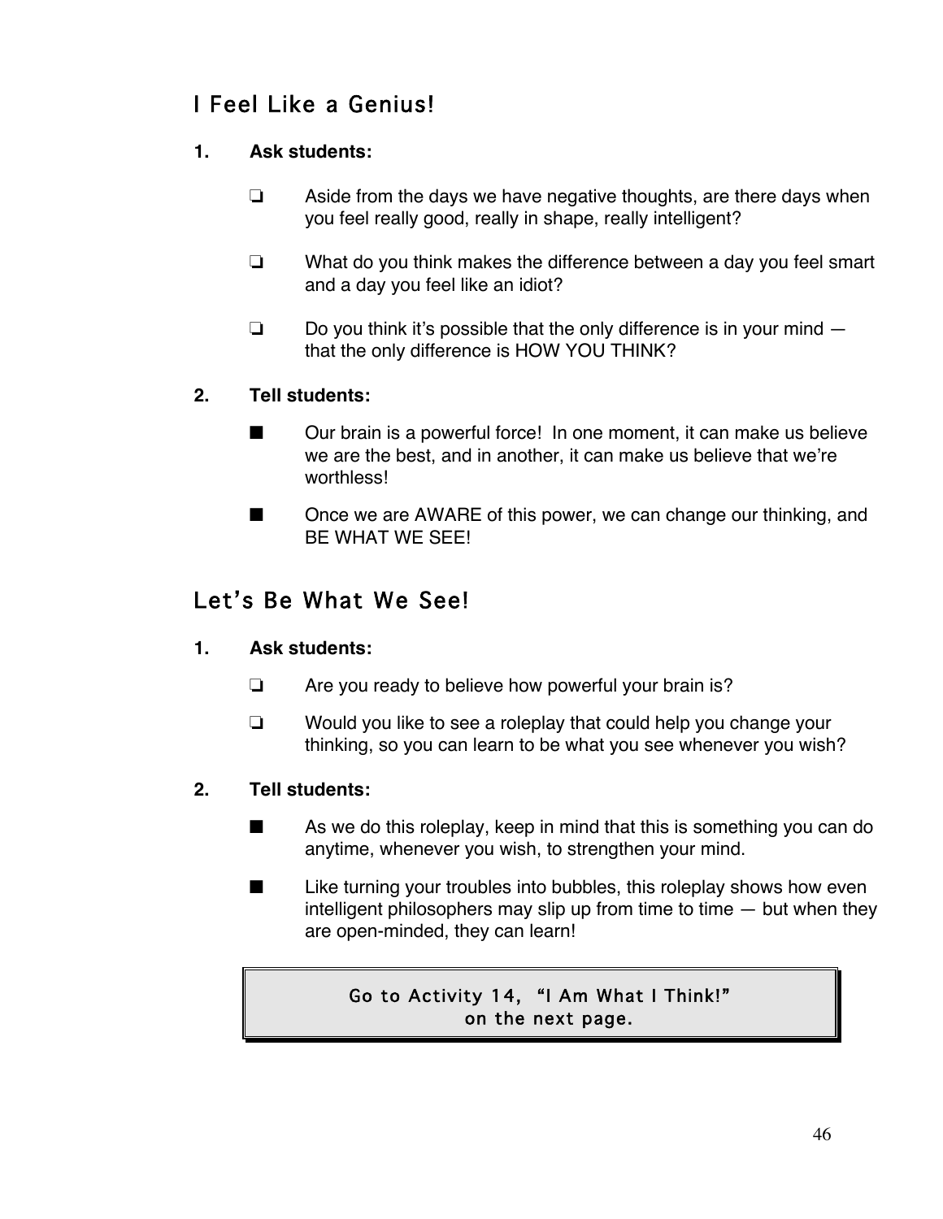## I Feel Like a Genius!

1. **Ask students:**

   ❏ Aside from the days we have negative thoughts, are there days when you feel really good, really in shape, really intelligent?

   ❏ What do you think makes the difference between a day you feel smart and a day you feel like an idiot?

   ❏ Do you think it's possible that the only difference is in your mind — that the only difference is HOW YOU THINK?

2. **Tell students:**

   ■ Our brain is a powerful force! In one moment, it can make us believe we are the best, and in another, it can make us believe that we're worthless!

   ■ Once we are AWARE of this power, we can change our thinking, and BE WHAT WE SEE!

## Let's Be What We See!

1. **Ask students:**

   ❏ Are you ready to believe how powerful your brain is?

   ❏ Would you like to see a roleplay that could help you change your thinking, so you can learn to be what you see whenever you wish?

2. **Tell students:**

   ■ As we do this roleplay, keep in mind that this is something you can do anytime, whenever you wish, to strengthen your mind.

   ■ Like turning your troubles into bubbles, this roleplay shows how even intelligent philosophers may slip up from time to time — but when they are open-minded, they can learn!

Go to Activity 14, "I Am What I Think!" on the next page.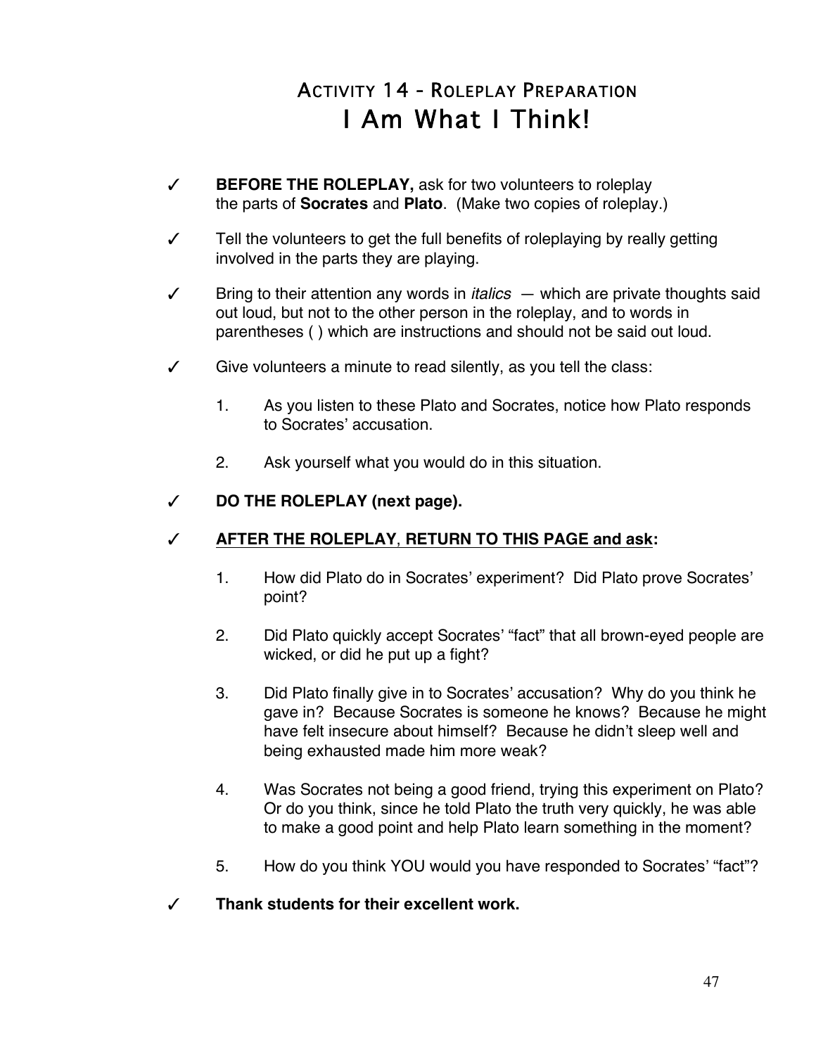# Activity 14 - Roleplay Preparation
## I Am What I Think!

✓ **BEFORE THE ROLEPLAY,** ask for two volunteers to roleplay the parts of **Socrates** and **Plato**. (Make two copies of roleplay.)

✓ Tell the volunteers to get the full benefits of roleplaying by really getting involved in the parts they are playing.

✓ Bring to their attention any words in *italics* — which are private thoughts said out loud, but not to the other person in the roleplay, and to words in parentheses ( ) which are instructions and should not be said out loud.

✓ Give volunteers a minute to read silently, as you tell the class:

1. As you listen to these Plato and Socrates, notice how Plato responds to Socrates' accusation.
2. Ask yourself what you would do in this situation.

✓ **DO THE ROLEPLAY (next page).**

✓ **<u>AFTER THE ROLEPLAY</u>, <u>RETURN TO THIS PAGE and ask</u>:**

1. How did Plato do in Socrates' experiment? Did Plato prove Socrates' point?
2. Did Plato quickly accept Socrates' "fact" that all brown-eyed people are wicked, or did he put up a fight?
3. Did Plato finally give in to Socrates' accusation? Why do you think he gave in? Because Socrates is someone he knows? Because he might have felt insecure about himself? Because he didn't sleep well and being exhausted made him more weak?
4. Was Socrates not being a good friend, trying this experiment on Plato? Or do you think, since he told Plato the truth very quickly, he was able to make a good point and help Plato learn something in the moment?
5. How do you think YOU would you have responded to Socrates' "fact"?

✓ **Thank students for their excellent work.**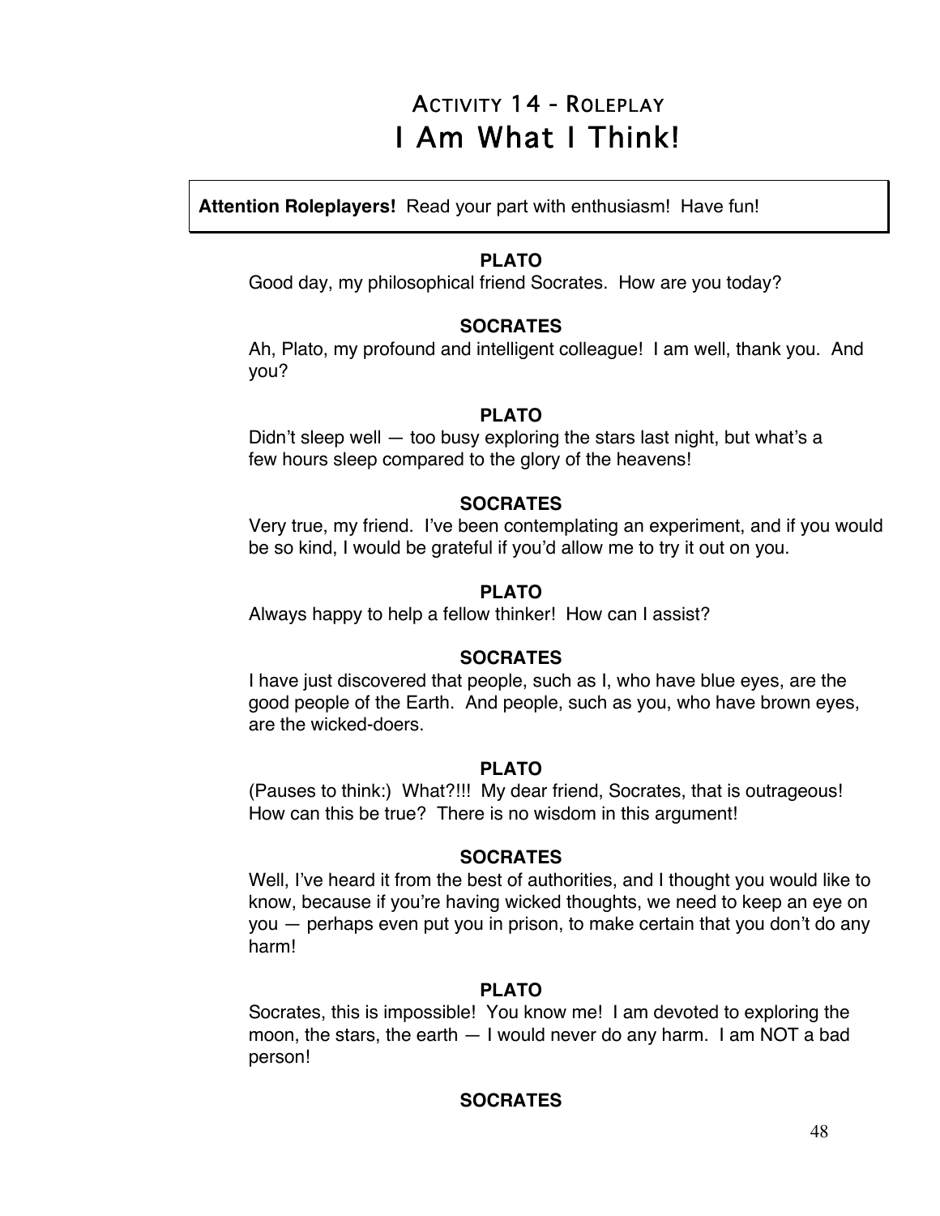# Activity 14 - Roleplay
# I Am What I Think!

**Attention Roleplayers!** Read your part with enthusiasm! Have fun!

**PLATO**

Good day, my philosophical friend Socrates. How are you today?

**SOCRATES**

Ah, Plato, my profound and intelligent colleague! I am well, thank you. And you?

**PLATO**

Didn't sleep well — too busy exploring the stars last night, but what's a few hours sleep compared to the glory of the heavens!

**SOCRATES**

Very true, my friend. I've been contemplating an experiment, and if you would be so kind, I would be grateful if you'd allow me to try it out on you.

**PLATO**

Always happy to help a fellow thinker! How can I assist?

**SOCRATES**

I have just discovered that people, such as I, who have blue eyes, are the good people of the Earth. And people, such as you, who have brown eyes, are the wicked-doers.

**PLATO**

(Pauses to think:) What?!!! My dear friend, Socrates, that is outrageous! How can this be true? There is no wisdom in this argument!

**SOCRATES**

Well, I've heard it from the best of authorities, and I thought you would like to know, because if you're having wicked thoughts, we need to keep an eye on you — perhaps even put you in prison, to make certain that you don't do any harm!

**PLATO**

Socrates, this is impossible! You know me! I am devoted to exploring the moon, the stars, the earth — I would never do any harm. I am NOT a bad person!

**SOCRATES**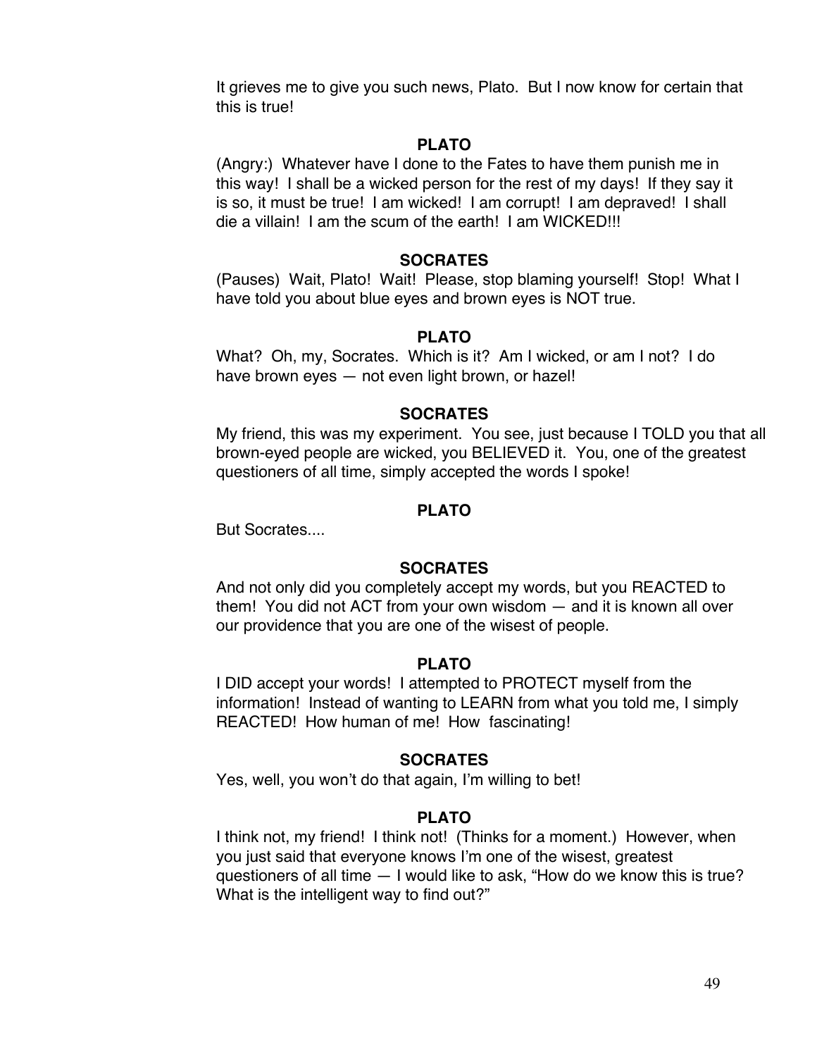It grieves me to give you such news, Plato. But I now know for certain that this is true!

**PLATO**

(Angry:) Whatever have I done to the Fates to have them punish me in this way! I shall be a wicked person for the rest of my days! If they say it is so, it must be true! I am wicked! I am corrupt! I am depraved! I shall die a villain! I am the scum of the earth! I am WICKED!!!

**SOCRATES**

(Pauses) Wait, Plato! Wait! Please, stop blaming yourself! Stop! What I have told you about blue eyes and brown eyes is NOT true.

**PLATO**

What? Oh, my, Socrates. Which is it? Am I wicked, or am I not? I do have brown eyes — not even light brown, or hazel!

**SOCRATES**

My friend, this was my experiment. You see, just because I TOLD you that all brown-eyed people are wicked, you BELIEVED it. You, one of the greatest questioners of all time, simply accepted the words I spoke!

**PLATO**

But Socrates....

**SOCRATES**

And not only did you completely accept my words, but you REACTED to them! You did not ACT from your own wisdom — and it is known all over our providence that you are one of the wisest of people.

**PLATO**

I DID accept your words! I attempted to PROTECT myself from the information! Instead of wanting to LEARN from what you told me, I simply REACTED! How human of me! How fascinating!

**SOCRATES**

Yes, well, you won't do that again, I'm willing to bet!

**PLATO**

I think not, my friend! I think not! (Thinks for a moment.) However, when you just said that everyone knows I'm one of the wisest, greatest questioners of all time — I would like to ask, "How do we know this is true? What is the intelligent way to find out?"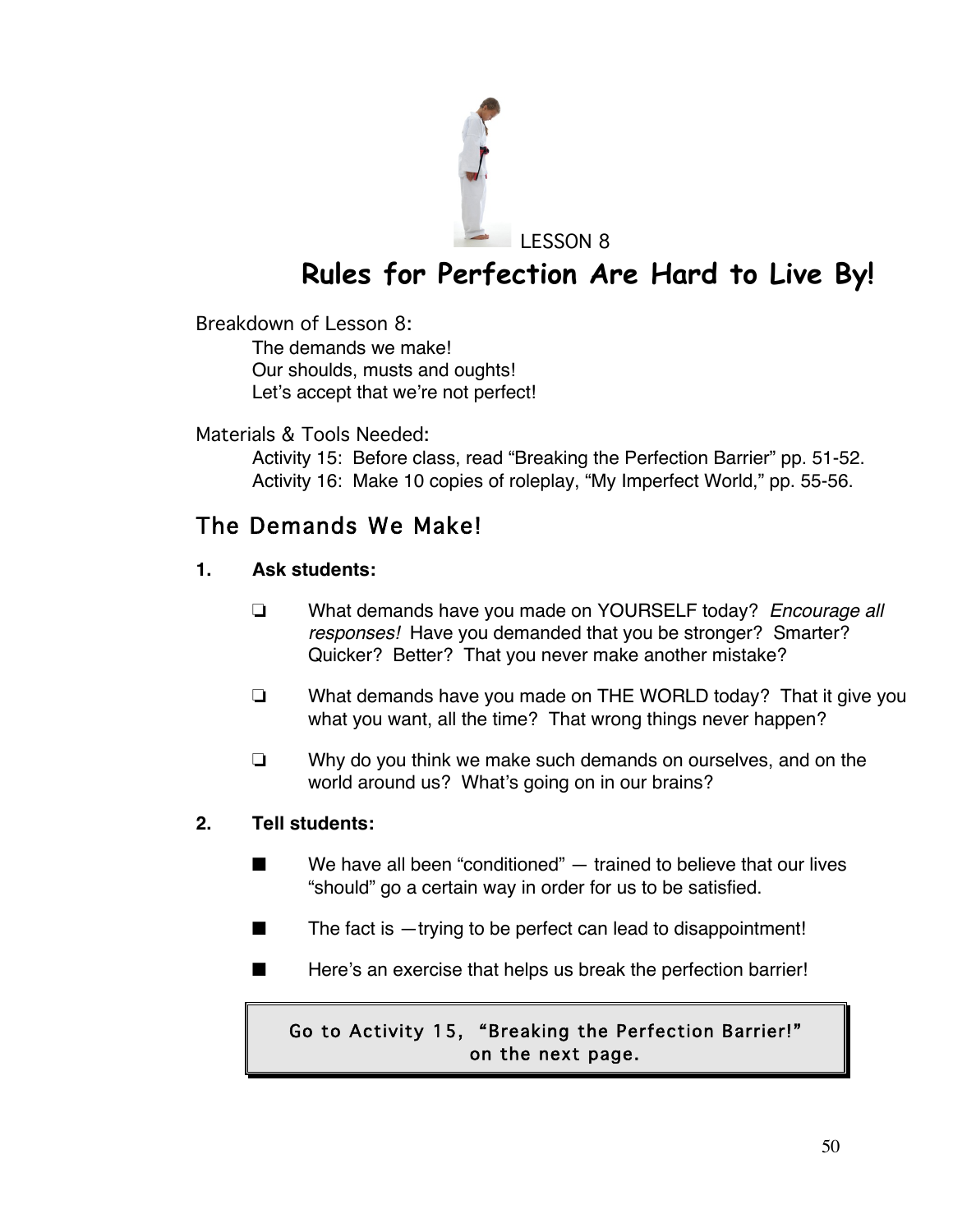LESSON 8

# Rules for Perfection Are Hard to Live By!

Breakdown of Lesson 8:

- The demands we make!
- Our shoulds, musts and oughts!
- Let's accept that we're not perfect!

Materials & Tools Needed:

- Activity 15: Before class, read "Breaking the Perfection Barrier" pp. 51-52.
- Activity 16: Make 10 copies of roleplay, "My Imperfect World," pp. 55-56.

## The Demands We Make!

**1. Ask students:**

- ❑ What demands have you made on YOURSELF today? *Encourage all responses!* Have you demanded that you be stronger? Smarter? Quicker? Better? That you never make another mistake?
- ❑ What demands have you made on THE WORLD today? That it give you what you want, all the time? That wrong things never happen?
- ❑ Why do you think we make such demands on ourselves, and on the world around us? What's going on in our brains?

**2. Tell students:**

- ■ We have all been "conditioned" — trained to believe that our lives "should" go a certain way in order for us to be satisfied.
- ■ The fact is —trying to be perfect can lead to disappointment!
- ■ Here's an exercise that helps us break the perfection barrier!

> Go to Activity 15, "Breaking the Perfection Barrier!" on the next page.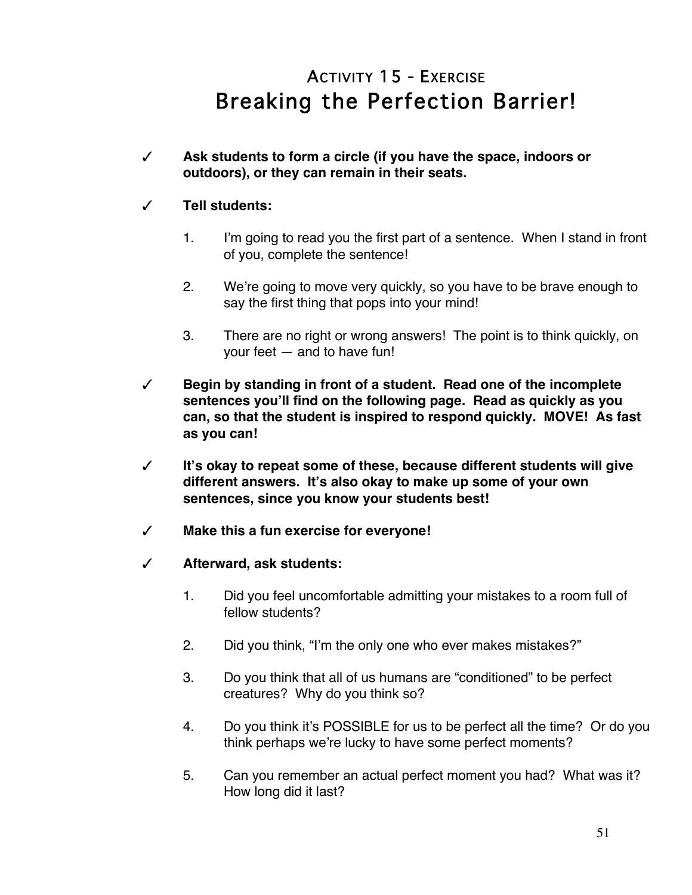## ACTIVITY 15 - EXERCISE

# Breaking the Perfection Barrier!

✓ **Ask students to form a circle (if you have the space, indoors or outdoors), or they can remain in their seats.**

✓ **Tell students:**

1. I'm going to read you the first part of a sentence. When I stand in front of you, complete the sentence!

2. We're going to move very quickly, so you have to be brave enough to say the first thing that pops into your mind!

3. There are no right or wrong answers! The point is to think quickly, on your feet — and to have fun!

✓ **Begin by standing in front of a student. Read one of the incomplete sentences you'll find on the following page. Read as quickly as you can, so that the student is inspired to respond quickly. MOVE! As fast as you can!**

✓ **It's okay to repeat some of these, because different students will give different answers. It's also okay to make up some of your own sentences, since you know your students best!**

✓ **Make this a fun exercise for everyone!**

✓ **Afterward, ask students:**

1. Did you feel uncomfortable admitting your mistakes to a room full of fellow students?

2. Did you think, "I'm the only one who ever makes mistakes?"

3. Do you think that all of us humans are "conditioned" to be perfect creatures? Why do you think so?

4. Do you think it's POSSIBLE for us to be perfect all the time? Or do you think perhaps we're lucky to have some perfect moments?

5. Can you remember an actual perfect moment you had? What was it? How long did it last?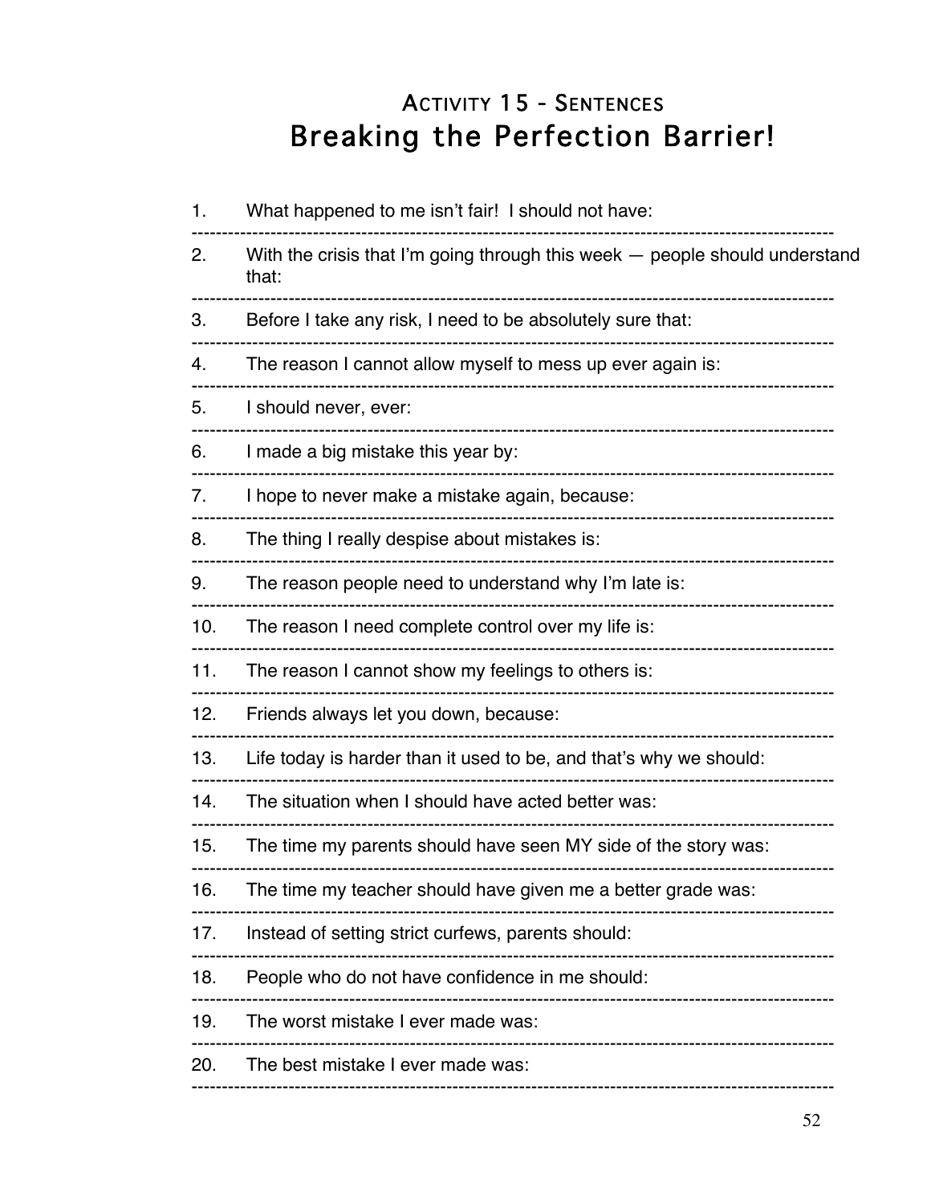## Activity 15 - Sentences

# Breaking the Perfection Barrier!

1. What happened to me isn't fair! I should not have:

---

2. With the crisis that I'm going through this week — people should understand that:

---

3. Before I take any risk, I need to be absolutely sure that:

---

4. The reason I cannot allow myself to mess up ever again is:

---

5. I should never, ever:

---

6. I made a big mistake this year by:

---

7. I hope to never make a mistake again, because:

---

8. The thing I really despise about mistakes is:

---

9. The reason people need to understand why I'm late is:

---

10. The reason I need complete control over my life is:

---

11. The reason I cannot show my feelings to others is:

---

12. Friends always let you down, because:

---

13. Life today is harder than it used to be, and that's why we should:

---

14. The situation when I should have acted better was:

---

15. The time my parents should have seen MY side of the story was:

---

16. The time my teacher should have given me a better grade was:

---

17. Instead of setting strict curfews, parents should:

---

18. People who do not have confidence in me should:

---

19. The worst mistake I ever made was:

---

20. The best mistake I ever made was:

---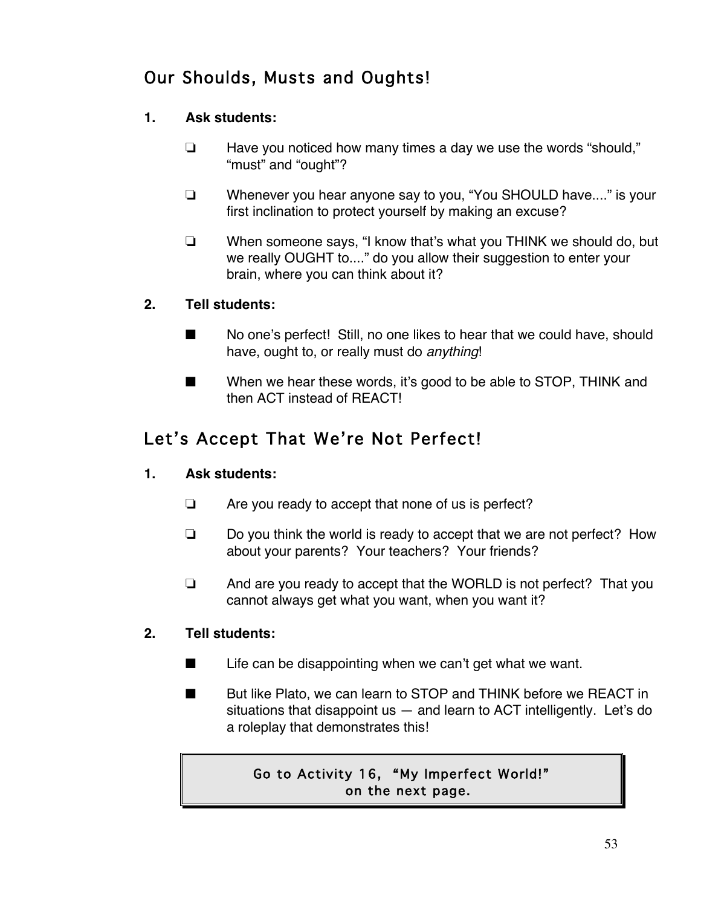## Our Shoulds, Musts and Oughts!

**1. Ask students:**

- ❏ Have you noticed how many times a day we use the words "should," "must" and "ought"?
- ❏ Whenever you hear anyone say to you, "You SHOULD have...." is your first inclination to protect yourself by making an excuse?
- ❏ When someone says, "I know that's what you THINK we should do, but we really OUGHT to...." do you allow their suggestion to enter your brain, where you can think about it?

**2. Tell students:**

- ■ No one's perfect! Still, no one likes to hear that we could have, should have, ought to, or really must do *anything*!
- ■ When we hear these words, it's good to be able to STOP, THINK and then ACT instead of REACT!

## Let's Accept That We're Not Perfect!

**1. Ask students:**

- ❏ Are you ready to accept that none of us is perfect?
- ❏ Do you think the world is ready to accept that we are not perfect? How about your parents? Your teachers? Your friends?
- ❏ And are you ready to accept that the WORLD is not perfect? That you cannot always get what you want, when you want it?

**2. Tell students:**

- ■ Life can be disappointing when we can't get what we want.
- ■ But like Plato, we can learn to STOP and THINK before we REACT in situations that disappoint us — and learn to ACT intelligently. Let's do a roleplay that demonstrates this!

> Go to Activity 16, "My Imperfect World!"
> on the next page.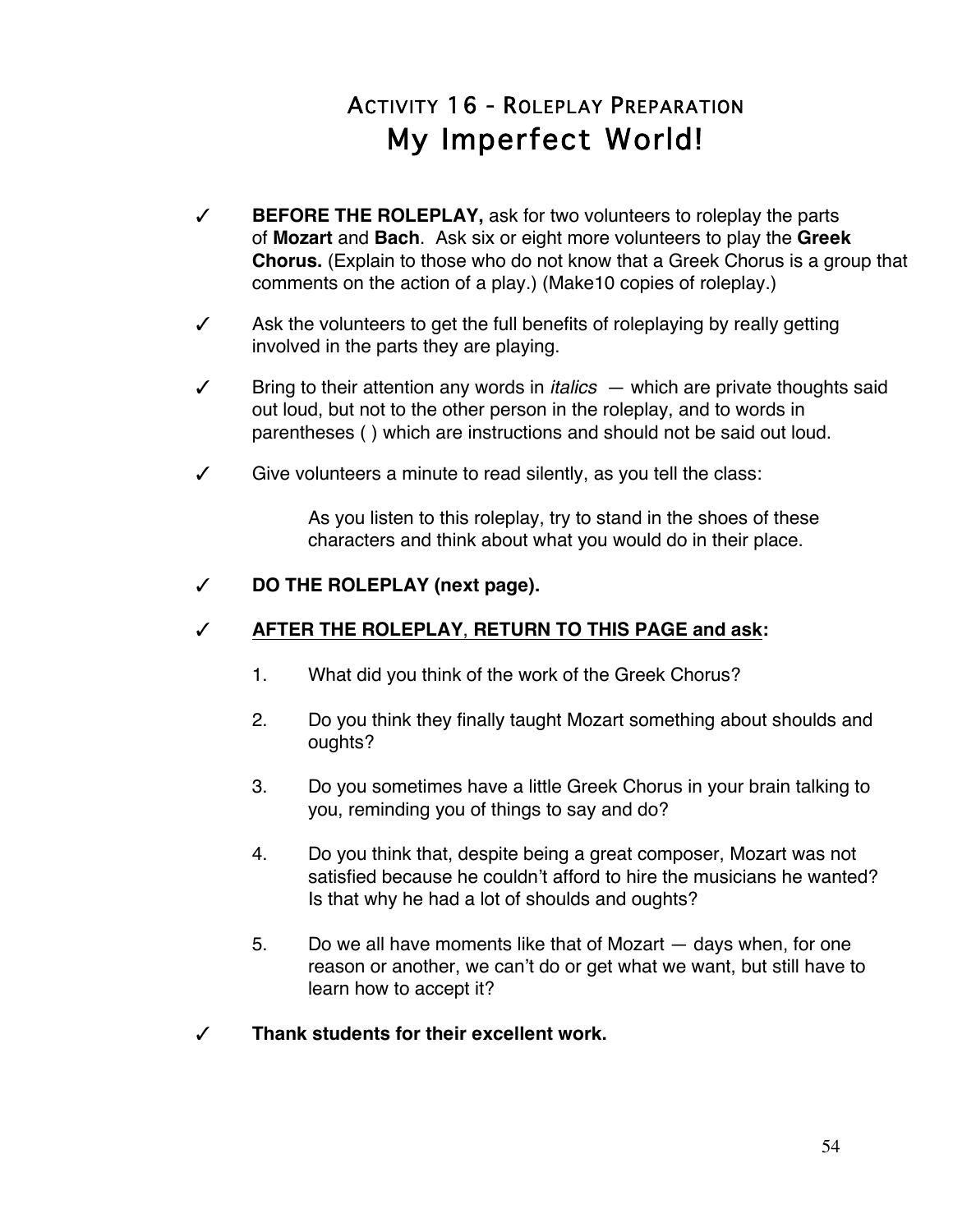# Activity 16 - Roleplay Preparation
## My Imperfect World!

✓ **BEFORE THE ROLEPLAY,** ask for two volunteers to roleplay the parts of **Mozart** and **Bach**. Ask six or eight more volunteers to play the **Greek Chorus.** (Explain to those who do not know that a Greek Chorus is a group that comments on the action of a play.) (Make10 copies of roleplay.)

✓ Ask the volunteers to get the full benefits of roleplaying by really getting involved in the parts they are playing.

✓ Bring to their attention any words in *italics* — which are private thoughts said out loud, but not to the other person in the roleplay, and to words in parentheses ( ) which are instructions and should not be said out loud.

✓ Give volunteers a minute to read silently, as you tell the class:

> As you listen to this roleplay, try to stand in the shoes of these characters and think about what you would do in their place.

✓ **DO THE ROLEPLAY (next page).**

✓ **<u>AFTER THE ROLEPLAY</u>, <u>RETURN TO THIS PAGE and ask</u>:**

1. What did you think of the work of the Greek Chorus?
2. Do you think they finally taught Mozart something about shoulds and oughts?
3. Do you sometimes have a little Greek Chorus in your brain talking to you, reminding you of things to say and do?
4. Do you think that, despite being a great composer, Mozart was not satisfied because he couldn't afford to hire the musicians he wanted? Is that why he had a lot of shoulds and oughts?
5. Do we all have moments like that of Mozart — days when, for one reason or another, we can't do or get what we want, but still have to learn how to accept it?

✓ **Thank students for their excellent work.**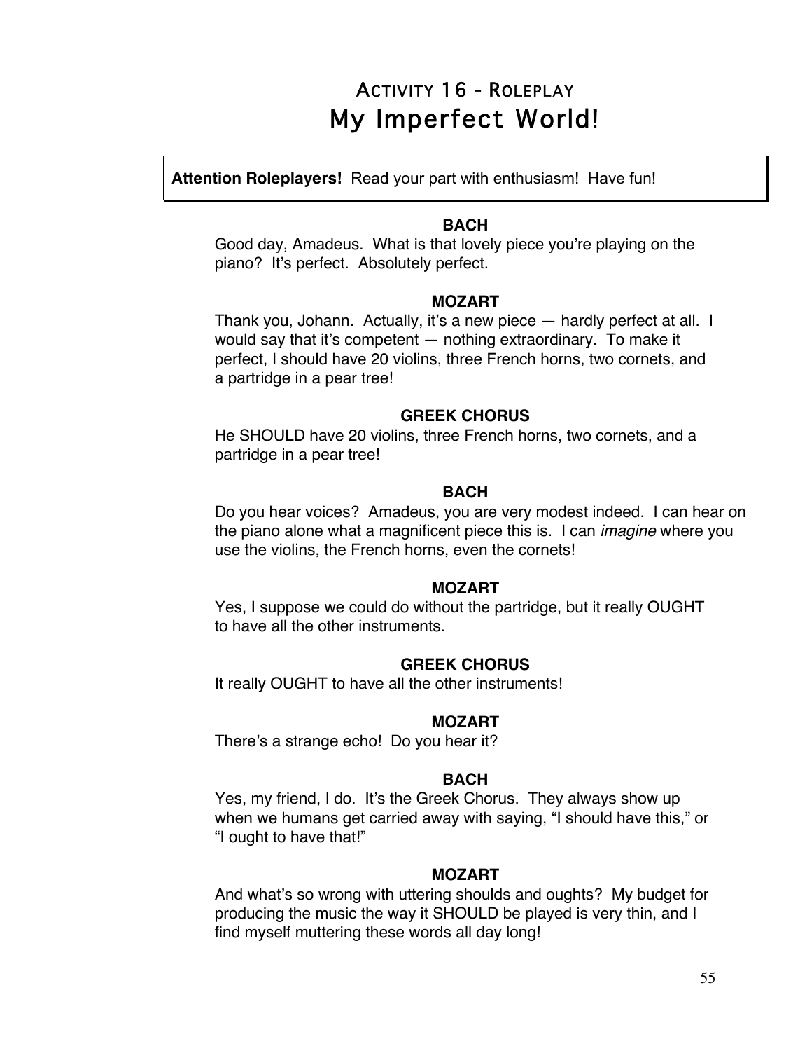# Activity 16 - Roleplay
# My Imperfect World!

**Attention Roleplayers!** Read your part with enthusiasm! Have fun!

**BACH**

Good day, Amadeus. What is that lovely piece you're playing on the piano? It's perfect. Absolutely perfect.

**MOZART**

Thank you, Johann. Actually, it's a new piece — hardly perfect at all. I would say that it's competent — nothing extraordinary. To make it perfect, I should have 20 violins, three French horns, two cornets, and a partridge in a pear tree!

**GREEK CHORUS**

He SHOULD have 20 violins, three French horns, two cornets, and a partridge in a pear tree!

**BACH**

Do you hear voices? Amadeus, you are very modest indeed. I can hear on the piano alone what a magnificent piece this is. I can *imagine* where you use the violins, the French horns, even the cornets!

**MOZART**

Yes, I suppose we could do without the partridge, but it really OUGHT to have all the other instruments.

**GREEK CHORUS**

It really OUGHT to have all the other instruments!

**MOZART**

There's a strange echo! Do you hear it?

**BACH**

Yes, my friend, I do. It's the Greek Chorus. They always show up when we humans get carried away with saying, "I should have this," or "I ought to have that!"

**MOZART**

And what's so wrong with uttering shoulds and oughts? My budget for producing the music the way it SHOULD be played is very thin, and I find myself muttering these words all day long!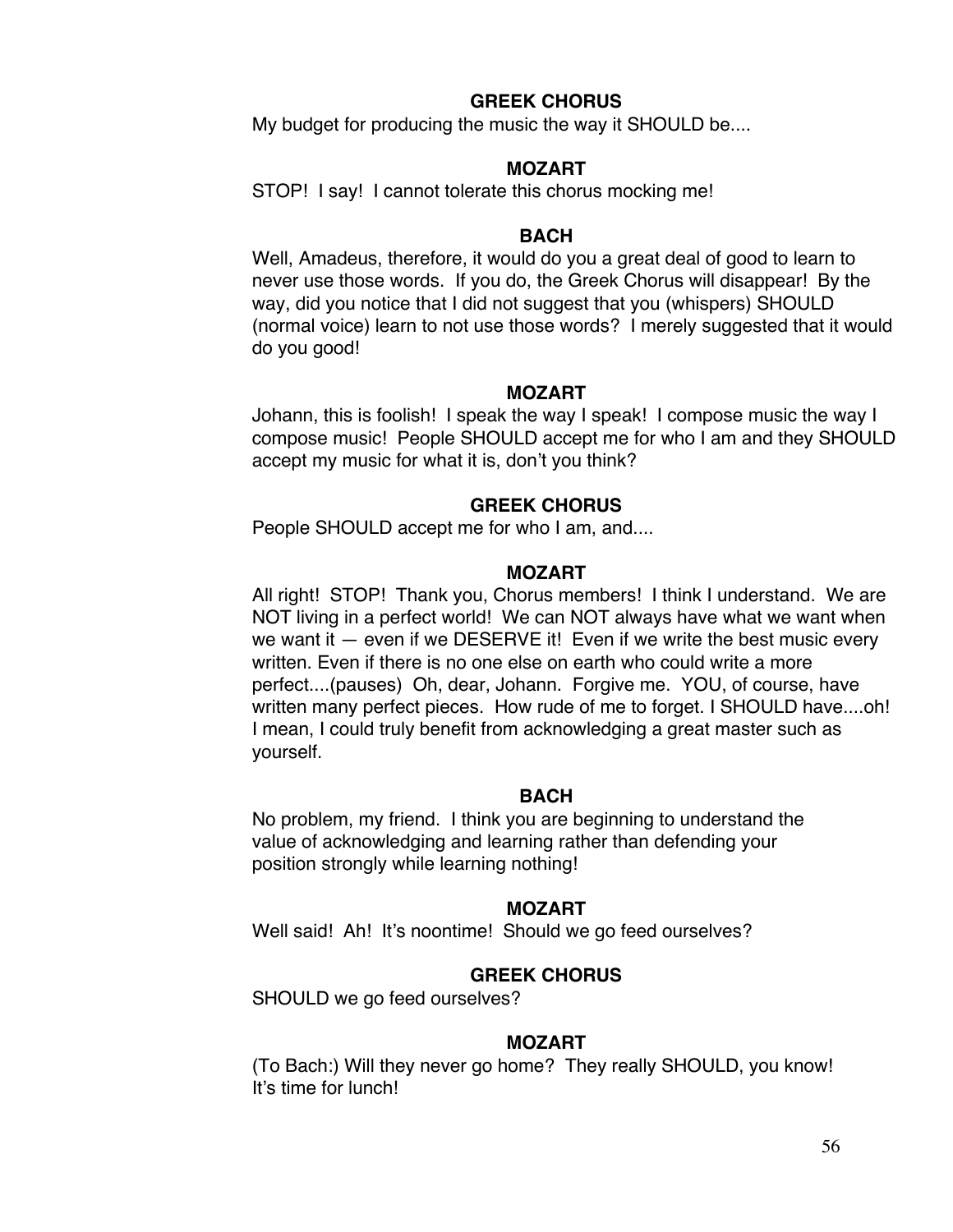**GREEK CHORUS**

My budget for producing the music the way it SHOULD be....

**MOZART**

STOP! I say! I cannot tolerate this chorus mocking me!

**BACH**

Well, Amadeus, therefore, it would do you a great deal of good to learn to never use those words. If you do, the Greek Chorus will disappear! By the way, did you notice that I did not suggest that you (whispers) SHOULD (normal voice) learn to not use those words? I merely suggested that it would do you good!

**MOZART**

Johann, this is foolish! I speak the way I speak! I compose music the way I compose music! People SHOULD accept me for who I am and they SHOULD accept my music for what it is, don't you think?

**GREEK CHORUS**

People SHOULD accept me for who I am, and....

**MOZART**

All right! STOP! Thank you, Chorus members! I think I understand. We are NOT living in a perfect world! We can NOT always have what we want when we want it — even if we DESERVE it! Even if we write the best music every written. Even if there is no one else on earth who could write a more perfect....(pauses) Oh, dear, Johann. Forgive me. YOU, of course, have written many perfect pieces. How rude of me to forget. I SHOULD have....oh! I mean, I could truly benefit from acknowledging a great master such as yourself.

**BACH**

No problem, my friend. I think you are beginning to understand the value of acknowledging and learning rather than defending your position strongly while learning nothing!

**MOZART**

Well said! Ah! It's noontime! Should we go feed ourselves?

**GREEK CHORUS**

SHOULD we go feed ourselves?

**MOZART**

(To Bach:) Will they never go home? They really SHOULD, you know! It's time for lunch!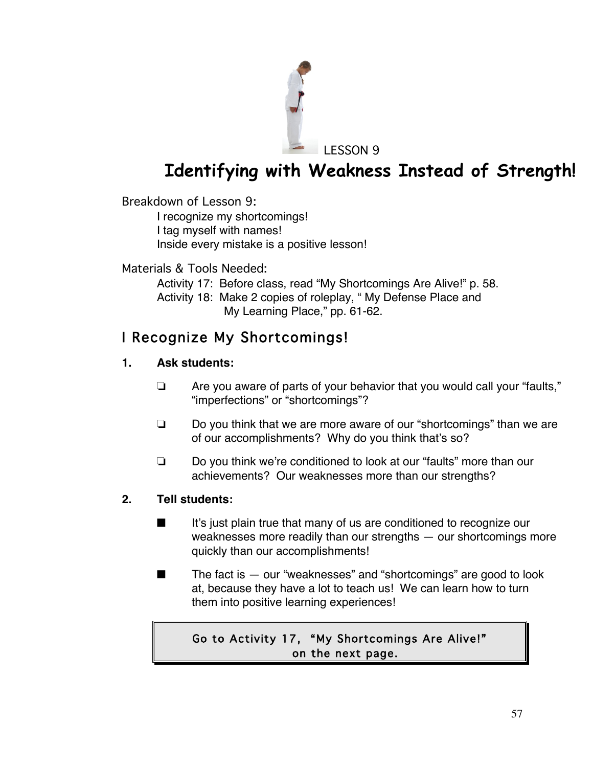LESSON 9

# Identifying with Weakness Instead of Strength!

Breakdown of Lesson 9:

I recognize my shortcomings!
I tag myself with names!
Inside every mistake is a positive lesson!

Materials & Tools Needed:

Activity 17: Before class, read "My Shortcomings Are Alive!" p. 58.
Activity 18: Make 2 copies of roleplay, " My Defense Place and My Learning Place," pp. 61-62.

## I Recognize My Shortcomings!

**1. Ask students:**

- ❏ Are you aware of parts of your behavior that you would call your "faults," "imperfections" or "shortcomings"?
- ❏ Do you think that we are more aware of our "shortcomings" than we are of our accomplishments? Why do you think that's so?
- ❏ Do you think we're conditioned to look at our "faults" more than our achievements? Our weaknesses more than our strengths?

**2. Tell students:**

- ■ It's just plain true that many of us are conditioned to recognize our weaknesses more readily than our strengths — our shortcomings more quickly than our accomplishments!
- ■ The fact is — our "weaknesses" and "shortcomings" are good to look at, because they have a lot to teach us! We can learn how to turn them into positive learning experiences!

> Go to Activity 17, "My Shortcomings Are Alive!" on the next page.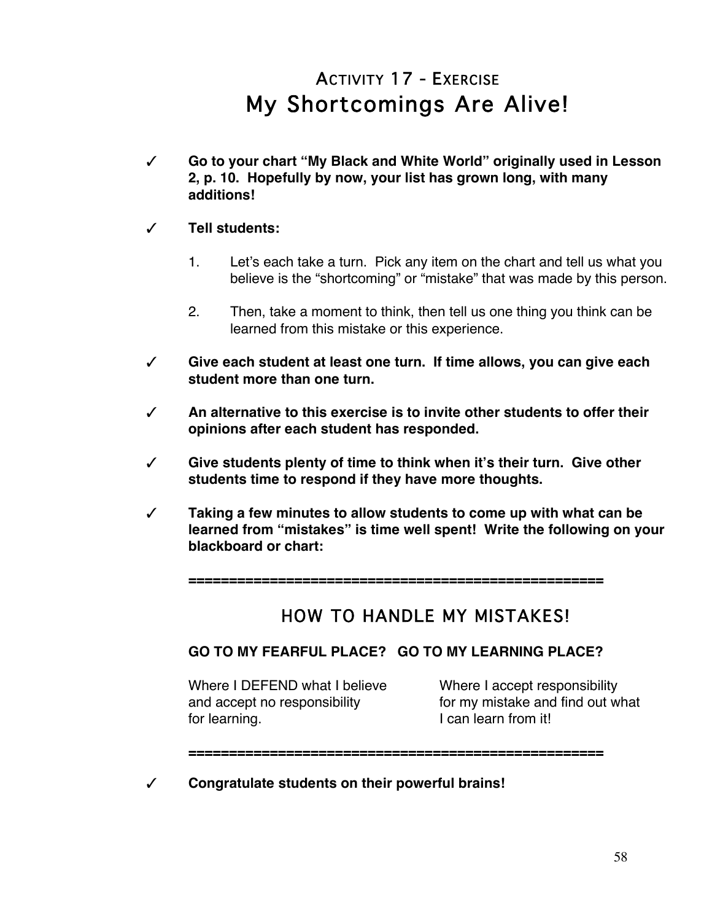# Activity 17 - Exercise
## My Shortcomings Are Alive!

✓ **Go to your chart "My Black and White World" originally used in Lesson 2, p. 10. Hopefully by now, your list has grown long, with many additions!**

✓ **Tell students:**

1. Let's each take a turn. Pick any item on the chart and tell us what you believe is the "shortcoming" or "mistake" that was made by this person.

2. Then, take a moment to think, then tell us one thing you think can be learned from this mistake or this experience.

✓ **Give each student at least one turn. If time allows, you can give each student more than one turn.**

✓ **An alternative to this exercise is to invite other students to offer their opinions after each student has responded.**

✓ **Give students plenty of time to think when it's their turn. Give other students time to respond if they have more thoughts.**

✓ **Taking a few minutes to allow students to come up with what can be learned from "mistakes" is time well spent! Write the following on your blackboard or chart:**

**===================================================**

### HOW TO HANDLE MY MISTAKES!

| **GO TO MY FEARFUL PLACE?** | **GO TO MY LEARNING PLACE?** |
| --- | --- |
| Where I DEFEND what I believe and accept no responsibility for learning. | Where I accept responsibility for my mistake and find out what I can learn from it! |

**===================================================**

✓ **Congratulate students on their powerful brains!**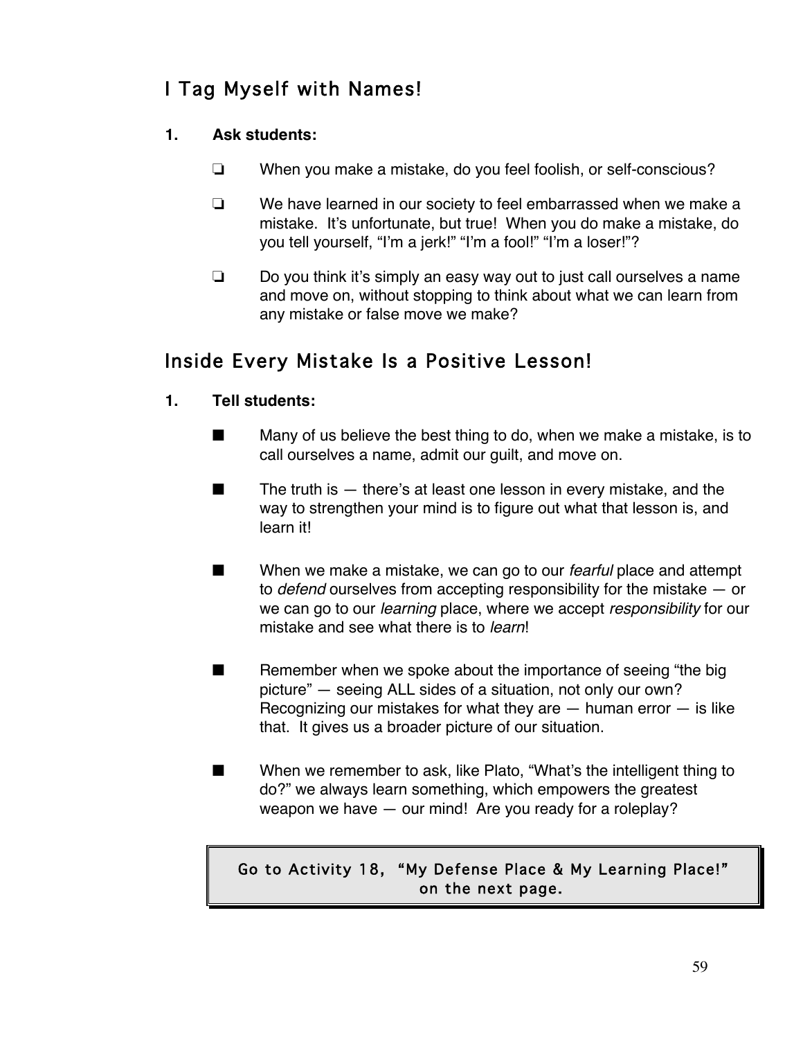## I Tag Myself with Names!

**1. Ask students:**

- ❏ When you make a mistake, do you feel foolish, or self-conscious?
- ❏ We have learned in our society to feel embarrassed when we make a mistake. It's unfortunate, but true! When you do make a mistake, do you tell yourself, "I'm a jerk!" "I'm a fool!" "I'm a loser!"?
- ❏ Do you think it's simply an easy way out to just call ourselves a name and move on, without stopping to think about what we can learn from any mistake or false move we make?

## Inside Every Mistake Is a Positive Lesson!

**1. Tell students:**

- ■ Many of us believe the best thing to do, when we make a mistake, is to call ourselves a name, admit our guilt, and move on.
- ■ The truth is — there's at least one lesson in every mistake, and the way to strengthen your mind is to figure out what that lesson is, and learn it!
- ■ When we make a mistake, we can go to our *fearful* place and attempt to *defend* ourselves from accepting responsibility for the mistake — or we can go to our *learning* place, where we accept *responsibility* for our mistake and see what there is to *learn*!
- ■ Remember when we spoke about the importance of seeing "the big picture" — seeing ALL sides of a situation, not only our own? Recognizing our mistakes for what they are — human error — is like that. It gives us a broader picture of our situation.
- ■ When we remember to ask, like Plato, "What's the intelligent thing to do?" we always learn something, which empowers the greatest weapon we have — our mind! Are you ready for a roleplay?

> Go to Activity 18, "My Defense Place & My Learning Place!" on the next page.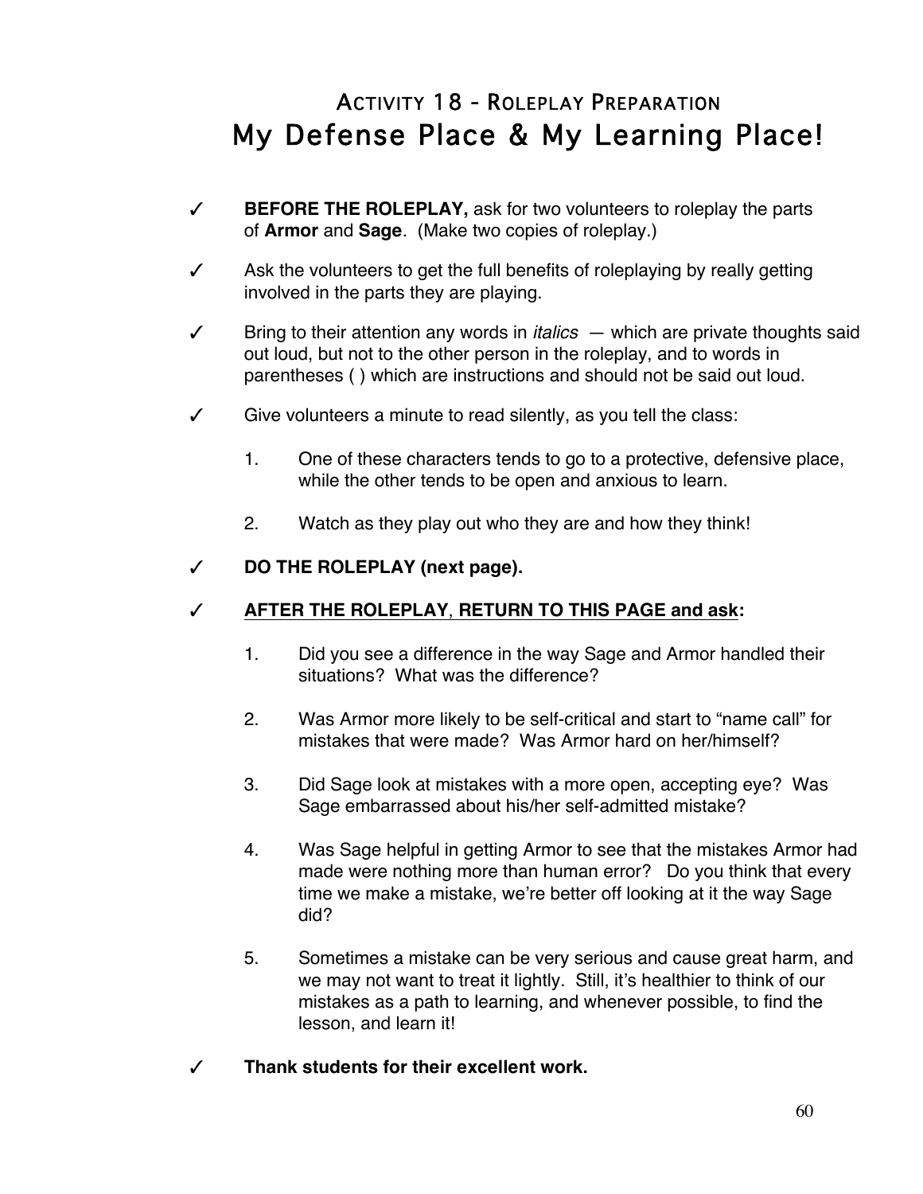## Activity 18 - Roleplay Preparation

# My Defense Place & My Learning Place!

- ✓ **BEFORE THE ROLEPLAY,** ask for two volunteers to roleplay the parts of **Armor** and **Sage**. (Make two copies of roleplay.)

- ✓ Ask the volunteers to get the full benefits of roleplaying by really getting involved in the parts they are playing.

- ✓ Bring to their attention any words in *italics* — which are private thoughts said out loud, but not to the other person in the roleplay, and to words in parentheses ( ) which are instructions and should not be said out loud.

- ✓ Give volunteers a minute to read silently, as you tell the class:

  1. One of these characters tends to go to a protective, defensive place, while the other tends to be open and anxious to learn.

  2. Watch as they play out who they are and how they think!

- ✓ **DO THE ROLEPLAY (next page).**

- ✓ **<u>AFTER THE ROLEPLAY</u>, <u>RETURN TO THIS PAGE and ask</u>:**

  1. Did you see a difference in the way Sage and Armor handled their situations? What was the difference?

  2. Was Armor more likely to be self-critical and start to "name call" for mistakes that were made? Was Armor hard on her/himself?

  3. Did Sage look at mistakes with a more open, accepting eye? Was Sage embarrassed about his/her self-admitted mistake?

  4. Was Sage helpful in getting Armor to see that the mistakes Armor had made were nothing more than human error? Do you think that every time we make a mistake, we're better off looking at it the way Sage did?

  5. Sometimes a mistake can be very serious and cause great harm, and we may not want to treat it lightly. Still, it's healthier to think of our mistakes as a path to learning, and whenever possible, to find the lesson, and learn it!

- ✓ **Thank students for their excellent work.**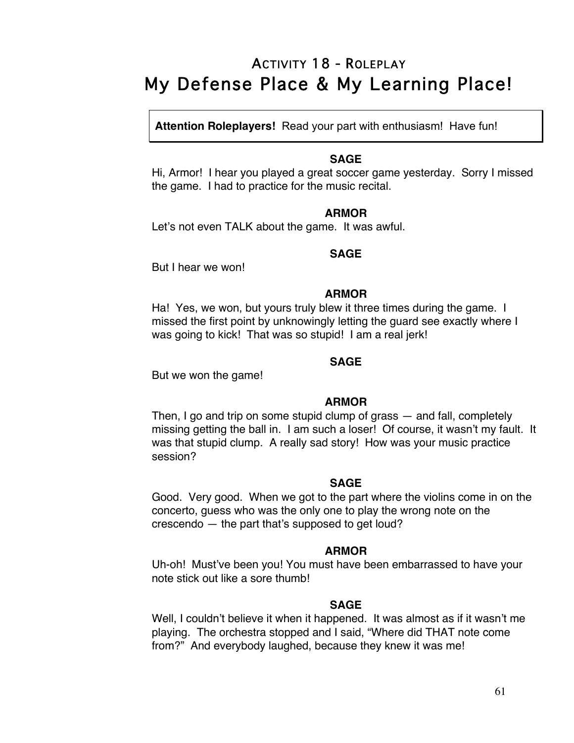# Activity 18 - Roleplay

# My Defense Place & My Learning Place!

**Attention Roleplayers!** Read your part with enthusiasm! Have fun!

**SAGE**

Hi, Armor! I hear you played a great soccer game yesterday. Sorry I missed the game. I had to practice for the music recital.

**ARMOR**

Let's not even TALK about the game. It was awful.

**SAGE**

But I hear we won!

**ARMOR**

Ha! Yes, we won, but yours truly blew it three times during the game. I missed the first point by unknowingly letting the guard see exactly where I was going to kick! That was so stupid! I am a real jerk!

**SAGE**

But we won the game!

**ARMOR**

Then, I go and trip on some stupid clump of grass — and fall, completely missing getting the ball in. I am such a loser! Of course, it wasn't my fault. It was that stupid clump. A really sad story! How was your music practice session?

**SAGE**

Good. Very good. When we got to the part where the violins come in on the concerto, guess who was the only one to play the wrong note on the crescendo — the part that's supposed to get loud?

**ARMOR**

Uh-oh! Must've been you! You must have been embarrassed to have your note stick out like a sore thumb!

**SAGE**

Well, I couldn't believe it when it happened. It was almost as if it wasn't me playing. The orchestra stopped and I said, "Where did THAT note come from?" And everybody laughed, because they knew it was me!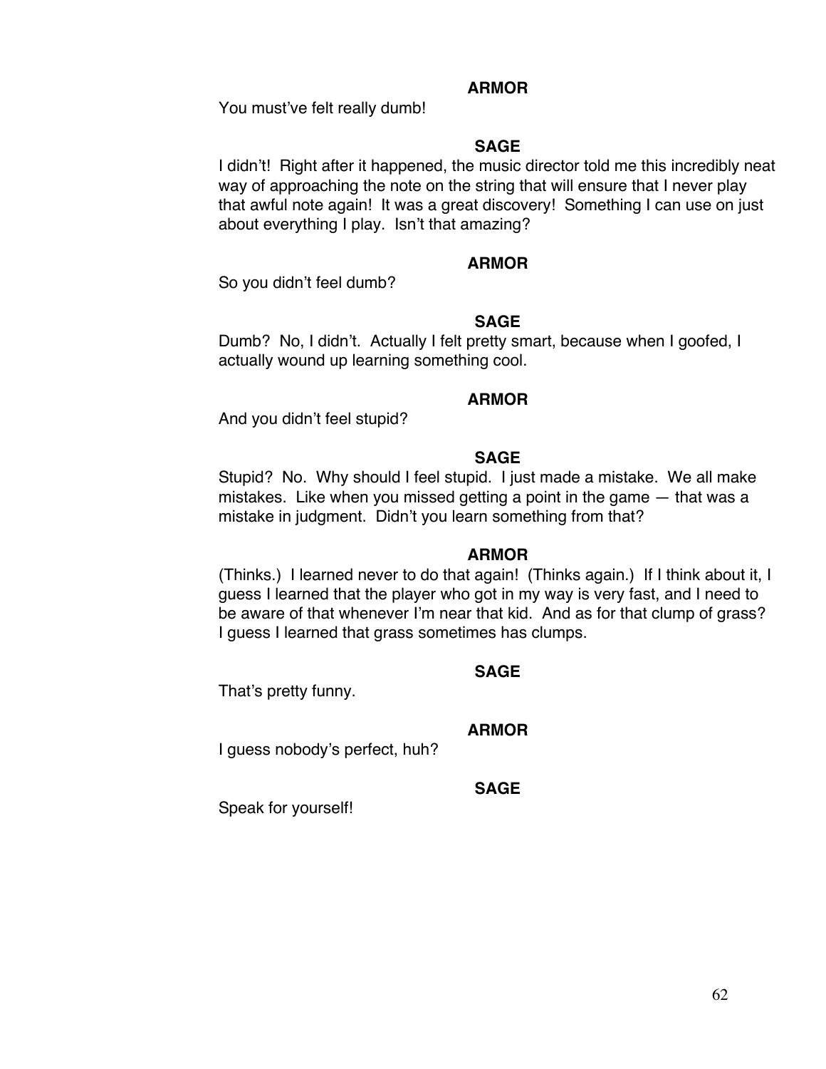**ARMOR**

You must've felt really dumb!

**SAGE**

I didn't! Right after it happened, the music director told me this incredibly neat way of approaching the note on the string that will ensure that I never play that awful note again! It was a great discovery! Something I can use on just about everything I play. Isn't that amazing?

**ARMOR**

So you didn't feel dumb?

**SAGE**

Dumb? No, I didn't. Actually I felt pretty smart, because when I goofed, I actually wound up learning something cool.

**ARMOR**

And you didn't feel stupid?

**SAGE**

Stupid? No. Why should I feel stupid. I just made a mistake. We all make mistakes. Like when you missed getting a point in the game — that was a mistake in judgment. Didn't you learn something from that?

**ARMOR**

(Thinks.) I learned never to do that again! (Thinks again.) If I think about it, I guess I learned that the player who got in my way is very fast, and I need to be aware of that whenever I'm near that kid. And as for that clump of grass? I guess I learned that grass sometimes has clumps.

**SAGE**

That's pretty funny.

**ARMOR**

I guess nobody's perfect, huh?

**SAGE**

Speak for yourself!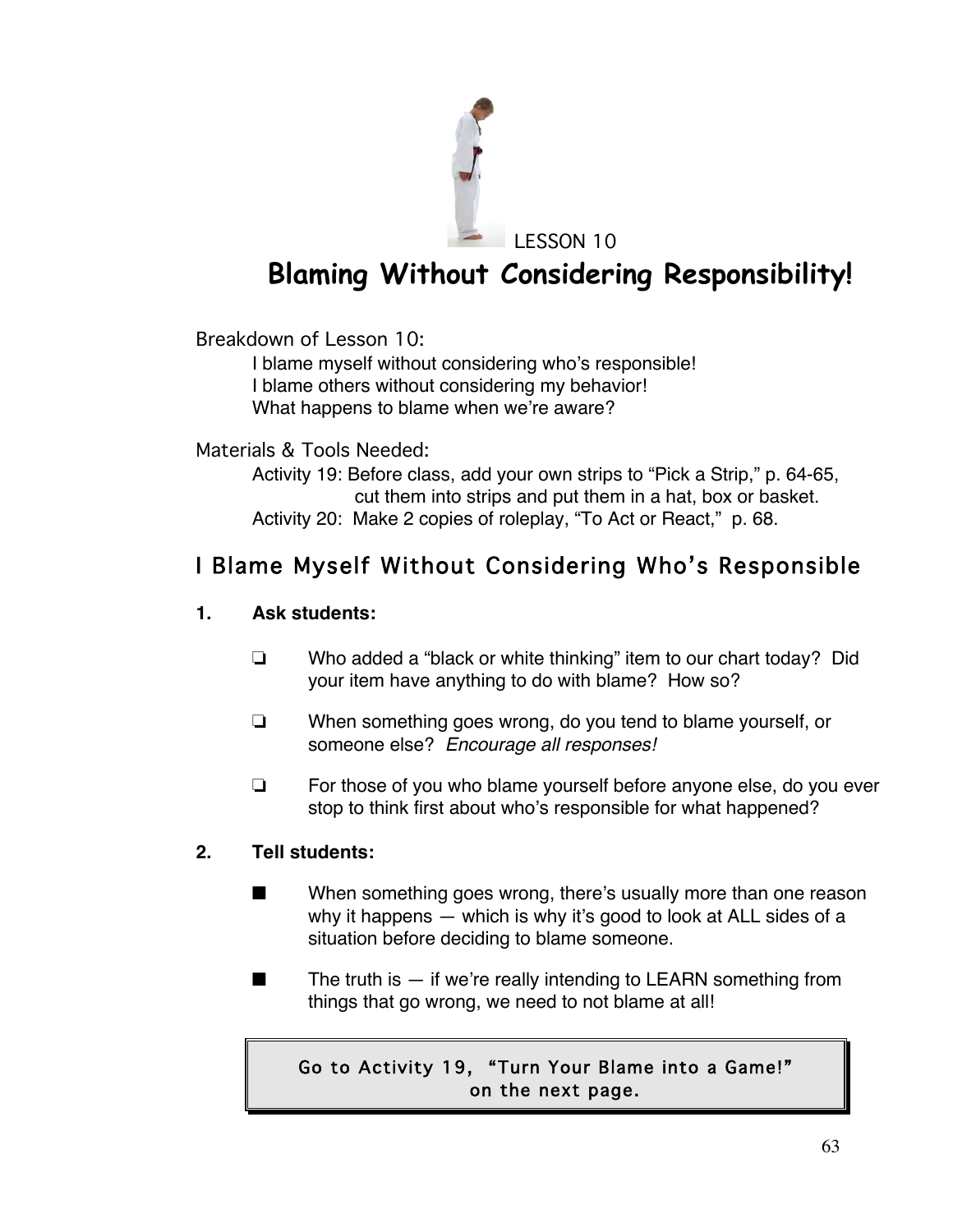LESSON 10

# Blaming Without Considering Responsibility!

Breakdown of Lesson 10:

I blame myself without considering who's responsible!
I blame others without considering my behavior!
What happens to blame when we're aware?

Materials & Tools Needed:

Activity 19: Before class, add your own strips to "Pick a Strip," p. 64-65, cut them into strips and put them in a hat, box or basket.
Activity 20: Make 2 copies of roleplay, "To Act or React," p. 68.

## I Blame Myself Without Considering Who's Responsible

**1. Ask students:**

- ❏ Who added a "black or white thinking" item to our chart today? Did your item have anything to do with blame? How so?
- ❏ When something goes wrong, do you tend to blame yourself, or someone else? *Encourage all responses!*
- ❏ For those of you who blame yourself before anyone else, do you ever stop to think first about who's responsible for what happened?

**2. Tell students:**

- ■ When something goes wrong, there's usually more than one reason why it happens — which is why it's good to look at ALL sides of a situation before deciding to blame someone.
- ■ The truth is — if we're really intending to LEARN something from things that go wrong, we need to not blame at all!

> Go to Activity 19, "Turn Your Blame into a Game!" on the next page.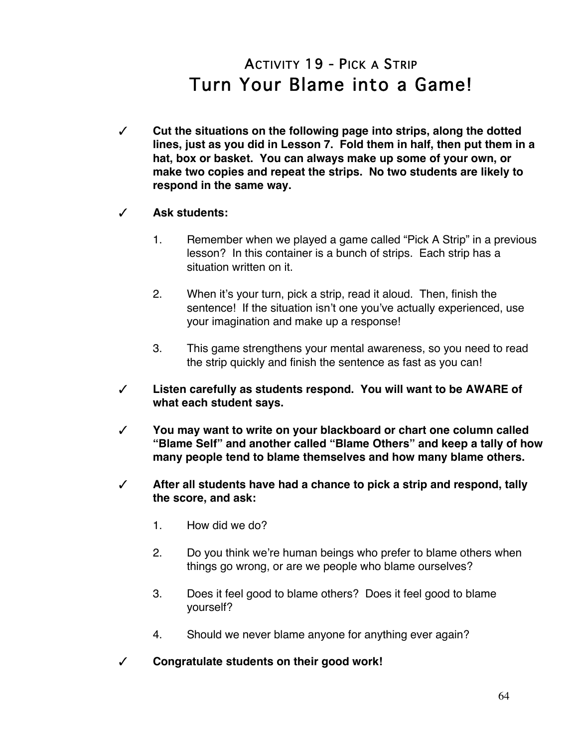# Activity 19 - Pick a Strip
## Turn Your Blame into a Game!

✓ **Cut the situations on the following page into strips, along the dotted lines, just as you did in Lesson 7. Fold them in half, then put them in a hat, box or basket. You can always make up some of your own, or make two copies and repeat the strips. No two students are likely to respond in the same way.**

✓ **Ask students:**

1. Remember when we played a game called "Pick A Strip" in a previous lesson? In this container is a bunch of strips. Each strip has a situation written on it.

2. When it's your turn, pick a strip, read it aloud. Then, finish the sentence! If the situation isn't one you've actually experienced, use your imagination and make up a response!

3. This game strengthens your mental awareness, so you need to read the strip quickly and finish the sentence as fast as you can!

✓ **Listen carefully as students respond. You will want to be AWARE of what each student says.**

✓ **You may want to write on your blackboard or chart one column called "Blame Self" and another called "Blame Others" and keep a tally of how many people tend to blame themselves and how many blame others.**

✓ **After all students have had a chance to pick a strip and respond, tally the score, and ask:**

1. How did we do?

2. Do you think we're human beings who prefer to blame others when things go wrong, or are we people who blame ourselves?

3. Does it feel good to blame others? Does it feel good to blame yourself?

4. Should we never blame anyone for anything ever again?

✓ **Congratulate students on their good work!**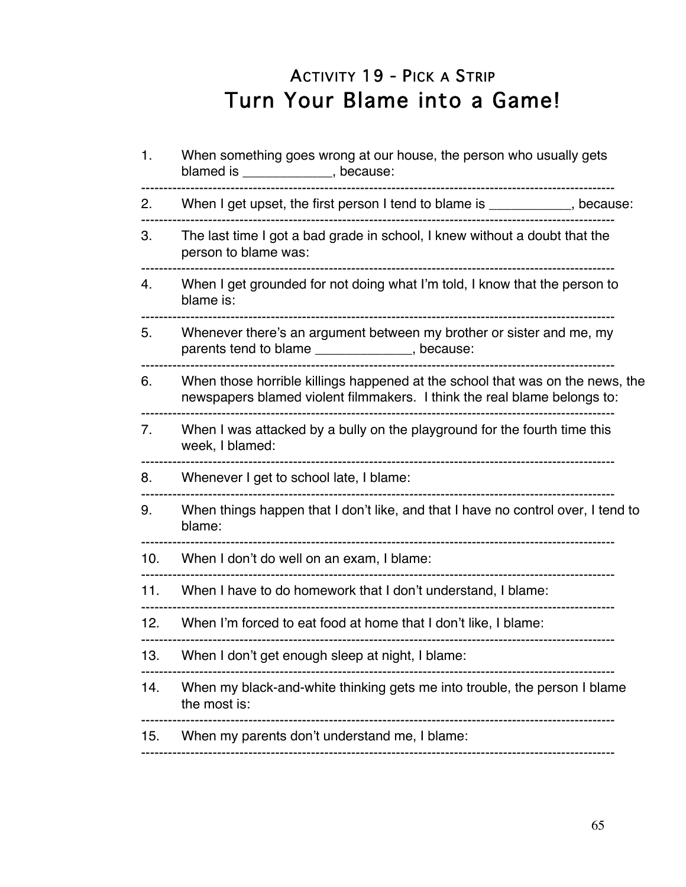## Activity 19 - Pick a Strip

# Turn Your Blame into a Game!

1. When something goes wrong at our house, the person who usually gets blamed is ____________, because:

---

2. When I get upset, the first person I tend to blame is ___________, because:

---

3. The last time I got a bad grade in school, I knew without a doubt that the person to blame was:

---

4. When I get grounded for not doing what I'm told, I know that the person to blame is:

---

5. Whenever there's an argument between my brother or sister and me, my parents tend to blame _____________, because:

---

6. When those horrible killings happened at the school that was on the news, the newspapers blamed violent filmmakers. I think the real blame belongs to:

---

7. When I was attacked by a bully on the playground for the fourth time this week, I blamed:

---

8. Whenever I get to school late, I blame:

---

9. When things happen that I don't like, and that I have no control over, I tend to blame:

---

10. When I don't do well on an exam, I blame:

---

11. When I have to do homework that I don't understand, I blame:

---

12. When I'm forced to eat food at home that I don't like, I blame:

---

13. When I don't get enough sleep at night, I blame:

---

14. When my black-and-white thinking gets me into trouble, the person I blame the most is:

---

15. When my parents don't understand me, I blame:

---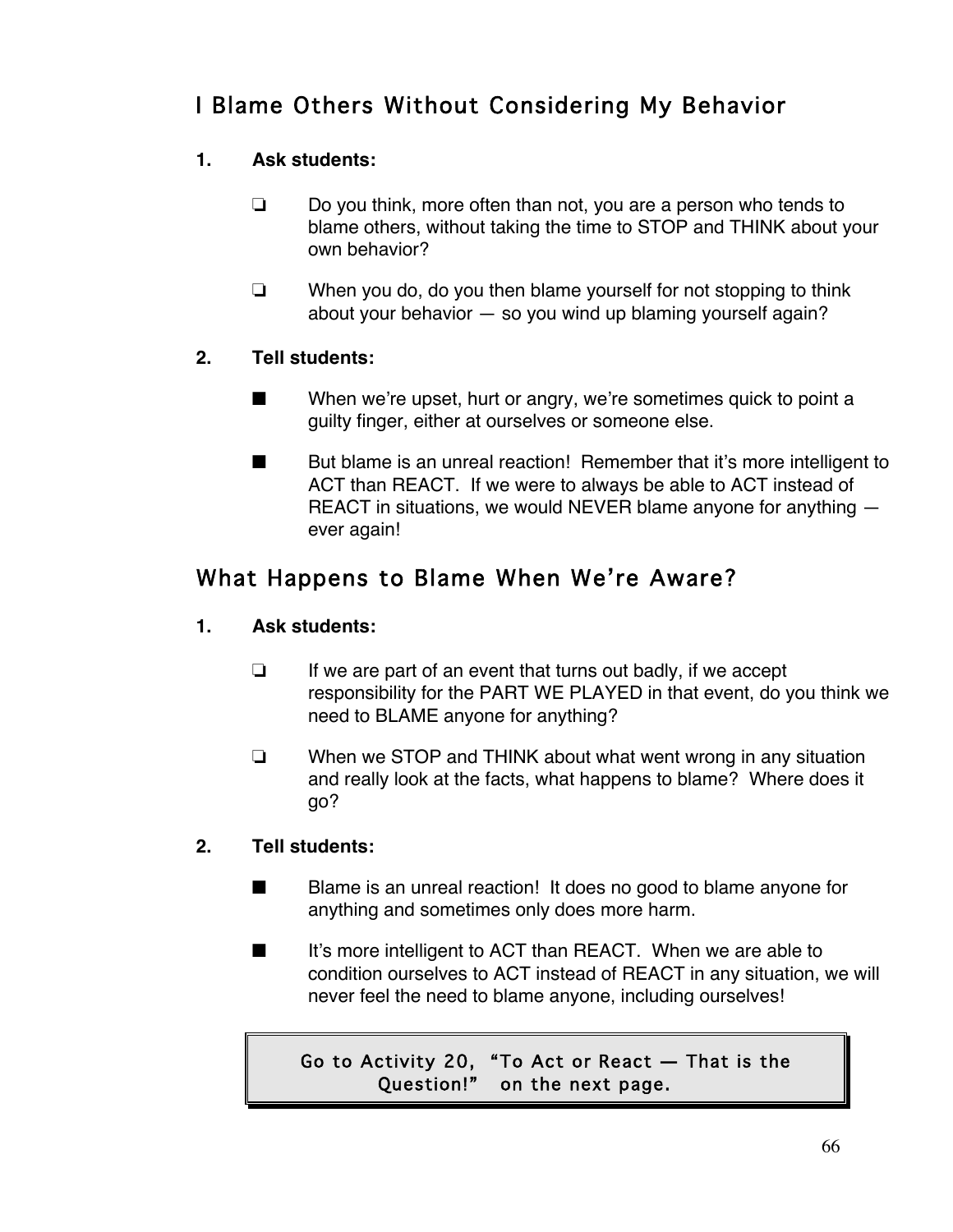## I Blame Others Without Considering My Behavior

**1. Ask students:**

- ❏ Do you think, more often than not, you are a person who tends to blame others, without taking the time to STOP and THINK about your own behavior?
- ❏ When you do, do you then blame yourself for not stopping to think about your behavior — so you wind up blaming yourself again?

**2. Tell students:**

- ■ When we're upset, hurt or angry, we're sometimes quick to point a guilty finger, either at ourselves or someone else.
- ■ But blame is an unreal reaction! Remember that it's more intelligent to ACT than REACT. If we were to always be able to ACT instead of REACT in situations, we would NEVER blame anyone for anything — ever again!

## What Happens to Blame When We're Aware?

**1. Ask students:**

- ❏ If we are part of an event that turns out badly, if we accept responsibility for the PART WE PLAYED in that event, do you think we need to BLAME anyone for anything?
- ❏ When we STOP and THINK about what went wrong in any situation and really look at the facts, what happens to blame? Where does it go?

**2. Tell students:**

- ■ Blame is an unreal reaction! It does no good to blame anyone for anything and sometimes only does more harm.
- ■ It's more intelligent to ACT than REACT. When we are able to condition ourselves to ACT instead of REACT in any situation, we will never feel the need to blame anyone, including ourselves!

> Go to Activity 20, "To Act or React — That is the Question!" on the next page.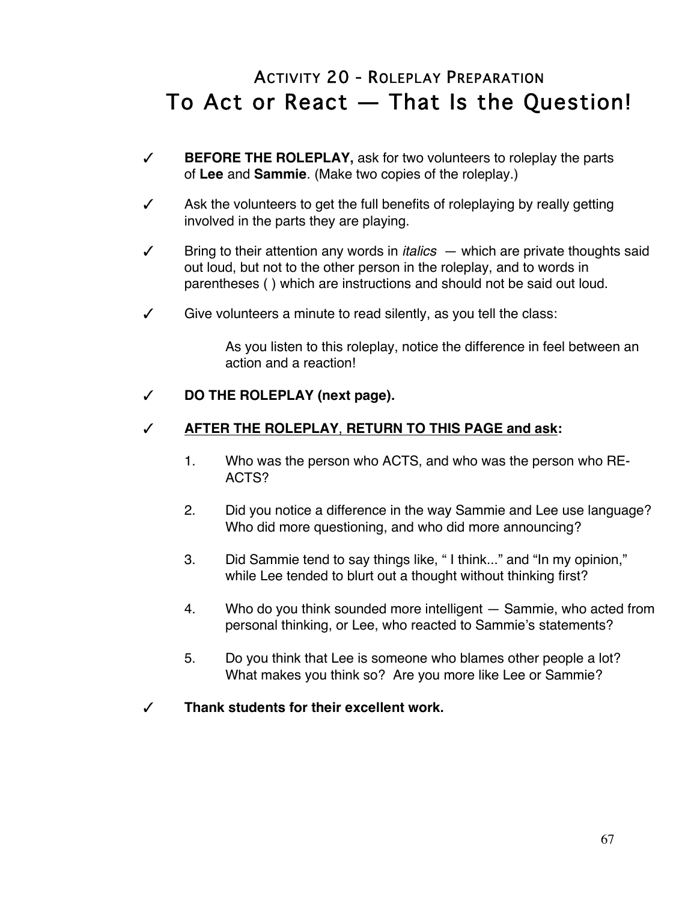## Activity 20 - Roleplay Preparation

# To Act or React — That Is the Question!

✓ **BEFORE THE ROLEPLAY,** ask for two volunteers to roleplay the parts of **Lee** and **Sammie**. (Make two copies of the roleplay.)

✓ Ask the volunteers to get the full benefits of roleplaying by really getting involved in the parts they are playing.

✓ Bring to their attention any words in *italics* — which are private thoughts said out loud, but not to the other person in the roleplay, and to words in parentheses ( ) which are instructions and should not be said out loud.

✓ Give volunteers a minute to read silently, as you tell the class:

> As you listen to this roleplay, notice the difference in feel between an action and a reaction!

✓ **DO THE ROLEPLAY (next page).**

✓ **<u>AFTER THE ROLEPLAY</u>, <u>RETURN TO THIS PAGE and ask</u>:**

1. Who was the person who ACTS, and who was the person who RE-ACTS?
2. Did you notice a difference in the way Sammie and Lee use language? Who did more questioning, and who did more announcing?
3. Did Sammie tend to say things like, " I think..." and "In my opinion," while Lee tended to blurt out a thought without thinking first?
4. Who do you think sounded more intelligent — Sammie, who acted from personal thinking, or Lee, who reacted to Sammie's statements?
5. Do you think that Lee is someone who blames other people a lot? What makes you think so? Are you more like Lee or Sammie?

✓ **Thank students for their excellent work.**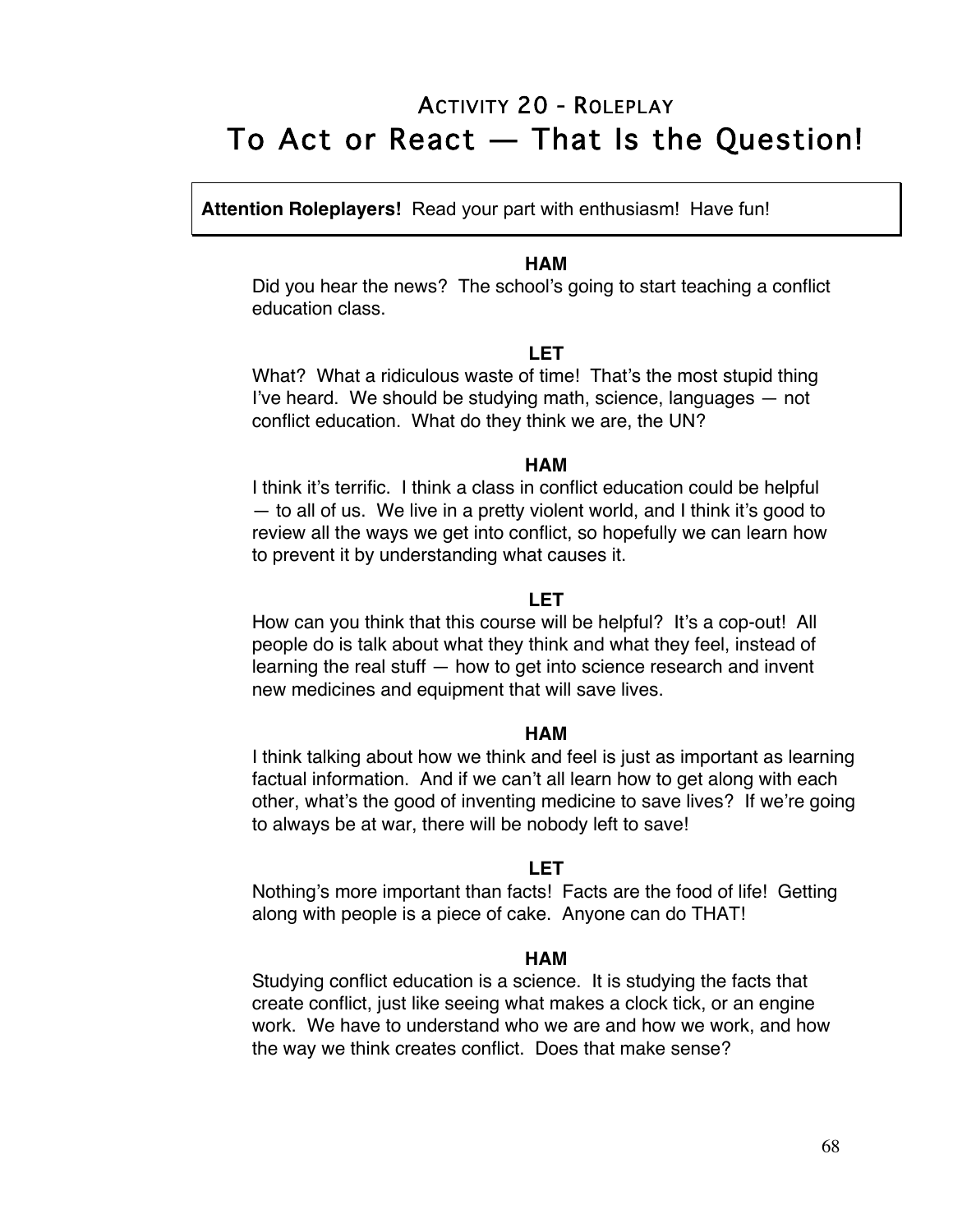## Activity 20 - Roleplay

# To Act or React — That Is the Question!

**Attention Roleplayers!** Read your part with enthusiasm! Have fun!

**HAM**

Did you hear the news? The school's going to start teaching a conflict education class.

**LET**

What? What a ridiculous waste of time! That's the most stupid thing I've heard. We should be studying math, science, languages — not conflict education. What do they think we are, the UN?

**HAM**

I think it's terrific. I think a class in conflict education could be helpful — to all of us. We live in a pretty violent world, and I think it's good to review all the ways we get into conflict, so hopefully we can learn how to prevent it by understanding what causes it.

**LET**

How can you think that this course will be helpful? It's a cop-out! All people do is talk about what they think and what they feel, instead of learning the real stuff — how to get into science research and invent new medicines and equipment that will save lives.

**HAM**

I think talking about how we think and feel is just as important as learning factual information. And if we can't all learn how to get along with each other, what's the good of inventing medicine to save lives? If we're going to always be at war, there will be nobody left to save!

**LET**

Nothing's more important than facts! Facts are the food of life! Getting along with people is a piece of cake. Anyone can do THAT!

**HAM**

Studying conflict education is a science. It is studying the facts that create conflict, just like seeing what makes a clock tick, or an engine work. We have to understand who we are and how we work, and how the way we think creates conflict. Does that make sense?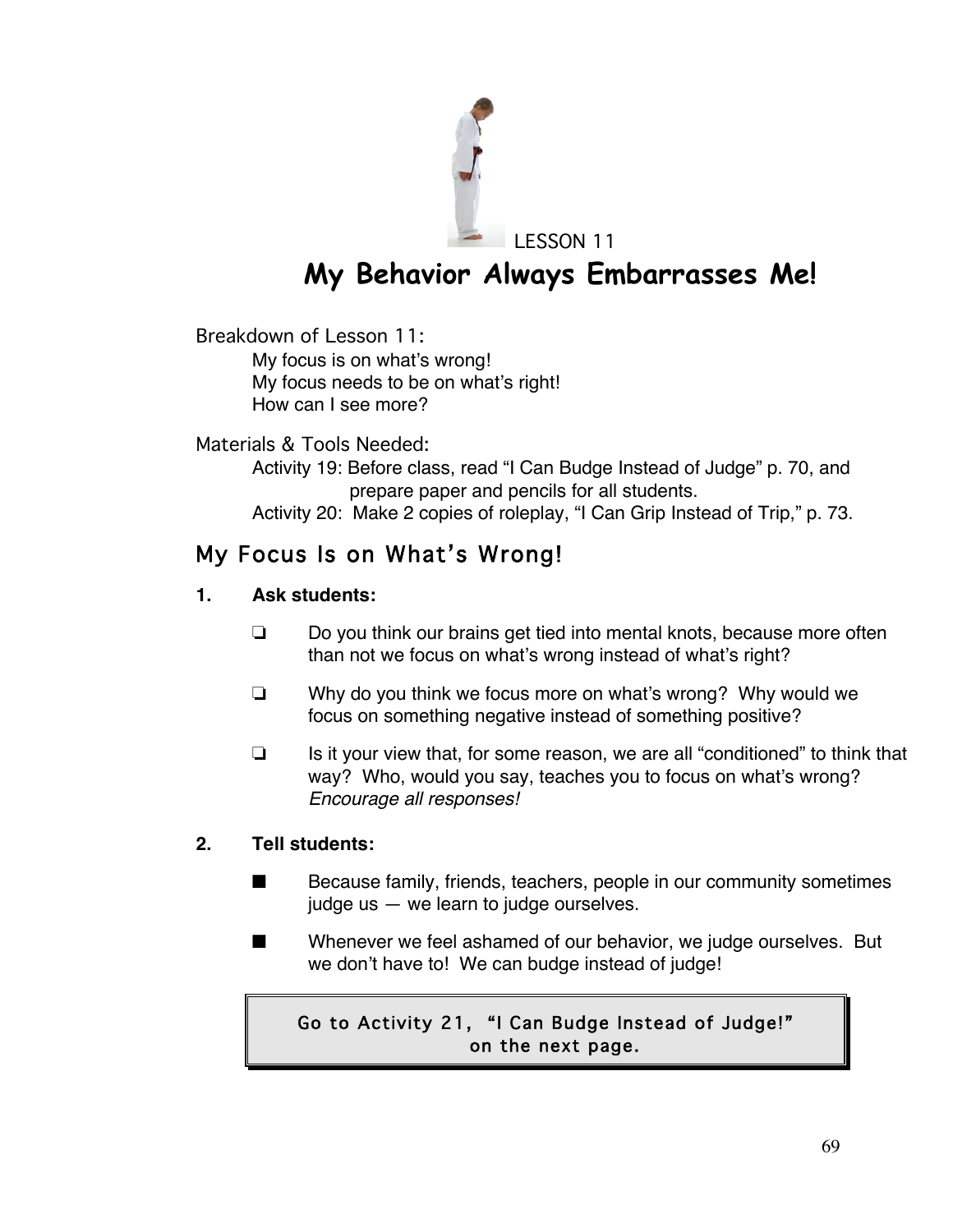LESSON 11

# My Behavior Always Embarrasses Me!

Breakdown of Lesson 11:

My focus is on what's wrong!
My focus needs to be on what's right!
How can I see more?

Materials & Tools Needed:

Activity 19: Before class, read "I Can Budge Instead of Judge" p. 70, and prepare paper and pencils for all students.
Activity 20: Make 2 copies of roleplay, "I Can Grip Instead of Trip," p. 73.

## My Focus Is on What's Wrong!

**1. Ask students:**

❏ Do you think our brains get tied into mental knots, because more often than not we focus on what's wrong instead of what's right?

❏ Why do you think we focus more on what's wrong? Why would we focus on something negative instead of something positive?

❏ Is it your view that, for some reason, we are all "conditioned" to think that way? Who, would you say, teaches you to focus on what's wrong? *Encourage all responses!*

**2. Tell students:**

■ Because family, friends, teachers, people in our community sometimes judge us — we learn to judge ourselves.

■ Whenever we feel ashamed of our behavior, we judge ourselves. But we don't have to! We can budge instead of judge!

Go to Activity 21, "I Can Budge Instead of Judge!" on the next page.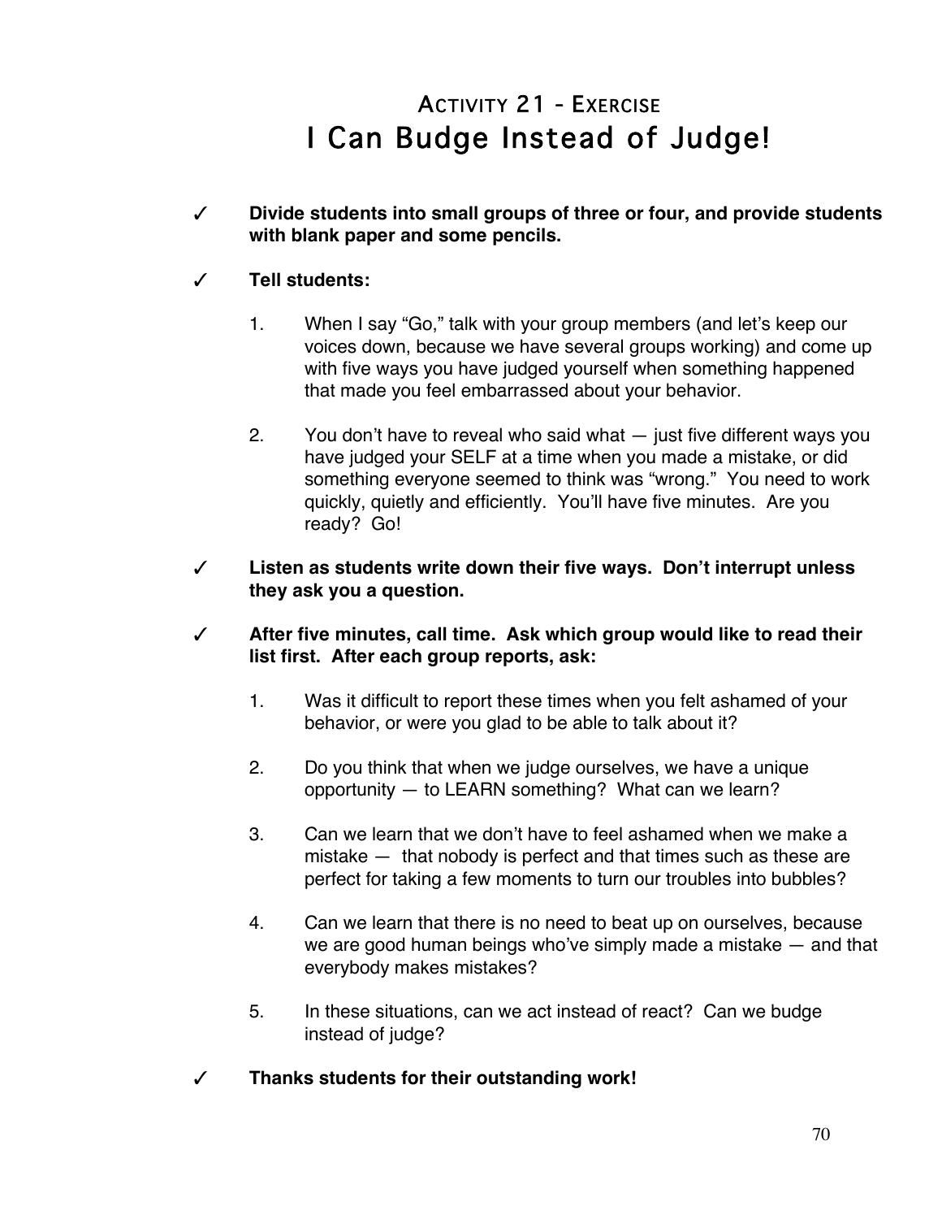## Activity 21 - Exercise

# I Can Budge Instead of Judge!

✓ **Divide students into small groups of three or four, and provide students with blank paper and some pencils.**

✓ **Tell students:**

1. When I say "Go," talk with your group members (and let's keep our voices down, because we have several groups working) and come up with five ways you have judged yourself when something happened that made you feel embarrassed about your behavior.

2. You don't have to reveal who said what — just five different ways you have judged your SELF at a time when you made a mistake, or did something everyone seemed to think was "wrong." You need to work quickly, quietly and efficiently. You'll have five minutes. Are you ready? Go!

✓ **Listen as students write down their five ways. Don't interrupt unless they ask you a question.**

✓ **After five minutes, call time. Ask which group would like to read their list first. After each group reports, ask:**

1. Was it difficult to report these times when you felt ashamed of your behavior, or were you glad to be able to talk about it?

2. Do you think that when we judge ourselves, we have a unique opportunity — to LEARN something? What can we learn?

3. Can we learn that we don't have to feel ashamed when we make a mistake — that nobody is perfect and that times such as these are perfect for taking a few moments to turn our troubles into bubbles?

4. Can we learn that there is no need to beat up on ourselves, because we are good human beings who've simply made a mistake — and that everybody makes mistakes?

5. In these situations, can we act instead of react? Can we budge instead of judge?

✓ **Thanks students for their outstanding work!**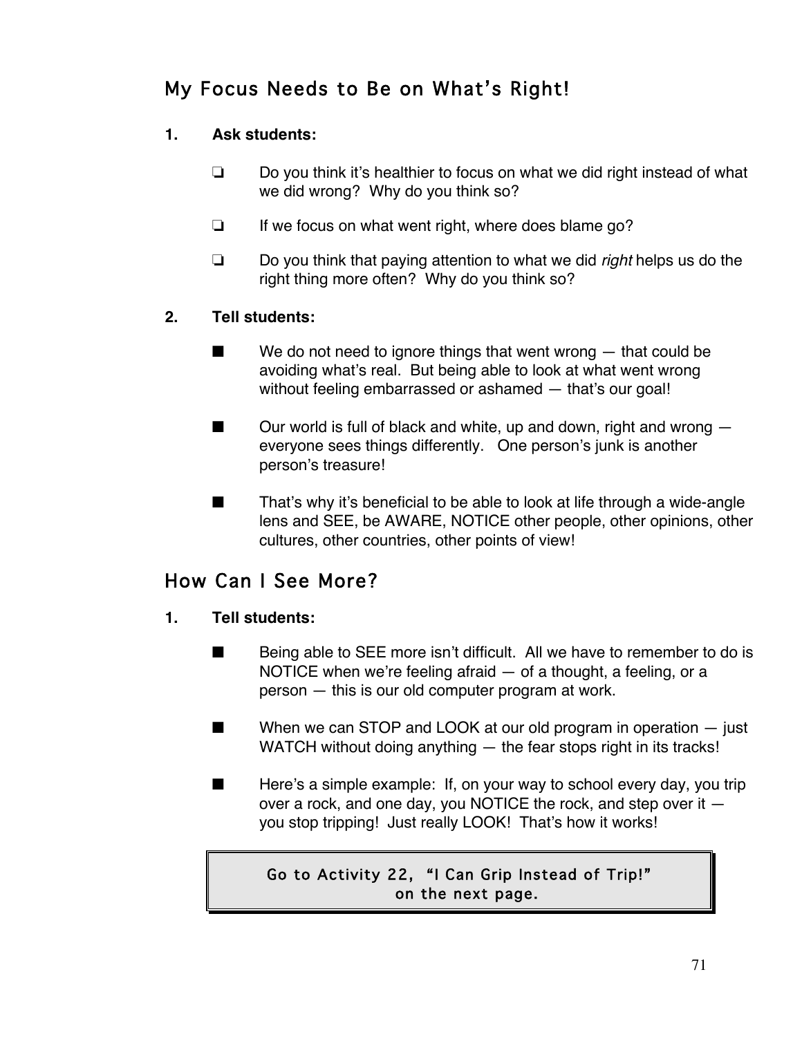## My Focus Needs to Be on What's Right!

**1. Ask students:**

- ❏ Do you think it's healthier to focus on what we did right instead of what we did wrong? Why do you think so?
- ❏ If we focus on what went right, where does blame go?
- ❏ Do you think that paying attention to what we did *right* helps us do the right thing more often? Why do you think so?

**2. Tell students:**

- ■ We do not need to ignore things that went wrong — that could be avoiding what's real. But being able to look at what went wrong without feeling embarrassed or ashamed — that's our goal!
- ■ Our world is full of black and white, up and down, right and wrong — everyone sees things differently. One person's junk is another person's treasure!
- ■ That's why it's beneficial to be able to look at life through a wide-angle lens and SEE, be AWARE, NOTICE other people, other opinions, other cultures, other countries, other points of view!

## How Can I See More?

**1. Tell students:**

- ■ Being able to SEE more isn't difficult. All we have to remember to do is NOTICE when we're feeling afraid — of a thought, a feeling, or a person — this is our old computer program at work.
- ■ When we can STOP and LOOK at our old program in operation — just WATCH without doing anything — the fear stops right in its tracks!
- ■ Here's a simple example: If, on your way to school every day, you trip over a rock, and one day, you NOTICE the rock, and step over it — you stop tripping! Just really LOOK! That's how it works!

Go to Activity 22, "I Can Grip Instead of Trip!" on the next page.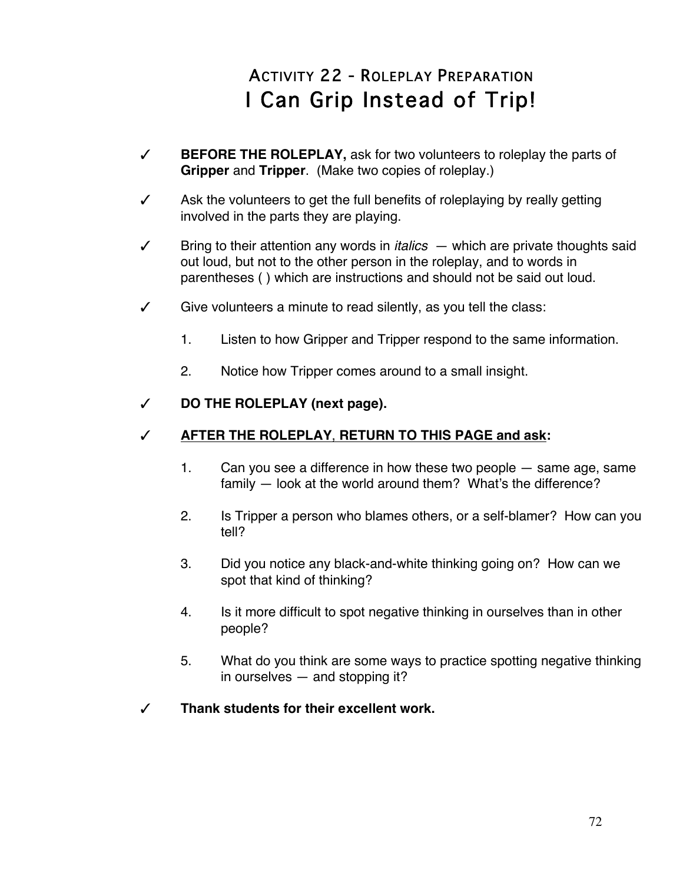## ACTIVITY 22 - ROLEPLAY PREPARATION
# I Can Grip Instead of Trip!

✓ **BEFORE THE ROLEPLAY,** ask for two volunteers to roleplay the parts of **Gripper** and **Tripper**. (Make two copies of roleplay.)

✓ Ask the volunteers to get the full benefits of roleplaying by really getting involved in the parts they are playing.

✓ Bring to their attention any words in *italics* — which are private thoughts said out loud, but not to the other person in the roleplay, and to words in parentheses ( ) which are instructions and should not be said out loud.

✓ Give volunteers a minute to read silently, as you tell the class:

1. Listen to how Gripper and Tripper respond to the same information.
2. Notice how Tripper comes around to a small insight.

✓ **DO THE ROLEPLAY (next page).**

✓ **AFTER THE ROLEPLAY, RETURN TO THIS PAGE and ask:**

1. Can you see a difference in how these two people — same age, same family — look at the world around them? What's the difference?
2. Is Tripper a person who blames others, or a self-blamer? How can you tell?
3. Did you notice any black-and-white thinking going on? How can we spot that kind of thinking?
4. Is it more difficult to spot negative thinking in ourselves than in other people?
5. What do you think are some ways to practice spotting negative thinking in ourselves — and stopping it?

✓ **Thank students for their excellent work.**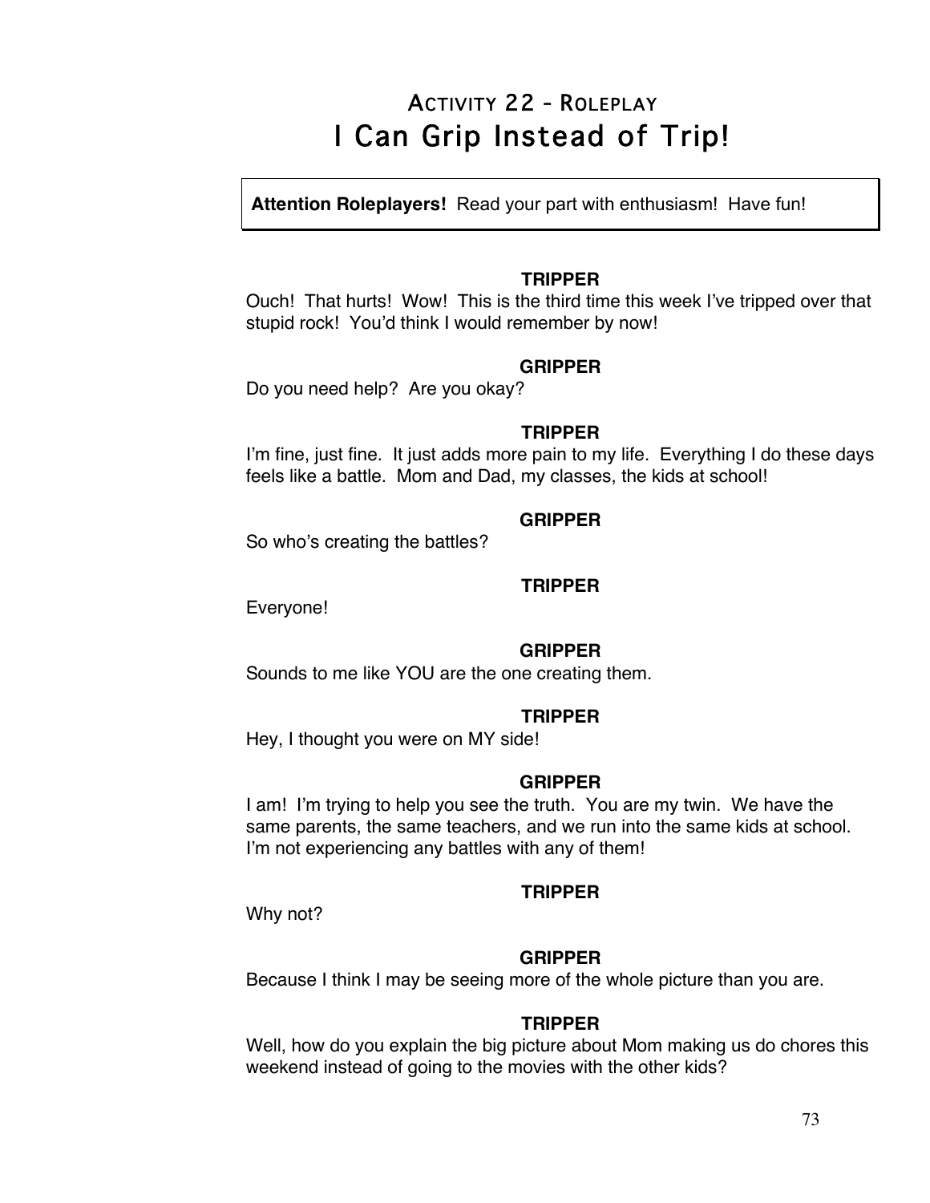## Activity 22 - Roleplay

# I Can Grip Instead of Trip!

**Attention Roleplayers!** Read your part with enthusiasm! Have fun!

**TRIPPER**

Ouch! That hurts! Wow! This is the third time this week I've tripped over that stupid rock! You'd think I would remember by now!

**GRIPPER**

Do you need help? Are you okay?

**TRIPPER**

I'm fine, just fine. It just adds more pain to my life. Everything I do these days feels like a battle. Mom and Dad, my classes, the kids at school!

**GRIPPER**

So who's creating the battles?

**TRIPPER**

Everyone!

**GRIPPER**

Sounds to me like YOU are the one creating them.

**TRIPPER**

Hey, I thought you were on MY side!

**GRIPPER**

I am! I'm trying to help you see the truth. You are my twin. We have the same parents, the same teachers, and we run into the same kids at school. I'm not experiencing any battles with any of them!

**TRIPPER**

Why not?

**GRIPPER**

Because I think I may be seeing more of the whole picture than you are.

**TRIPPER**

Well, how do you explain the big picture about Mom making us do chores this weekend instead of going to the movies with the other kids?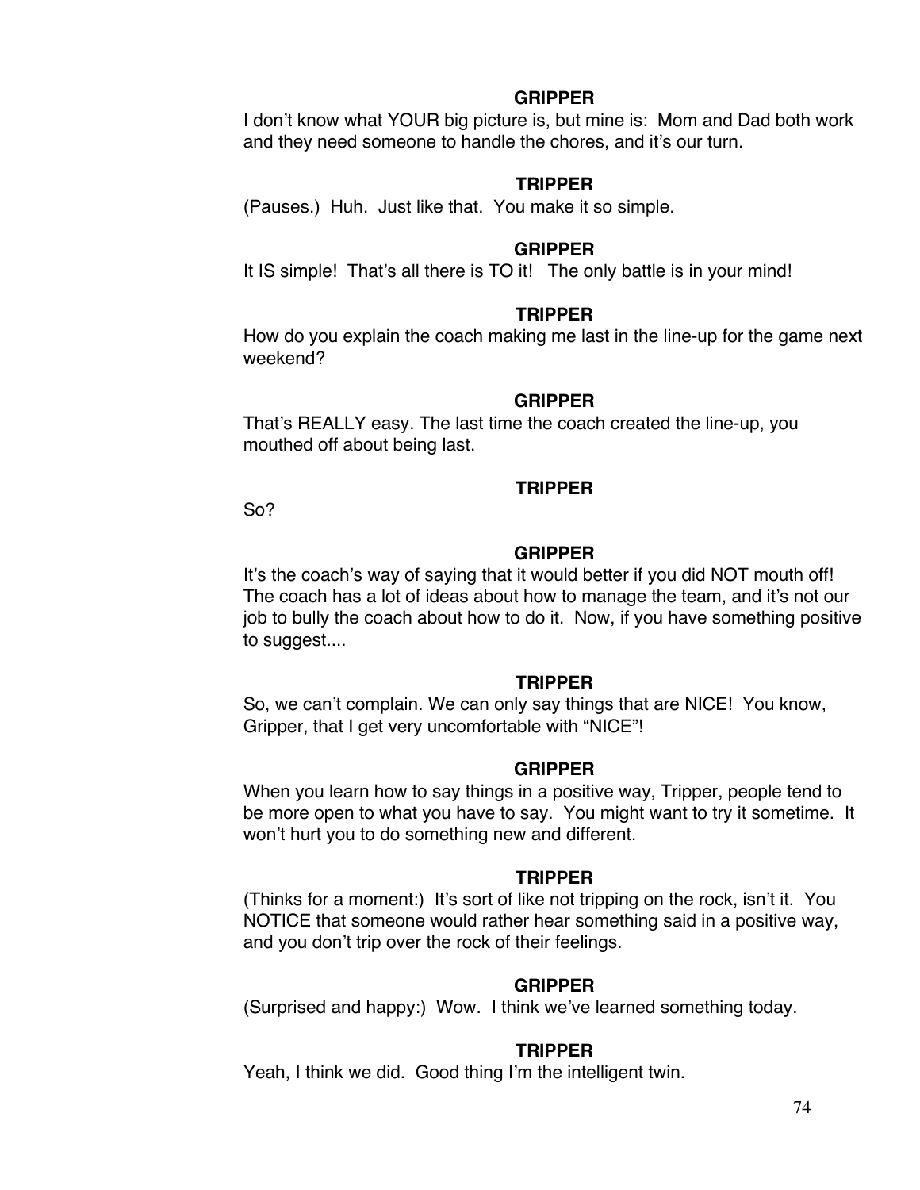**GRIPPER**

I don't know what YOUR big picture is, but mine is: Mom and Dad both work and they need someone to handle the chores, and it's our turn.

**TRIPPER**

(Pauses.) Huh. Just like that. You make it so simple.

**GRIPPER**

It IS simple! That's all there is TO it! The only battle is in your mind!

**TRIPPER**

How do you explain the coach making me last in the line-up for the game next weekend?

**GRIPPER**

That's REALLY easy. The last time the coach created the line-up, you mouthed off about being last.

**TRIPPER**

So?

**GRIPPER**

It's the coach's way of saying that it would better if you did NOT mouth off! The coach has a lot of ideas about how to manage the team, and it's not our job to bully the coach about how to do it. Now, if you have something positive to suggest....

**TRIPPER**

So, we can't complain. We can only say things that are NICE! You know, Gripper, that I get very uncomfortable with "NICE"!

**GRIPPER**

When you learn how to say things in a positive way, Tripper, people tend to be more open to what you have to say. You might want to try it sometime. It won't hurt you to do something new and different.

**TRIPPER**

(Thinks for a moment:) It's sort of like not tripping on the rock, isn't it. You NOTICE that someone would rather hear something said in a positive way, and you don't trip over the rock of their feelings.

**GRIPPER**

(Surprised and happy:) Wow. I think we've learned something today.

**TRIPPER**

Yeah, I think we did. Good thing I'm the intelligent twin.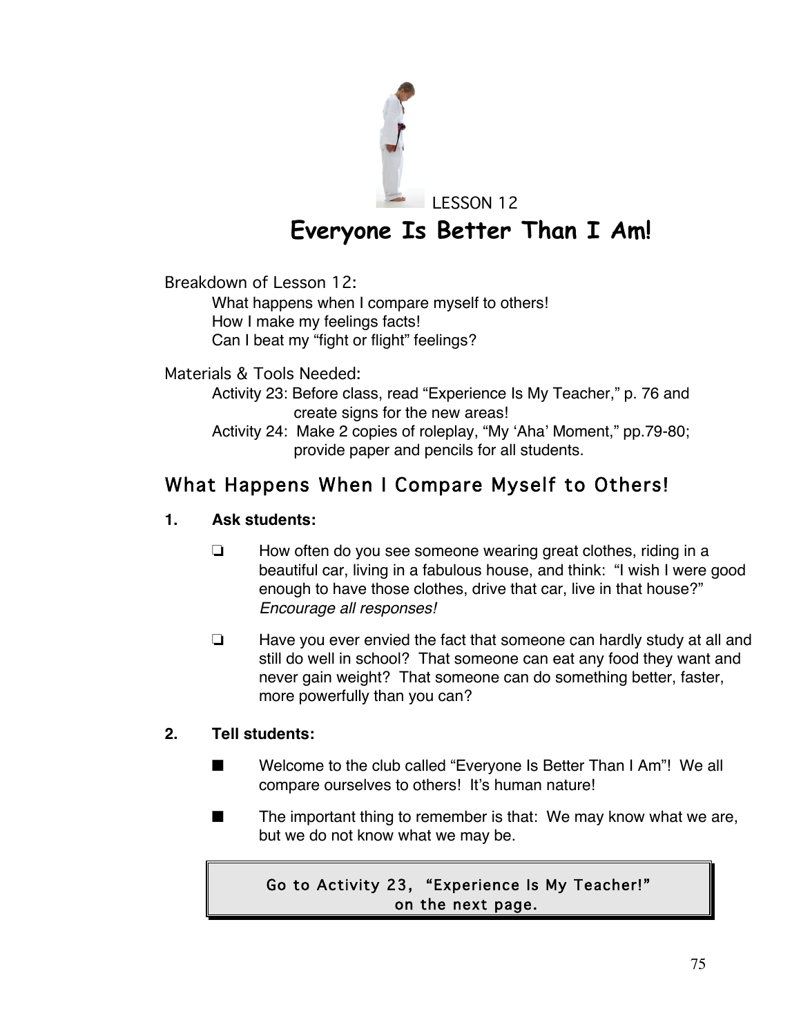LESSON 12

# Everyone Is Better Than I Am!

Breakdown of Lesson 12:

What happens when I compare myself to others!
How I make my feelings facts!
Can I beat my "fight or flight" feelings?

Materials & Tools Needed:

Activity 23: Before class, read "Experience Is My Teacher," p. 76 and create signs for the new areas!
Activity 24: Make 2 copies of roleplay, "My 'Aha' Moment," pp.79-80; provide paper and pencils for all students.

## What Happens When I Compare Myself to Others!

**1. Ask students:**

- ❏ How often do you see someone wearing great clothes, riding in a beautiful car, living in a fabulous house, and think: "I wish I were good enough to have those clothes, drive that car, live in that house?" *Encourage all responses!*

- ❏ Have you ever envied the fact that someone can hardly study at all and still do well in school? That someone can eat any food they want and never gain weight? That someone can do something better, faster, more powerfully than you can?

**2. Tell students:**

- ■ Welcome to the club called "Everyone Is Better Than I Am"! We all compare ourselves to others! It's human nature!

- ■ The important thing to remember is that: We may know what we are, but we do not know what we may be.

Go to Activity 23, "Experience Is My Teacher!" on the next page.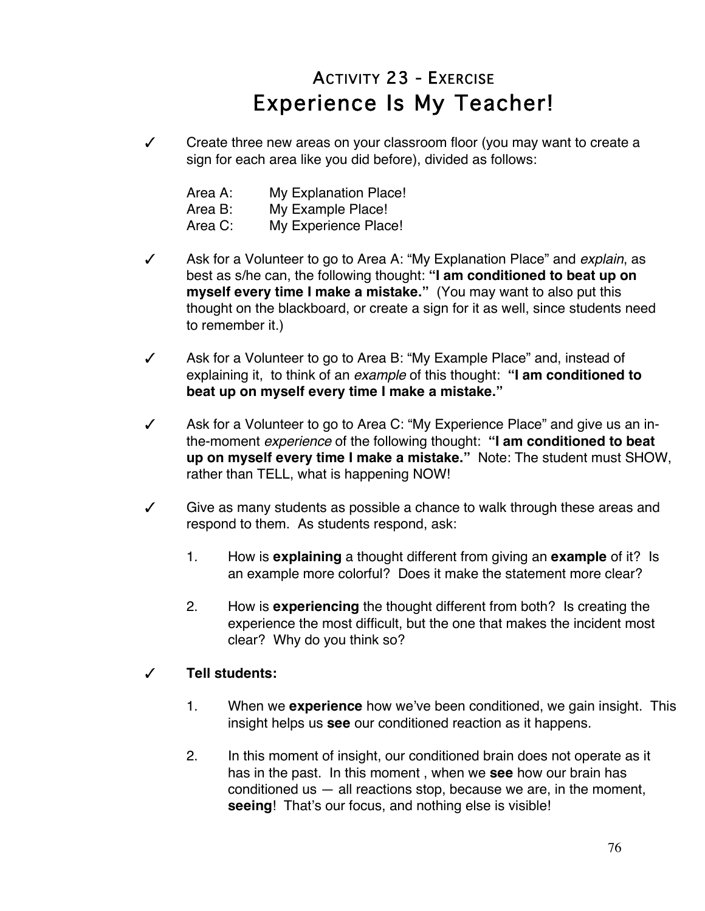# ACTIVITY 23 - EXERCISE
# Experience Is My Teacher!

✓ Create three new areas on your classroom floor (you may want to create a sign for each area like you did before), divided as follows:

   Area A: My Explanation Place!
   Area B: My Example Place!
   Area C: My Experience Place!

✓ Ask for a Volunteer to go to Area A: "My Explanation Place" and *explain*, as best as s/he can, the following thought: **"I am conditioned to beat up on myself every time I make a mistake."** (You may want to also put this thought on the blackboard, or create a sign for it as well, since students need to remember it.)

✓ Ask for a Volunteer to go to Area B: "My Example Place" and, instead of explaining it, to think of an *example* of this thought: **"I am conditioned to beat up on myself every time I make a mistake."**

✓ Ask for a Volunteer to go to Area C: "My Experience Place" and give us an in-the-moment *experience* of the following thought: **"I am conditioned to beat up on myself every time I make a mistake."** Note: The student must SHOW, rather than TELL, what is happening NOW!

✓ Give as many students as possible a chance to walk through these areas and respond to them. As students respond, ask:

   1. How is **explaining** a thought different from giving an **example** of it? Is an example more colorful? Does it make the statement more clear?

   2. How is **experiencing** the thought different from both? Is creating the experience the most difficult, but the one that makes the incident most clear? Why do you think so?

✓ **Tell students:**

   1. When we **experience** how we've been conditioned, we gain insight. This insight helps us **see** our conditioned reaction as it happens.

   2. In this moment of insight, our conditioned brain does not operate as it has in the past. In this moment , when we **see** how our brain has conditioned us — all reactions stop, because we are, in the moment, **seeing**! That's our focus, and nothing else is visible!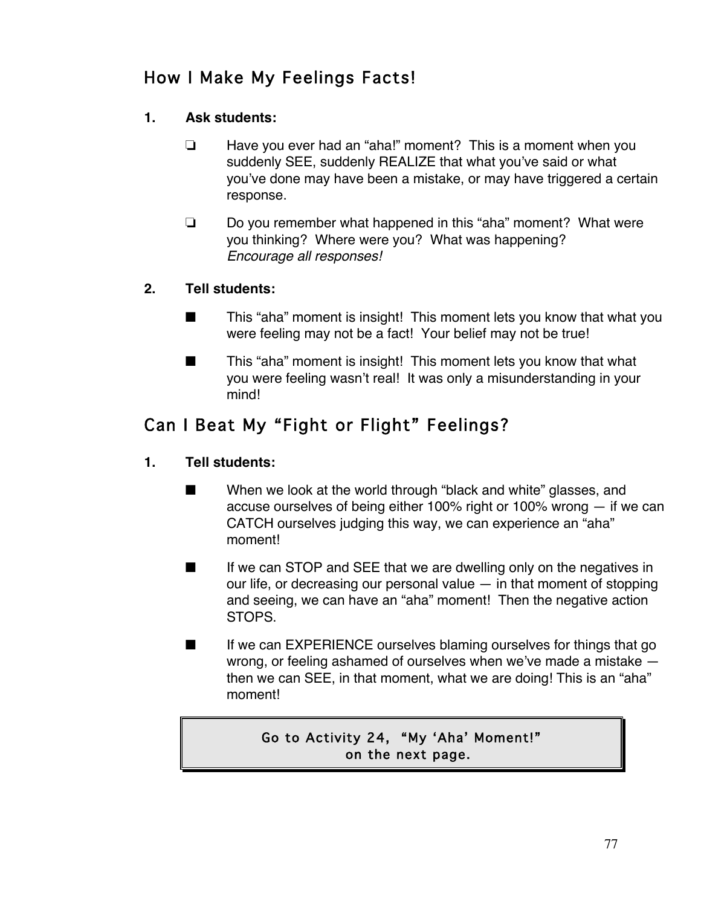## How I Make My Feelings Facts!

**1. Ask students:**

- ❏ Have you ever had an "aha!" moment? This is a moment when you suddenly SEE, suddenly REALIZE that what you've said or what you've done may have been a mistake, or may have triggered a certain response.
- ❏ Do you remember what happened in this "aha" moment? What were you thinking? Where were you? What was happening? *Encourage all responses!*

**2. Tell students:**

- ■ This "aha" moment is insight! This moment lets you know that what you were feeling may not be a fact! Your belief may not be true!
- ■ This "aha" moment is insight! This moment lets you know that what you were feeling wasn't real! It was only a misunderstanding in your mind!

## Can I Beat My "Fight or Flight" Feelings?

**1. Tell students:**

- ■ When we look at the world through "black and white" glasses, and accuse ourselves of being either 100% right or 100% wrong — if we can CATCH ourselves judging this way, we can experience an "aha" moment!
- ■ If we can STOP and SEE that we are dwelling only on the negatives in our life, or decreasing our personal value — in that moment of stopping and seeing, we can have an "aha" moment! Then the negative action STOPS.
- ■ If we can EXPERIENCE ourselves blaming ourselves for things that go wrong, or feeling ashamed of ourselves when we've made a mistake — then we can SEE, in that moment, what we are doing! This is an "aha" moment!

Go to Activity 24, "My 'Aha' Moment!" on the next page.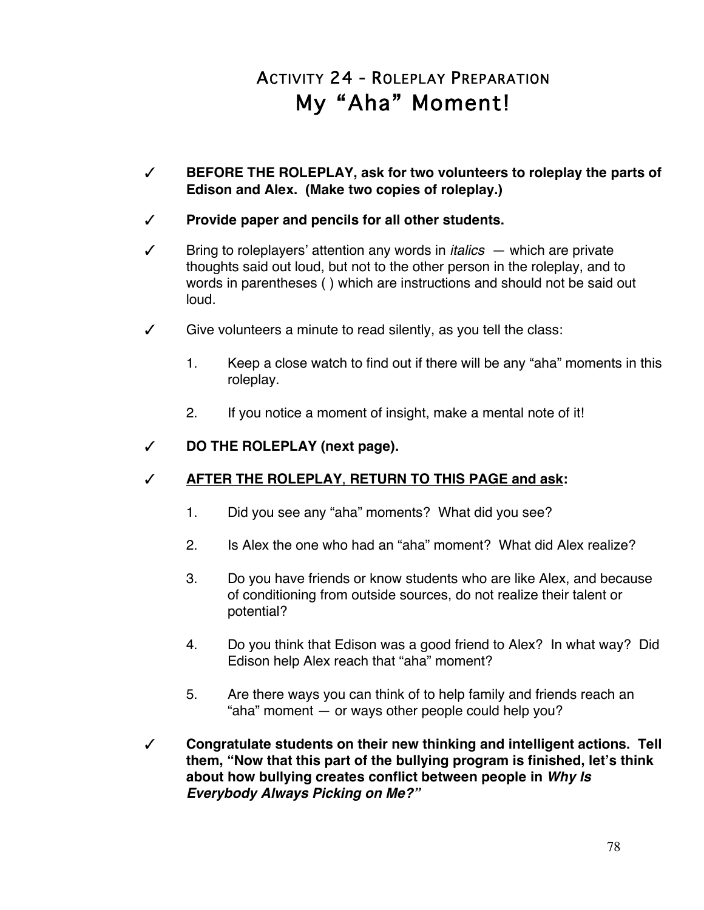# Activity 24 - Roleplay Preparation
## My "Aha" Moment!

- ✓ **BEFORE THE ROLEPLAY, ask for two volunteers to roleplay the parts of Edison and Alex. (Make two copies of roleplay.)**

- ✓ **Provide paper and pencils for all other students.**

- ✓ Bring to roleplayers' attention any words in *italics* — which are private thoughts said out loud, but not to the other person in the roleplay, and to words in parentheses ( ) which are instructions and should not be said out loud.

- ✓ Give volunteers a minute to read silently, as you tell the class:

  1. Keep a close watch to find out if there will be any "aha" moments in this roleplay.
  2. If you notice a moment of insight, make a mental note of it!

- ✓ **DO THE ROLEPLAY (next page).**

- ✓ **<u>AFTER THE ROLEPLAY</u>, <u>RETURN TO THIS PAGE and ask</u>:**

  1. Did you see any "aha" moments? What did you see?
  2. Is Alex the one who had an "aha" moment? What did Alex realize?
  3. Do you have friends or know students who are like Alex, and because of conditioning from outside sources, do not realize their talent or potential?
  4. Do you think that Edison was a good friend to Alex? In what way? Did Edison help Alex reach that "aha" moment?
  5. Are there ways you can think of to help family and friends reach an "aha" moment — or ways other people could help you?

- ✓ **Congratulate students on their new thinking and intelligent actions. Tell them, "Now that this part of the bullying program is finished, let's think about how bullying creates conflict between people in *Why Is Everybody Always Picking on Me?"***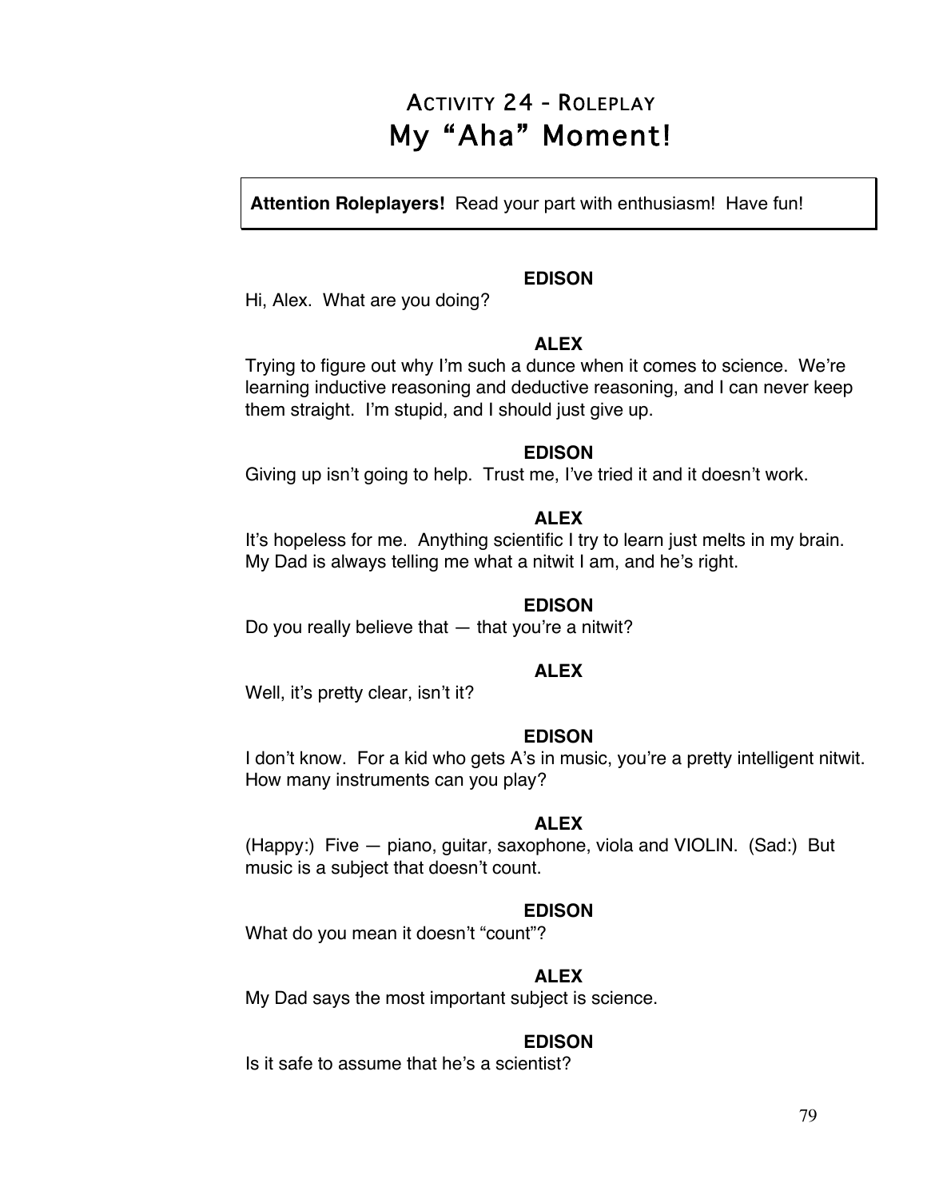# Activity 24 - Roleplay
## My "Aha" Moment!

> **Attention Roleplayers!** Read your part with enthusiasm! Have fun!

**EDISON**

Hi, Alex. What are you doing?

**ALEX**

Trying to figure out why I'm such a dunce when it comes to science. We're learning inductive reasoning and deductive reasoning, and I can never keep them straight. I'm stupid, and I should just give up.

**EDISON**

Giving up isn't going to help. Trust me, I've tried it and it doesn't work.

**ALEX**

It's hopeless for me. Anything scientific I try to learn just melts in my brain. My Dad is always telling me what a nitwit I am, and he's right.

**EDISON**

Do you really believe that — that you're a nitwit?

**ALEX**

Well, it's pretty clear, isn't it?

**EDISON**

I don't know. For a kid who gets A's in music, you're a pretty intelligent nitwit. How many instruments can you play?

**ALEX**

(Happy:) Five — piano, guitar, saxophone, viola and VIOLIN. (Sad:) But music is a subject that doesn't count.

**EDISON**

What do you mean it doesn't "count"?

**ALEX**

My Dad says the most important subject is science.

**EDISON**

Is it safe to assume that he's a scientist?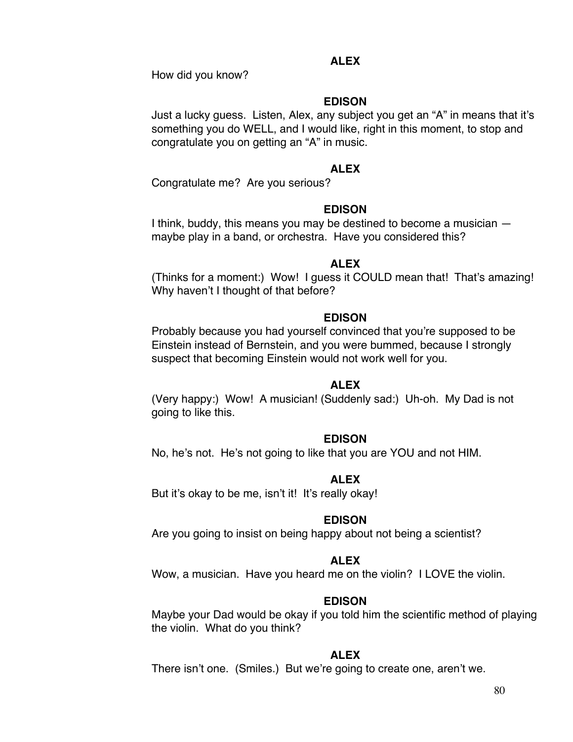**ALEX**

How did you know?

**EDISON**

Just a lucky guess. Listen, Alex, any subject you get an "A" in means that it's something you do WELL, and I would like, right in this moment, to stop and congratulate you on getting an "A" in music.

**ALEX**

Congratulate me? Are you serious?

**EDISON**

I think, buddy, this means you may be destined to become a musician — maybe play in a band, or orchestra. Have you considered this?

**ALEX**

(Thinks for a moment:) Wow! I guess it COULD mean that! That's amazing! Why haven't I thought of that before?

**EDISON**

Probably because you had yourself convinced that you're supposed to be Einstein instead of Bernstein, and you were bummed, because I strongly suspect that becoming Einstein would not work well for you.

**ALEX**

(Very happy:) Wow! A musician! (Suddenly sad:) Uh-oh. My Dad is not going to like this.

**EDISON**

No, he's not. He's not going to like that you are YOU and not HIM.

**ALEX**

But it's okay to be me, isn't it! It's really okay!

**EDISON**

Are you going to insist on being happy about not being a scientist?

**ALEX**

Wow, a musician. Have you heard me on the violin? I LOVE the violin.

**EDISON**

Maybe your Dad would be okay if you told him the scientific method of playing the violin. What do you think?

**ALEX**

There isn't one. (Smiles.) But we're going to create one, aren't we.